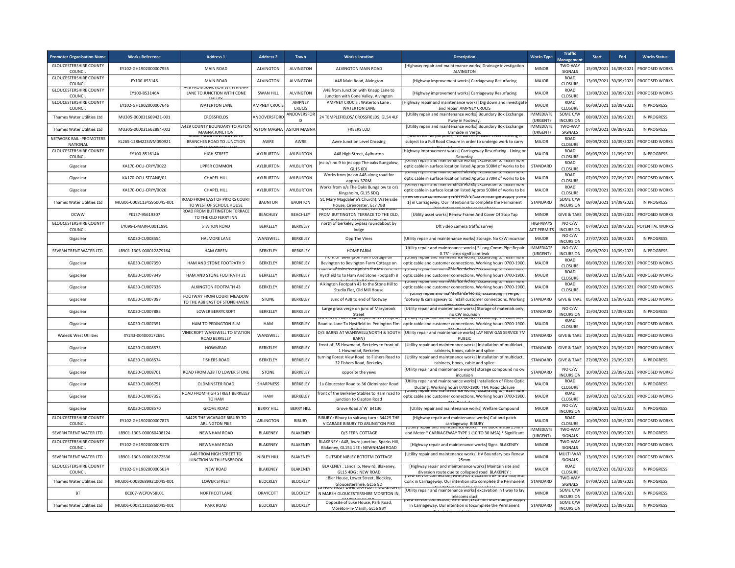| Promoter Organisation Name | Works Reference | Address 1 | Address 2 | Town | Works Location | Description | Works Type | Traffic Management | Start | End | Works Status |
|---|---|---|---|---|---|---|---|---|---|---|---|
| GLOUCESTERSHIRE COUNTY COUNCIL | EY102-GH1902000007955 | MAIN ROAD | ALVINGTON | ALVINGTON | ALVINGTON MAIN ROAD | [Highway repair and maintenance works] Drainage investigation ALVINGTON | MINOR | TWO-WAY SIGNALS | 15/09/2021 | 16/09/2021 | PROPOSED WORKS |
| GLOUCESTERSHIRE COUNTY COUNCIL | EY100-853146 | MAIN ROAD | ALVINGTON | ALVINGTON | A48 Main Road, Alvington | [Highway improvement works] Carriageway Resurfacing | MAJOR | ROAD CLOSURE | 13/09/2021 | 30/09/2021 | PROPOSED WORKS |
| GLOUCESTERSHIRE COUNTY COUNCIL | EY100-853146A | A48 FROM JUNCTION WITH KNAPP LANE TO JUNCTION WITH CONE VALLEY | SWAN HILL | ALVINGTON | A48 from Junction with Knapp Lane to Junction with Cone Valley, Alvington | [Highway improvement works] Carriageway Resurfacing | MAJOR | ROAD CLOSURE | 13/09/2021 | 30/09/2021 | PROPOSED WORKS |
| GLOUCESTERSHIRE COUNTY COUNCIL | EY102-GH1902000007646 | WATERTON LANE | AMPNEY CRUCIS | AMPNEY CRUCIS | AMPNEY CRUCIS : Waterton Lane : WATERTON LANE | [Highway repair and maintenance works] Dig down and investigate and repair AMPNEY CRUCIS | MAJOR | ROAD CLOSURE | 06/09/2021 | 10/09/2021 | IN PROGRESS |
| Thames Water Utilities Ltd | MU305-000031669421-001 | CROSSFIELDS | ANDOVERSFORD | ANDOVERSFORD | 24 TEMPLEFIELDS/ CROSSFIELDS, GL54 4LF | [Utility repair and maintenance works] Boundary Box Exchange Fway in Footway. | IMMEDIATE (URGENT) | SOME C/W INCURSION | 08/09/2021 | 10/09/2021 | IN PROGRESS |
| Thames Water Utilities Ltd | MU305-000031662894-002 | A429 COUNTY BOUNDARY TO ASTON MAGNA JUNCTION | ASTON MAGNA | ASTON MAGNA | FREERS LOD | [Utility repair and maintenance works] Boundary Box Exchange Unmade in Verge. | IMMEDIATE (URGENT) | TWO-WAY SIGNALS | 07/09/2021 | 09/09/2021 | IN PROGRESS |
| NETWORK RAIL -PROMOTERS NATIONAL | KL265-128M22SWM090921 | ROAD FROM JUNCTION WITH BRANCHES ROAD TO JUNCTION WITH MOORLEAN LANE | AWRE | AWRE | Awre Junction Level Crossing | [Works for rail purposes] The barrier at Awre Level Crossing is subject to a Full Road Closure in order to undergo work to carry | MAJOR | ROAD CLOSURE | 09/09/2021 | 10/09/2021 | PROPOSED WORKS |
| GLOUCESTERSHIRE COUNTY COUNCIL | EY100-851614A | HIGH STREET | AYLBURTON | AYLBURTON | A48 High Street, Aylburton | [Highway improvement works] Carriageway Resurfacing - Lining on Saturday | MAJOR | ROAD CLOSURE | 06/09/2021 | 11/09/2021 | IN PROGRESS |
| Gigaclear | KA170-OCU-CRYY/0022 | UPPER COMMON | AYLBURTON | AYLBURTON | jnc o/s no.9 to jnc opp The oaks Bungalow, GL15 6DJ | [Utility repair and maintenance works] Excavation to install fibre optic cable in surface location listed Approx 500M of works to be | STANDARD | ROAD CLOSURE | 07/09/2021 | 20/09/2021 | PROPOSED WORKS |
| Gigaclear | KA170-OCU-STCANE/01 | CHAPEL HILL | AYLBURTON | AYLBURTON | Works from jnc on A48 along road for approx 370M | [Utility repair and maintenance works] Excavation to install fibre optic cable in surface location listed Approx 370M of works to be | MAJOR | ROAD CLOSURE | 07/09/2021 | 27/09/2021 | PROPOSED WORKS |
| Gigaclear | KA170-OCU-CRYY/0026 | CHAPEL HILL | AYLBURTON | AYLBURTON | Works from o/s The Oaks Bungalow to o/s Kingsholm, GL15 6DQ | [Utility repair and maintenance works] Excavation to install fibre optic cable in surface location listed Approx 500M of works to be | MAJOR | ROAD CLOSURE | 07/09/2021 | 30/09/2021 | PROPOSED WORKS |
| Thames Water Utilities Ltd | MU306-000811345950045-001 | ROAD FROM EAST OF PRIORS COURT TO WEST OF SCHOOL HOUSE | BAUNTON | BAUNTON | St. Mary Magdalene's Church), Waterside House, Cirencester, GL7 7BB | [New service connection] NHH Plot 1, 1x25mmsingle supply [Area 1] in Carriageway. Our intentionis to complete the Permanent Reinstatement in the same phase | STANDARD | SOME C/W INCURSION | 08/09/2021 | 14/09/2021 | IN PROGRESS |
| DCWW | PE137-95619307 | ROAD FROM BUTTINGTON TERRACE TO THE OLD FERRY INN | BEACHLEY | BEACHLEY | S/O 23 OLD COACH ROAD, EXC ON ROAD FROM BUTTINGTON TERRACE TO THE OLD, BEACHLEY, GLOUCESTERSHIRE | [Utility asset works] Renew Frame And Cover Of Stop Tap | MINOR | GIVE & TAKE | 09/09/2021 | 10/09/2021 | PROPOSED WORKS |
| GLOUCESTERSHIRE COUNTY COUNCIL | EY099-L-MAIN-00011991 | STATION ROAD | BERKELEY | BERKELEY | north of berkeley bypass roundabout by lodge | Dft video camera traffic survey | HIGHWAYS ACT PERMITS | NO C/W INCURSION | 07/09/2021 | 10/09/2021 | POTENTIAL WORKS |
| Gigaclear | KA030-CU008554 | HALMORE LANE | WANSWELL | BERKELEY | Opp The Vines | [Utility repair and maintenance works] Storage. No C/W incursion | MAJOR | NO C/W INCURSION | 27/07/2021 | 10/09/2021 | IN PROGRESS |
| SEVERN TRENT WATER LTD. | LB901-1303-000012879164 | HAM GREEN | BERKELEY | BERKELEY | HOME FARM | [Utility repair and maintenance works] * Long Comm Pipe Repair 0.75' - stop significant leak | IMMEDIATE (URGENT) | NO C/W INCURSION | 08/09/2021 | 10/09/2021 | IN PROGRESS |
| Gigaclear | KA030-CU007350 | HAM AND STONE FOOTPATH 9 | BERKELEY | BERKELEY | Front of Bevington Farm Cottage on Bevington to Bevington Farm Cottage on | [Utility repair and maintenance works] Excavating to install fibre optic cable and customer connections. Working hours 0700-1900. | MAJOR | ROAD CLOSURE | 08/09/2021 | 11/09/2021 | PROPOSED WORKS |
| Gigaclear | KA030-CU007349 | HAM AND STONE FOOTPATH 21 | BERKELEY | BERKELEY | Ham And Stone Footpath 21 from Lane To Hystfield to to Ham And Stone Footpath 8 by Park Mill Cottage | [Utility repair and maintenance works] Excavating to install fibre optic cable and customer connections. Working hours 0700-1900. | MAJOR | ROAD CLOSURE | 08/09/2021 | 11/09/2021 | PROPOSED WORKS |
| Gigaclear | KA030-CU007336 | ALKINGTON FOOTPATH 43 | BERKELEY | BERKELEY | Alkington Footpath 43 to the Stone Hill to Studio Flat, Old Mill House | [Utility repair and maintenance works] Excavating to install fibre optic cable and customer connections. Working hours 0700-1900. | MAJOR | ROAD CLOSURE | 09/09/2021 | 13/09/2021 | PROPOSED WORKS |
| Gigaclear | KA030-CU007097 | FOOTWAY FROM COURT MEADOW TO THE A38 EAST OF STONEHAVEN | STONE | BERKELEY | Junc of A38 to end of footway | [Utility repair and maintenance works] Excavating in verge, footway & carriageway to install customer connections. Working hours 0700-1900. TM: Give & take | STANDARD | GIVE & TAKE | 05/09/2021 | 16/09/2021 | PROPOSED WORKS |
| Gigaclear | KA030-CU007883 | LOWER BERRYCROFT | BERKELEY | BERKELEY | Large grass verge on junc of Marybrook Street | [Utility repair and maintenance works] Storage of materials only, no CW incursion | STANDARD | NO C/W INCURSION | 15/04/2021 | 17/09/2021 | IN PROGRESS |
| Gigaclear | KA030-CU007351 | HAM TO PEDINGTON ELM | HAM | BERKELEY | Bottom of Ham road to junction to Clapton Road to Lane To Hystfield to Pedington Elm Berkeley | [Utility repair and maintenance works] Excavating to install fibre optic cable and customer connections. Working hours 0700-1900. TM: Road closure | MAJOR | ROAD CLOSURE | 12/09/2021 | 18/09/2021 | PROPOSED WORKS |
| Wales& West Utilities | XY243-004000172691 | VINECROFT WANSWELL TO STATION ROAD BERKELEY | WANSWELL | BERKELEY | O/S BARNS AT WANSWELL(NORTH & SOUTH BARN) | [Utility repair and maintenance works] LAY NEW GAS SERVICE 7M PUBLIC | STANDARD | GIVE & TAKE | 15/09/2021 | 21/09/2021 | PROPOSED WORKS |
| Gigaclear | KA030-CU008573 | HOWMEAD | BERKELEY | BERKELEY | front of 35 Howmead, Berkeley to front of 1 Howmead, Berkeley | [Utility repair and maintenance works] Installation of multiduct, cabinets, boxes, cable and splice | STANDARD | GIVE & TAKE | 10/09/2021 | 23/09/2021 | PROPOSED WORKS |
| Gigaclear | KA030-CU008574 | FISHERS ROAD | BERKELEY | BERKELEY | turning Forest View Road to Fishers Road to 32 Fishers Road, Berkeley | [Utility repair and maintenance works] Installation of multiduct, cabinets, boxes, cable and splice | STANDARD | GIVE & TAKE | 27/08/2021 | 23/09/2021 | IN PROGRESS |
| Gigaclear | KA030-CU008701 | ROAD FROM A38 TO LOWER STONE | STONE | BERKELEY | opposite the yews | [Utility repair and maintenance works] storage compound no cw incursion | STANDARD | NO C/W INCURSION | 10/09/2021 | 23/09/2021 | PROPOSED WORKS |
| Gigaclear | KA030-CU006751 | OLDMINSTER ROAD | SHARPNESS | BERKELEY | 1a Gloucester Road to 36 Oldminster Road | [Utility repair and maintenance works] Installation of Fibre Optic Ducting. Working hours 0700-1900. TM: Road Closure | MAJOR | ROAD CLOSURE | 08/09/2021 | 28/09/2021 | IN PROGRESS |
| Gigaclear | KA030-CU007352 | ROAD FROM HIGH STREET BERKELEY TO HAM | HAM | BERKELEY | front of the Berkeley Stables to Ham road to junction to Clapton Road | [Utility repair and maintenance works] Excavating to install fibre optic cable and customer connections. Working hours 0700-1900. TM: Road closure | MAJOR | ROAD CLOSURE | 19/09/2021 | 02/10/2021 | PROPOSED WORKS |
| Gigaclear | KA030-CU008570 | GROVE ROAD | BERRY HILL | BERRY HILL | Grove Road J/ W B4136 | [Utility repair and maintenance works] Welfare Compound | MAJOR | NO C/W INCURSION | 02/08/2021 | 02/01/2022 | IN PROGRESS |
| GLOUCESTERSHIRE COUNTY COUNCIL | EY102-GH1902000007873 | B4425 THE VICARAGE BIBURY TO ARLINGTON PIKE | ARLINGTON | BIBURY | BIBURY : Bibury to saltway turn : B4425 THE VICARAGE BIBURY TO ARLINGTON PIKE | [Highway repair and maintenance works] Cut and patch carriageway BIBURY | MAJOR | ROAD CLOSURE | 10/09/2021 | 10/09/2021 | PROPOSED WORKS |
| SEVERN TRENT WATER LTD. | LB901-1303-000060408124 | NEWNHAM ROAD | BLAKENEY | BLAKENEY | O/S FERN COTTAGE | [Utility repair and maintenance works] * HV Box install 25mm and Meter * CARRIAGEWAY TYPE 1 (10 TO 30 MSA) * Significant leak | IMMEDIATE (URGENT) | TWO-WAY SIGNALS | 07/09/2021 | 09/09/2021 | IN PROGRESS |
| GLOUCESTERSHIRE COUNTY COUNCIL | EY102-GH1902000008179 | NEWNHAM ROAD | BLAKENEY | BLAKENEY | BLAKENEY : A48, Awre junction, Sparks Hill, Blakeney, GL154 1EE : NEWNHAM ROAD | [Highway repair and maintenance works] Signs BLAKENEY | MINOR | TWO-WAY SIGNALS | 15/09/2021 | 15/09/2021 | PROPOSED WORKS |
| SEVERN TRENT WATER LTD. | LB901-1303-000012872536 | A48 FROM HIGH STREET TO JUNCTION WITH LENSBROOK | NIBLEY HILL | BLAKENEY | OUTSIDE NIBLEY BOTOTM COTTAGE | [Utility repair and maintenance works] HV Boundary box Renew 25mm | MINOR | MULTI-WAY SIGNALS | 13/09/2021 | 15/09/2021 | PROPOSED WORKS |
| GLOUCESTERSHIRE COUNTY COUNCIL | EY102-GH1902000005634 | NEW ROAD | BLAKENEY | BLAKENEY | BLAKENEY : Landslip, New rd, Blakeney, GL15 4DG : NEW ROAD | [Highway repair and maintenance works] Maintain site and diversion route due to collapsed road BLAKENEY : | MAJOR | ROAD CLOSURE | 01/02/2021 | 01/02/2022 | IN PROGRESS |
| Thames Water Utilities Ltd | MU306-000806899210045-001 | LOWER STREET | BLOCKLEY | BLOCKLEY | : Bier House, Lower Street, Blockley, Gloucestershire, GL56 9D | [New service connection] NHH,Plot 1,1x32mm BP Intru TBS/TeH Conx in Carriageway. Our intention isto complete the Permanent Reinstatement in the same phase | STANDARD | TWO-WAY SIGNALS | 07/09/2021 | 13/09/2021 | IN PROGRESS |
| BT | BC007-WCPDV58L01 | NORTHCOT LANE | DRAYCOTT | BLOCKLEY | 15 NORTHCOT LANE DRAYCOTT MORETON I N MARSH GLOUCESTERSHIRE MORETON IN MARSH GL56 9LD | [Utility repair and maintenance works] excavation in f.way to lay telecoms duct | MINOR | SOME C/W INCURSION | 09/09/2021 | 13/09/2021 | IN PROGRESS |
| Thames Water Utilities Ltd | MU306-000811315860045-001 | PARK ROAD | BLOCKLEY | BLOCKLEY | Opposite of Luke House, Park Road, Moreton-In-Marsh, GL56 9BY | [New service connection] NHH BW ,1x25 mm MDPE Single Supply in Carriageway. Our intention is tocomplete the Permanent Reinstatement in the same phase | STANDARD | SOME C/W INCURSION | 09/09/2021 | 15/09/2021 | IN PROGRESS |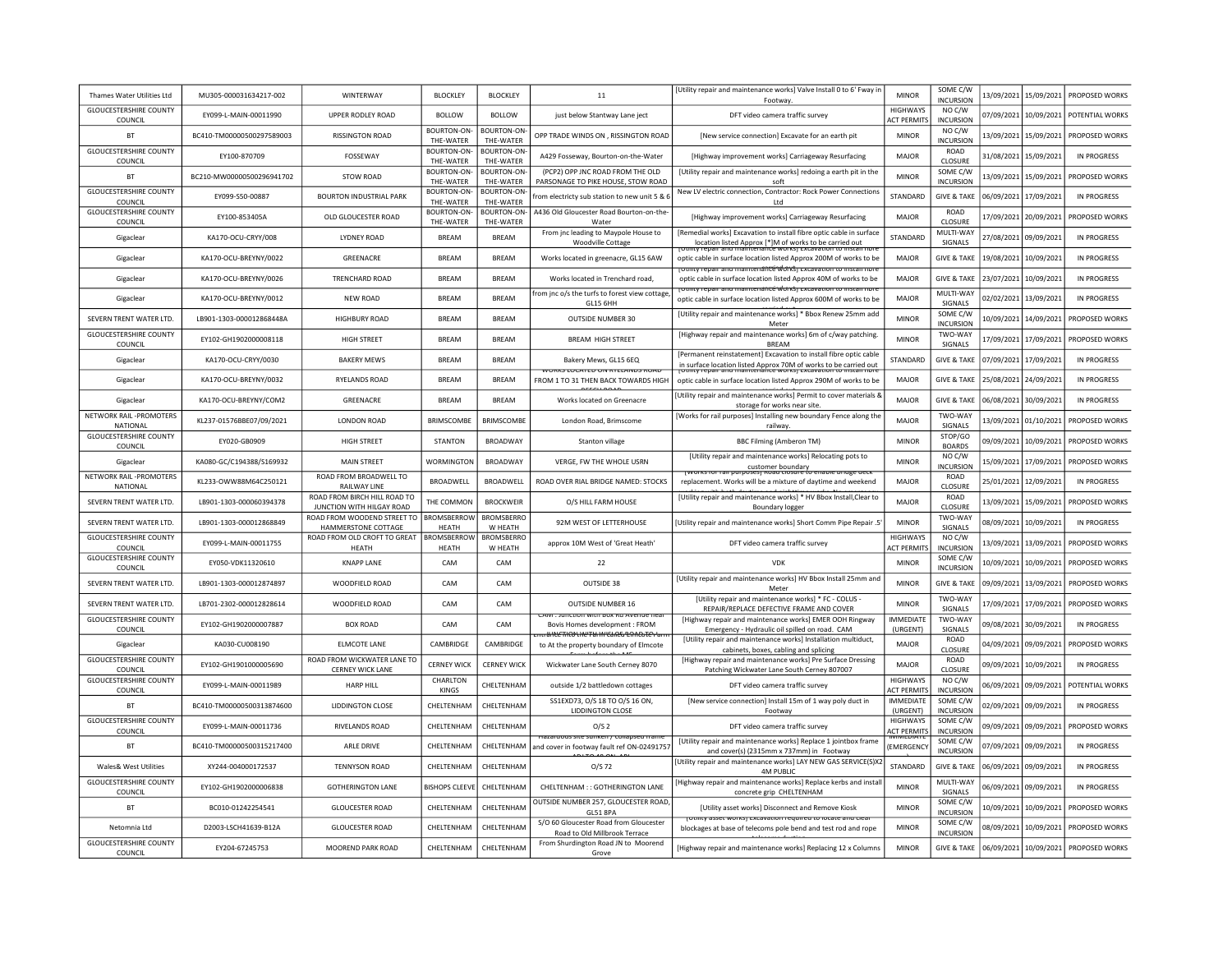| Thames Water Utilities Ltd | MU305-000031634217-002 | WINTERWAY | BLOCKLEY | BLOCKLEY | 11 | [Utility repair and maintenance works] Valve Install 0 to 6' Fway in Footway. | MINOR | SOME C/W INCURSION | 13/09/2021 | 15/09/2021 | PROPOSED WORKS |
|---|---|---|---|---|---|---|---|---|---|---|---|
| GLOUCESTERSHIRE COUNTY COUNCIL | EY099-L-MAIN-00011990 | UPPER RODLEY ROAD | BOLLOW | BOLLOW | just below Stantway Lane ject | DFT video camera traffic survey | HIGHWAYS ACT PERMITS | NO C/W INCURSION | 07/09/2021 | 10/09/2021 | POTENTIAL WORKS |
| BT | BC410-TM00000500297589003 | RISSINGTON ROAD | BOURTON-ON-THE-WATER | BOURTON-ON-THE-WATER | OPP TRADE WINDS ON , RISSINGTON ROAD | [New service connection] Excavate for an earth pit | MINOR | NO C/W INCURSION | 13/09/2021 | 15/09/2021 | PROPOSED WORKS |
| GLOUCESTERSHIRE COUNTY COUNCIL | EY100-870709 | FOSSEWAY | BOURTON-ON-THE-WATER | BOURTON-ON-THE-WATER | A429 Fosseway, Bourton-on-the-Water | [Highway improvement works] Carriageway Resurfacing | MAJOR | ROAD CLOSURE | 31/08/2021 | 15/09/2021 | IN PROGRESS |
| BT | BC210-MW00000500296941702 | STOW ROAD | BOURTON-ON-THE-WATER | BOURTON-ON-THE-WATER | (PCP2) OPP JNC ROAD FROM THE OLD PARSONAGE TO PIKE HOUSE, STOW ROAD | [Utility repair and maintenance works] redoing a earth pit in the soft | MINOR | SOME C/W INCURSION | 13/09/2021 | 15/09/2021 | PROPOSED WORKS |
| GLOUCESTERSHIRE COUNTY COUNCIL | EY099-S50-00887 | BOURTON INDUSTRIAL PARK | BOURTON-ON-THE-WATER | BOURTON-ON-THE-WATER | from electricty sub station to new unit 5 & 6 | New LV electric connection, Contractor: Rock Power Connections Ltd | STANDARD | GIVE & TAKE | 06/09/2021 | 17/09/2021 | IN PROGRESS |
| GLOUCESTERSHIRE COUNTY COUNCIL | EY100-853405A | OLD GLOUCESTER ROAD | BOURTON-ON-THE-WATER | BOURTON-ON-THE-WATER | A436 Old Gloucester Road Bourton-on-the-Water | [Highway improvement works] Carriageway Resurfacing | MAJOR | ROAD CLOSURE | 17/09/2021 | 20/09/2021 | PROPOSED WORKS |
| Gigaclear | KA170-OCU-CRYY/008 | LYDNEY ROAD | BREAM | BREAM | From jnc leading to Maypole House to Woodville Cottage | [Remedial works] Excavation to install fibre optic cable in surface location listed Approx [*]M of works to be carried out | STANDARD | MULTI-WAY SIGNALS | 27/08/2021 | 09/09/2021 | IN PROGRESS |
| Gigaclear | KA170-OCU-BREYNY/0022 | GREENACRE | BREAM | BREAM | Works located in greenacre, GL15 6AW | [Utility repair and maintenance works] Excavation to install fibre optic cable in surface location listed Approx 200M of works to be | MAJOR | GIVE & TAKE | 19/08/2021 | 10/09/2021 | IN PROGRESS |
| Gigaclear | KA170-OCU-BREYNY/0026 | TRENCHARD ROAD | BREAM | BREAM | Works located in Trenchard road, | [Utility repair and maintenance works] Excavation to install fibre optic cable in surface location listed Approx 40M of works to be | MAJOR | GIVE & TAKE | 23/07/2021 | 10/09/2021 | IN PROGRESS |
| Gigaclear | KA170-OCU-BREYNY/0012 | NEW ROAD | BREAM | BREAM | from jnc o/s the turfs to forest view cottage, GL15 6HH | [Utility repair and maintenance works] Excavation to install fibre optic cable in surface location listed Approx 600M of works to be | MAJOR | MULTI-WAY SIGNALS | 02/02/2021 | 13/09/2021 | IN PROGRESS |
| SEVERN TRENT WATER LTD. | LB901-1303-000012868448A | HIGHBURY ROAD | BREAM | BREAM | OUTSIDE NUMBER 30 | [Utility repair and maintenance works] * Bbox Renew 25mm add Meter | MINOR | SOME C/W INCURSION | 10/09/2021 | 14/09/2021 | PROPOSED WORKS |
| GLOUCESTERSHIRE COUNTY COUNCIL | EY102-GH1902000008118 | HIGH STREET | BREAM | BREAM | BREAM HIGH STREET | [Highway repair and maintenance works] 6m of c/way patching. BREAM | MINOR | TWO-WAY SIGNALS | 17/09/2021 | 17/09/2021 | PROPOSED WORKS |
| Gigaclear | KA170-OCU-CRYY/0030 | BAKERY MEWS | BREAM | BREAM | Bakery Mews, GL15 6EQ | [Permanent reinstatement] Excavation to install fibre optic cable in surface location listed Approx 70M of works to be carried out | STANDARD | GIVE & TAKE | 07/09/2021 | 17/09/2021 | IN PROGRESS |
| Gigaclear | KA170-OCU-BREYNY/0032 | RYELANDS ROAD | BREAM | BREAM | WORKS LOCATED ON RYELANDS ROAD FROM 1 TO 31 THEN BACK TOWARDS HIGH | [Utility repair and maintenance works] Excavation to install fibre optic cable in surface location listed Approx 290M of works to be | MAJOR | GIVE & TAKE | 25/08/2021 | 24/09/2021 | IN PROGRESS |
| Gigaclear | KA170-OCU-BREYNY/COM2 | GREENACRE | BREAM | BREAM | Works located on Greenacre | [Utility repair and maintenance works] Permit to cover materials & storage for works near site. | MAJOR | GIVE & TAKE | 06/08/2021 | 30/09/2021 | IN PROGRESS |
| NETWORK RAIL -PROMOTERS NATIONAL | KL237-01576BBE07/09/2021 | LONDON ROAD | BRIMSCOMBE | BRIMSCOMBE | London Road, Brimscome | [Works for rail purposes] Installing new boundary Fence along the railway. | MAJOR | TWO-WAY SIGNALS | 13/09/2021 | 01/10/2021 | PROPOSED WORKS |
| GLOUCESTERSHIRE COUNTY COUNCIL | EY020-GB0909 | HIGH STREET | STANTON | BROADWAY | Stanton village | BBC Filming (Amberon TM) | MINOR | STOP/GO BOARDS | 09/09/2021 | 10/09/2021 | PROPOSED WORKS |
| Gigaclear | KA080-GC/C194388/S169932 | MAIN STREET | WORMINGTON | BROADWAY | VERGE, FW THE WHOLE USRN | [Utility repair and maintenance works] Relocating pots to customer boundary | MINOR | NO C/W INCURSION | 15/09/2021 | 17/09/2021 | PROPOSED WORKS |
| NETWORK RAIL -PROMOTERS NATIONAL | KL233-OWW88M64C250121 | ROAD FROM BROADWELL TO RAILWAY LINE | BROADWELL | BROADWELL | ROAD OVER RIAL BRIDGE NAMED: STOCKS | [Works for rail purposes] Road closure to enable bridge deck replacement. Works will be a mixture of daytime and weekend | MAJOR | ROAD CLOSURE | 25/01/2021 | 12/09/2021 | IN PROGRESS |
| SEVERN TRENT WATER LTD. | LB901-1303-000060394378 | ROAD FROM BIRCH HILL ROAD TO JUNCTION WITH HILGAY ROAD | THE COMMON | BROCKWEIR | O/S HILL FARM HOUSE | [Utility repair and maintenance works] * HV Bbox Install,Clear to Boundary logger | MAJOR | ROAD CLOSURE | 13/09/2021 | 15/09/2021 | PROPOSED WORKS |
| SEVERN TRENT WATER LTD. | LB901-1303-000012868849 | ROAD FROM WOODEND STREET TO HAMMERSTONE COTTAGE | BROMSBERROW HEATH | BROMSBERRO W HEATH | 92M WEST OF LETTERHOUSE | [Utility repair and maintenance works] Short Comm Pipe Repair .5' | MINOR | TWO-WAY SIGNALS | 08/09/2021 | 10/09/2021 | IN PROGRESS |
| GLOUCESTERSHIRE COUNTY COUNCIL | EY099-L-MAIN-00011755 | ROAD FROM OLD CROFT TO GREAT HEATH | BROMSBERROW HEATH | BROMSBERRO W HEATH | approx 10M West of 'Great Heath' | DFT video camera traffic survey | HIGHWAYS ACT PERMITS | NO C/W INCURSION | 13/09/2021 | 13/09/2021 | PROPOSED WORKS |
| GLOUCESTERSHIRE COUNTY COUNCIL | EY050-VDK11320610 | KNAPP LANE | CAM | CAM | 22 | VDK | MINOR | SOME C/W INCURSION | 10/09/2021 | 10/09/2021 | PROPOSED WORKS |
| SEVERN TRENT WATER LTD. | LB901-1303-000012874897 | WOODFIELD ROAD | CAM | CAM | OUTSIDE 38 | [Utility repair and maintenance works] HV Bbox Install 25mm and Meter | MINOR | GIVE & TAKE | 09/09/2021 | 13/09/2021 | PROPOSED WORKS |
| SEVERN TRENT WATER LTD. | LB701-2302-000012828614 | WOODFIELD ROAD | CAM | CAM | OUTSIDE NUMBER 16 | [Utility repair and maintenance works] * FC - COLUS - REPAIR/REPLACE DEFECTIVE FRAME AND COVER | MINOR | TWO-WAY SIGNALS | 17/09/2021 | 17/09/2021 | PROPOSED WORKS |
| GLOUCESTERSHIRE COUNTY COUNCIL | EY102-GH1902000007887 | BOX ROAD | CAM | CAM | CAM : Junction with Box Rd Avenue near Bovis Homes development : FROM | [Highway repair and maintenance works] EMER OOH Ringway Emergency - Hydraulic oil spilled on road. CAM | IMMEDIATE (URGENT) | TWO-WAY SIGNALS | 09/08/2021 | 30/09/2021 | IN PROGRESS |
| Gigaclear | KA030-CU008190 | ELMCOTE LANE | CAMBRIDGE | CAMBRIDGE | to At the property boundary of Elmcote | [Utility repair and maintenance works] Installation multiduct, cabinets, boxes, cabling and splicing | MAJOR | ROAD CLOSURE | 04/09/2021 | 09/09/2021 | PROPOSED WORKS |
| GLOUCESTERSHIRE COUNTY COUNCIL | EY102-GH1901000005690 | ROAD FROM WICKWATER LANE TO CERNEY WICK LANE | CERNEY WICK | CERNEY WICK | Wickwater Lane South Cerney 8070 | [Highway repair and maintenance works] Pre Surface Dressing Patching Wickwater Lane South Cerney 807007 | MAJOR | ROAD CLOSURE | 09/09/2021 | 10/09/2021 | IN PROGRESS |
| GLOUCESTERSHIRE COUNTY COUNCIL | EY099-L-MAIN-00011989 | HARP HILL | CHARLTON KINGS | CHELTENHAM | outside 1/2 battledown cottages | DFT video camera traffic survey | HIGHWAYS ACT PERMITS | NO C/W INCURSION | 06/09/2021 | 09/09/2021 | POTENTIAL WORKS |
| BT | BC410-TM00000500313874600 | LIDDINGTON CLOSE | CHELTENHAM | CHELTENHAM | SS1EXD73, O/S 18 TO O/S 16 ON, LIDDINGTON CLOSE | [New service connection] Install 15m of 1 way poly duct in Footway | IMMEDIATE (URGENT) | SOME C/W INCURSION | 02/09/2021 | 09/09/2021 | IN PROGRESS |
| GLOUCESTERSHIRE COUNTY COUNCIL | EY099-L-MAIN-00011736 | RIVELANDS ROAD | CHELTENHAM | CHELTENHAM | O/S 2 | DFT video camera traffic survey | HIGHWAYS ACT PERMITS | SOME C/W INCURSION | 09/09/2021 | 09/09/2021 | PROPOSED WORKS |
| BT | BC410-TM00000500315217400 | ARLE DRIVE | CHELTENHAM | CHELTENHAM | Hazardous site sunken / collapsed frame and cover in footway fault ref ON-02491757 | [Utility repair and maintenance works] Replace 1 jointbox frame and cover(s) (2315mm x 737mm) in Footway | IMMEDIATE (EMERGENCY) | SOME C/W INCURSION | 07/09/2021 | 09/09/2021 | IN PROGRESS |
| Wales& West Utilities | XY244-004000172537 | TENNYSON ROAD | CHELTENHAM | CHELTENHAM | O/S 72 | [Utility repair and maintenance works] LAY NEW GAS SERVICE(S)X2 4M PUBLIC | STANDARD | GIVE & TAKE | 06/09/2021 | 09/09/2021 | IN PROGRESS |
| GLOUCESTERSHIRE COUNTY COUNCIL | EY102-GH1902000006838 | GOTHERINGTON LANE | BISHOPS CLEEVE | CHELTENHAM | CHELTENHAM : : GOTHERINGTON LANE | [Highway repair and maintenance works] Replace kerbs and install concrete grip CHELTENHAM | MINOR | MULTI-WAY SIGNALS | 06/09/2021 | 09/09/2021 | IN PROGRESS |
| BT | BC010-01242254541 | GLOUCESTER ROAD | CHELTENHAM | CHELTENHAM | OUTSIDE NUMBER 257, GLOUCESTER ROAD, GL51 8PA | [Utility asset works] Disconnect and Remove Kiosk | MINOR | SOME C/W INCURSION | 10/09/2021 | 10/09/2021 | PROPOSED WORKS |
| Netomnia Ltd | D2003-LSCH41639-B12A | GLOUCESTER ROAD | CHELTENHAM | CHELTENHAM | S/O 60 Gloucester Road from Gloucester Road to Old Millbrook Terrace | [Utility asset works] Excavation required to locate and clear blockages at base of telecoms pole bend and test rod and rope | MINOR | SOME C/W INCURSION | 08/09/2021 | 10/09/2021 | PROPOSED WORKS |
| GLOUCESTERSHIRE COUNTY COUNCIL | EY204-67245753 | MOOREND PARK ROAD | CHELTENHAM | CHELTENHAM | From Shurdington Road JN to Moorend Grove | [Highway repair and maintenance works] Replacing 12 x Columns | MINOR | GIVE & TAKE | 06/09/2021 | 10/09/2021 | PROPOSED WORKS |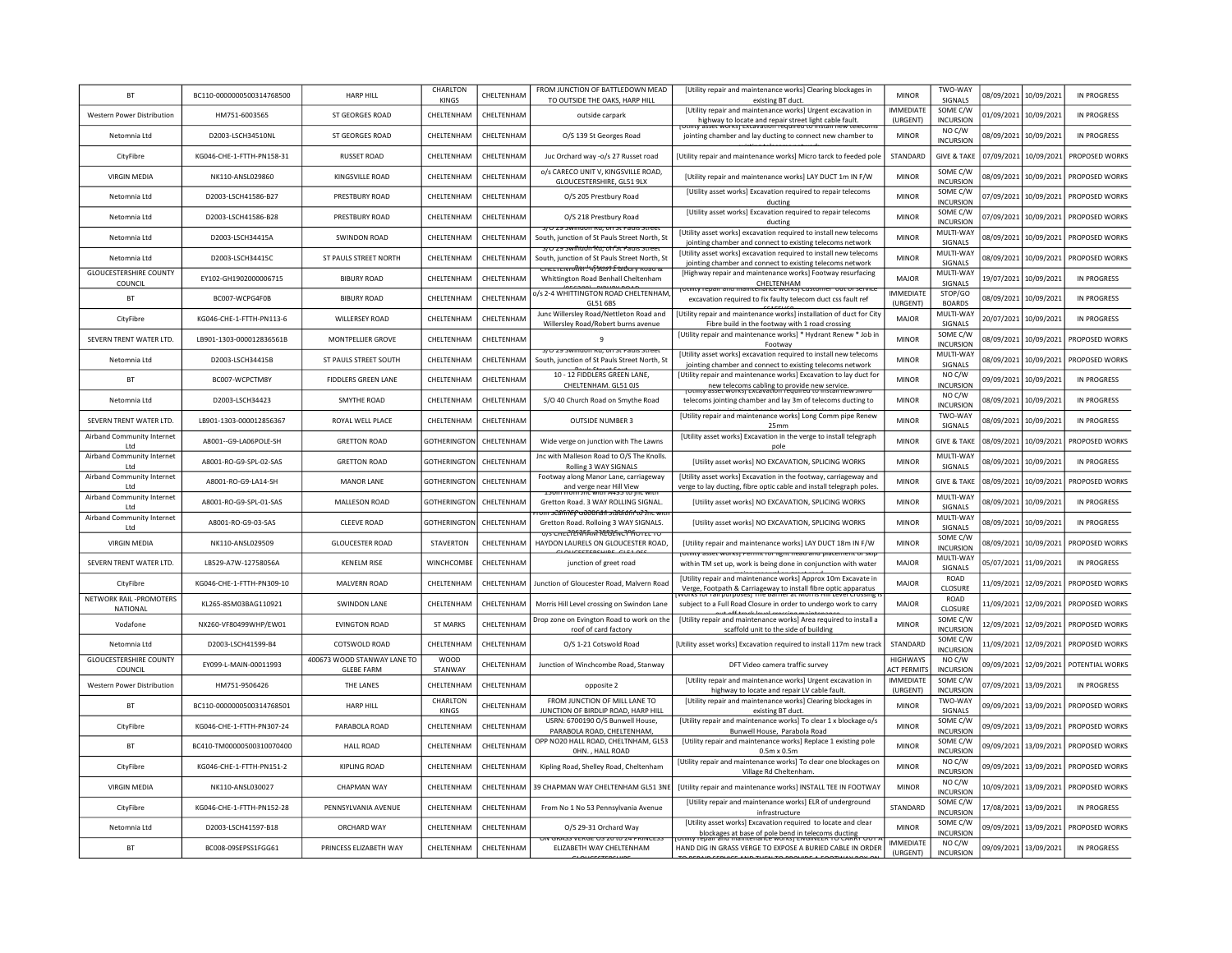| BT | BC110-0000000500314768500 | HARP HILL | CHARLTON KINGS | CHELTENHAM | FROM JUNCTION OF BATTLEDOWN MEAD TO OUTSIDE THE OAKS, HARP HILL | [Utility repair and maintenance works] Clearing blockages in existing BT duct. | MINOR | TWO-WAY SIGNALS | 08/09/2021 | 10/09/2021 | IN PROGRESS |
|---|---|---|---|---|---|---|---|---|---|---|---|
| Western Power Distribution | HM751-6003565 | ST GEORGES ROAD | CHELTENHAM | CHELTENHAM | outside carpark | [Utility repair and maintenance works] Urgent excavation in highway to locate and repair street light cable fault. | IMMEDIATE (URGENT) | SOME C/W INCURSION | 01/09/2021 | 10/09/2021 | IN PROGRESS |
| Netomnia Ltd | D2003-LSCH34510NL | ST GEORGES ROAD | CHELTENHAM | CHELTENHAM | O/S 139 St Georges Road | [Utility asset works] Excavation required to install new telecoms jointing chamber and lay ducting to connect new chamber to existing telecoms network | MINOR | NO C/W INCURSION | 08/09/2021 | 10/09/2021 | IN PROGRESS |
| CityFibre | KG046-CHE-1-FTTH-PN158-31 | RUSSET ROAD | CHELTENHAM | CHELTENHAM | Juc Orchard way -o/s 27 Russet road | [Utility repair and maintenance works] Micro tarck to feeded pole | STANDARD | GIVE & TAKE | 07/09/2021 | 10/09/2021 | PROPOSED WORKS |
| VIRGIN MEDIA | NK110-ANSL029860 | KINGSVILLE ROAD | CHELTENHAM | CHELTENHAM | o/s CARECO UNIT V, KINGSVILLE ROAD, GLOUCESTERSHIRE, GL51 9LX | [Utility repair and maintenance works] LAY DUCT 1m IN F/W | MINOR | SOME C/W INCURSION | 08/09/2021 | 10/09/2021 | PROPOSED WORKS |
| Netomnia Ltd | D2003-LSCH41586-B27 | PRESTBURY ROAD | CHELTENHAM | CHELTENHAM | O/S 205 Prestbury Road | [Utility asset works] Excavation required to repair telecoms ducting | MINOR | SOME C/W INCURSION | 07/09/2021 | 10/09/2021 | PROPOSED WORKS |
| Netomnia Ltd | D2003-LSCH41586-B28 | PRESTBURY ROAD | CHELTENHAM | CHELTENHAM | O/S 218 Prestbury Road | [Utility asset works] Excavation required to repair telecoms ducting | MINOR | SOME C/W INCURSION | 07/09/2021 | 10/09/2021 | PROPOSED WORKS |
| Netomnia Ltd | D2003-LSCH34415A | SWINDON ROAD | CHELTENHAM | CHELTENHAM | S/O 29 Swindon Rd, off St Pauls Street South, junction of St Pauls Street North, St | [Utility asset works] excavation required to install new telecoms jointing chamber and connect to existing telecoms network | MINOR | MULTI-WAY SIGNALS | 08/09/2021 | 10/09/2021 | PROPOSED WORKS |
| Netomnia Ltd | D2003-LSCH34415C | ST PAULS STREET NORTH | CHELTENHAM | CHELTENHAM | S/O 29 Swindon Rd, off St Pauls Street South, junction of St Pauls Street North, St | [Utility asset works] excavation required to install new telecoms jointing chamber and connect to existing telecoms network | MINOR | MULTI-WAY SIGNALS | 08/09/2021 | 10/09/2021 | PROPOSED WORKS |
| GLOUCESTERSHIRE COUNTY COUNCIL | EY102-GH1902000006715 | BIBURY ROAD | CHELTENHAM | CHELTENHAM | CHELTENHAM: 4/9037 Bibury Road & Whittington Road Benhall Cheltenham | [Highway repair and maintenance works] Footway resurfacing CHELTENHAM | MAJOR | MULTI-WAY SIGNALS | 19/07/2021 | 10/09/2021 | IN PROGRESS |
| BT | BC007-WCPG4F0B | BIBURY ROAD | CHELTENHAM | CHELTENHAM | o/s 2-4 WHITTINGTON ROAD CHELTENHAM, GL51 6BS | [Utility repair and maintenance works] Customer Out of service excavation required to fix faulty telecom duct css fault ref | IMMEDIATE (URGENT) | STOP/GO BOARDS | 08/09/2021 | 10/09/2021 | IN PROGRESS |
| CityFibre | KG046-CHE-1-FTTH-PN113-6 | WILLERSEY ROAD | CHELTENHAM | CHELTENHAM | Junc Willersley Road/Nettleton Road and Willersley Road/Robert burns avenue | [Utility repair and maintenance works] installation of duct for City Fibre build in the footway with 1 road crossing | MAJOR | MULTI-WAY SIGNALS | 20/07/2021 | 10/09/2021 | IN PROGRESS |
| SEVERN TRENT WATER LTD. | LB901-1303-000012836561B | MONTPELLIER GROVE | CHELTENHAM | CHELTENHAM | 9 | [Utility repair and maintenance works] * Hydrant Renew * Job in Footway | MINOR | SOME C/W INCURSION | 08/09/2021 | 10/09/2021 | PROPOSED WORKS |
| Netomnia Ltd | D2003-LSCH34415B | ST PAULS STREET SOUTH | CHELTENHAM | CHELTENHAM | S/O 29 Swindon Rd, off St Pauls Street South, junction of St Pauls Street North, St | [Utility asset works] excavation required to install new telecoms jointing chamber and connect to existing telecoms network | MINOR | MULTI-WAY SIGNALS | 08/09/2021 | 10/09/2021 | PROPOSED WORKS |
| BT | BC007-WCPCTM8Y | FIDDLERS GREEN LANE | CHELTENHAM | CHELTENHAM | 10 - 12 FIDDLERS GREEN LANE, CHELTENHAM. GL51 0JS | [Utility repair and maintenance works] Excavation to lay duct for new telecoms cabling to provide new service. | MINOR | NO C/W INCURSION | 09/09/2021 | 10/09/2021 | IN PROGRESS |
| Netomnia Ltd | D2003-LSCH34423 | SMYTHE ROAD | CHELTENHAM | CHELTENHAM | S/O 40 Church Road on Smythe Road | [Utility asset works] Excavation required to install new JMF0 telecoms jointing chamber and lay 3m of telecoms ducting to | MINOR | NO C/W INCURSION | 08/09/2021 | 10/09/2021 | IN PROGRESS |
| SEVERN TRENT WATER LTD. | LB901-1303-000012856367 | ROYAL WELL PLACE | CHELTENHAM | CHELTENHAM | OUTSIDE NUMBER 3 | [Utility repair and maintenance works] Long Comm pipe Renew 25mm | MINOR | TWO-WAY SIGNALS | 08/09/2021 | 10/09/2021 | IN PROGRESS |
| Airband Community Internet Ltd | A8001--G9-LA06POLE-SH | GRETTON ROAD | GOTHERINGTON | CHELTENHAM | Wide verge on junction with The Lawns | [Utility asset works] Excavation in the verge to install telegraph pole | MINOR | GIVE & TAKE | 08/09/2021 | 10/09/2021 | PROPOSED WORKS |
| Airband Community Internet Ltd | A8001-RO-G9-SPL-02-SAS | GRETTON ROAD | GOTHERINGTON | CHELTENHAM | Jnc with Malleson Road to O/S The Knolls. Rolling 3 WAY SIGNALS | [Utility asset works] NO EXCAVATION, SPLICING WORKS | MINOR | MULTI-WAY SIGNALS | 08/09/2021 | 10/09/2021 | IN PROGRESS |
| Airband Community Internet Ltd | A8001-RO-G9-LA14-SH | MANOR LANE | GOTHERINGTON | CHELTENHAM | Footway along Manor Lane, carriageway and verge near Hill View | [Utility asset works] Excavation in the footway, carriageway and verge to lay ducting, fibre optic cable and install telegraph poles. | MINOR | GIVE & TAKE | 08/09/2021 | 10/09/2021 | PROPOSED WORKS |
| Airband Community Internet Ltd | A8001-RO-G9-SPL-01-SAS | MALLESON ROAD | GOTHERINGTON | CHELTENHAM | 15om from Jnc with A435 to Jnc with Gretton Road. 3 WAY ROLLING SIGNAL. | [Utility asset works] NO EXCAVATION, SPLICING WORKS | MINOR | MULTI-WAY SIGNALS | 08/09/2021 | 10/09/2021 | IN PROGRESS |
| Airband Community Internet Ltd | A8001-RO-G9-03-SAS | CLEEVE ROAD | GOTHERINGTON | CHELTENHAM | From Jnc with Malleson Road to Jnc with Gretton Road. Rolloing 3 WAY SIGNALS. | [Utility asset works] NO EXCAVATION, SPLICING WORKS | MINOR | MULTI-WAY SIGNALS | 08/09/2021 | 10/09/2021 | IN PROGRESS |
| VIRGIN MEDIA | NK110-ANSL029509 | GLOUCESTER ROAD | STAVERTON | CHELTENHAM | o/s CHELTENHAM REGENCY HOTEL TO HAYDON LAURELS ON GLOUCESTER ROAD, GLOUCESTERSHIRE, GL51 0SS | [Utility repair and maintenance works] LAY DUCT 18m IN F/W | MINOR | SOME C/W INCURSION | 08/09/2021 | 10/09/2021 | PROPOSED WORKS |
| SEVERN TRENT WATER LTD. | LB529-A7W-12758056A | KENELM RISE | WINCHCOMBE | CHELTENHAM | junction of greet road | [Utility asset works] Permit for light head and placement of skip within TM set up, work is being done in conjunction with water | MAJOR | MULTI-WAY SIGNALS | 05/07/2021 | 11/09/2021 | IN PROGRESS |
| CityFibre | KG046-CHE-1-FTTH-PN309-10 | MALVERN ROAD | CHELTENHAM | CHELTENHAM | Junction of Gloucester Road, Malvern Road | [Utility repair and maintenance works] Approx 10m Excavate in Verge, Footpath & Carriageway to install fibre optic apparatus | MAJOR | ROAD CLOSURE | 11/09/2021 | 12/09/2021 | PROPOSED WORKS |
| NETWORK RAIL -PROMOTERS NATIONAL | KL265-85M03BAG110921 | SWINDON LANE | CHELTENHAM | CHELTENHAM | Morris Hill Level crossing on Swindon Lane | [Works for rail purposes] The barrier at Morris Hill Level Crossing is subject to a Full Road Closure in order to undergo work to carry out off track level crossing maintenance | MAJOR | ROAD CLOSURE | 11/09/2021 | 12/09/2021 | PROPOSED WORKS |
| Vodafone | NX260-VF80499WHP/EW01 | EVINGTON ROAD | ST MARKS | CHELTENHAM | Drop zone on Evington Road to work on the roof of card factory | [Utility repair and maintenance works] Area required to install a scaffold unit to the side of building | MINOR | SOME C/W INCURSION | 12/09/2021 | 12/09/2021 | PROPOSED WORKS |
| Netomnia Ltd | D2003-LSCH41599-B4 | COTSWOLD ROAD | CHELTENHAM | CHELTENHAM | O/S 1-21 Cotswold Road | [Utility asset works] Excavation required to install 117m new track | STANDARD | SOME C/W INCURSION | 11/09/2021 | 12/09/2021 | PROPOSED WORKS |
| GLOUCESTERSHIRE COUNTY COUNCIL | EY099-L-MAIN-00011993 | 400673 WOOD STANWAY LANE TO GLEBE FARM | WOOD STANWAY | CHELTENHAM | Junction of Winchcombe Road, Stanway | DFT Video camera traffic survey | HIGHWAYS ACT PERMITS | NO C/W INCURSION | 09/09/2021 | 12/09/2021 | POTENTIAL WORKS |
| Western Power Distribution | HM751-9506426 | THE LANES | CHELTENHAM | CHELTENHAM | opposite 2 | [Utility repair and maintenance works] Urgent excavation in highway to locate and repair LV cable fault. | IMMEDIATE (URGENT) | SOME C/W INCURSION | 07/09/2021 | 13/09/2021 | IN PROGRESS |
| BT | BC110-0000000500314768501 | HARP HILL | CHARLTON KINGS | CHELTENHAM | FROM JUNCTION OF MILL LANE TO JUNCTION OF BIRDLIP ROAD, HARP HILL | [Utility repair and maintenance works] Clearing blockages in existing BT duct. | MINOR | TWO-WAY SIGNALS | 09/09/2021 | 13/09/2021 | PROPOSED WORKS |
| CityFibre | KG046-CHE-1-FTTH-PN307-24 | PARABOLA ROAD | CHELTENHAM | CHELTENHAM | USRN: 6700190 O/S Bunwell House, PARABOLA ROAD, CHELTENHAM, | [Utility repair and maintenance works] To clear 1 x blockage o/s Bunwell House, Parabola Road | MINOR | SOME C/W INCURSION | 09/09/2021 | 13/09/2021 | PROPOSED WORKS |
| BT | BC410-TM00000500310070400 | HALL ROAD | CHELTENHAM | CHELTENHAM | OPP NO20 HALL ROAD, CHELTNHAM, GL53 0HN., HALL ROAD | [Utility repair and maintenance works] Replace 1 existing pole 0.5m x 0.5m | MINOR | SOME C/W INCURSION | 09/09/2021 | 13/09/2021 | PROPOSED WORKS |
| CityFibre | KG046-CHE-1-FTTH-PN151-2 | KIPLING ROAD | CHELTENHAM | CHELTENHAM | Kipling Road, Shelley Road, Cheltenham | [Utility repair and maintenance works] To clear one blockages on Village Rd Cheltenham. | MINOR | NO C/W INCURSION | 09/09/2021 | 13/09/2021 | PROPOSED WORKS |
| VIRGIN MEDIA | NK110-ANSL030027 | CHAPMAN WAY | CHELTENHAM | CHELTENHAM | 39 CHAPMAN WAY CHELTENHAM GL51 3NE | [Utility repair and maintenance works] INSTALL TEE IN FOOTWAY | MINOR | NO C/W INCURSION | 10/09/2021 | 13/09/2021 | PROPOSED WORKS |
| CityFibre | KG046-CHE-1-FTTH-PN152-28 | PENNSYLVANIA AVENUE | CHELTENHAM | CHELTENHAM | From No 1 No 53 Pennsylvania Avenue | [Utility repair and maintenance works] ELR of underground infrastructure | STANDARD | SOME C/W INCURSION | 17/08/2021 | 13/09/2021 | IN PROGRESS |
| Netomnia Ltd | D2003-LSCH41597-B18 | ORCHARD WAY | CHELTENHAM | CHELTENHAM | O/S 29-31 Orchard Way | [Utility asset works] Excavation required to locate and clear blockages at base of pole bend in telecoms ducting | MINOR | SOME C/W INCURSION | 09/09/2021 | 13/09/2021 | PROPOSED WORKS |
| BT | BC008-09SEPSS1FGG61 | PRINCESS ELIZABETH WAY | CHELTENHAM | CHELTENHAM | ON GRASS VERGE O/S 20 TO 24 PRINCESS ELIZABETH WAY CHELTENHAM GLOUCESTERSHIRE | [Utility repair and maintenance works] WORKS TO CARRY OUT A HAND DIG IN GRASS VERGE TO EXPOSE A BURIED CABLE IN ORDER TO REPAIR SERVICE AND THEN TO PROVIDE A FOOTWAY BOX ON | IMMEDIATE (URGENT) | NO C/W INCURSION | 09/09/2021 | 13/09/2021 | IN PROGRESS |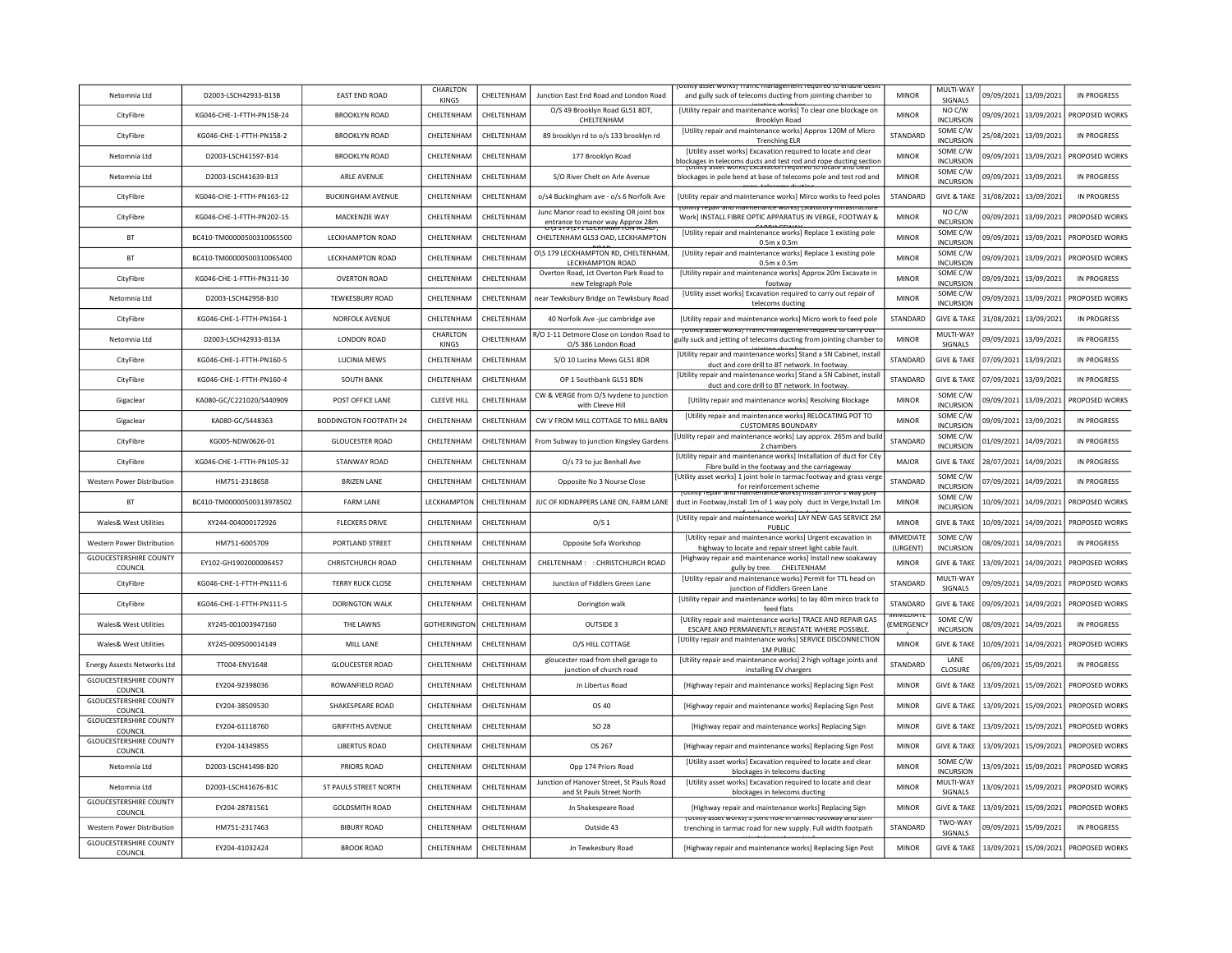| Netomnia Ltd | D2003-LSCH42933-B13B | EAST END ROAD | CHARLTON KINGS | CHELTENHAM | Junction East End Road and London Road | [Utility asset works] Traffic management required to enable desilt and gully suck of telecoms ducting from jointing chamber to | MINOR | MULTI-WAY SIGNALS | 09/09/2021 | 13/09/2021 | IN PROGRESS |
|---|---|---|---|---|---|---|---|---|---|---|---|
| CityFibre | KG046-CHE-1-FTTH-PN158-24 | BROOKLYN ROAD | CHELTENHAM | CHELTENHAM | O/S 49 Brooklyn Road GL51 8DT, CHELTENHAM | [Utility repair and maintenance works] To clear one blockage on Brooklyn Road | MINOR | NO C/W INCURSION | 09/09/2021 | 13/09/2021 | PROPOSED WORKS |
| CityFibre | KG046-CHE-1-FTTH-PN158-2 | BROOKLYN ROAD | CHELTENHAM | CHELTENHAM | 89 brooklyn rd to o/s 133 brooklyn rd | [Utility repair and maintenance works] Approx 120M of Micro Trenching ELR | STANDARD | SOME C/W INCURSION | 25/08/2021 | 13/09/2021 | IN PROGRESS |
| Netomnia Ltd | D2003-LSCH41597-B14 | BROOKLYN ROAD | CHELTENHAM | CHELTENHAM | 177 Brooklyn Road | [Utility asset works] Excavation required to locate and clear blockages in telecoms ducts and test rod and rope ducting section | MINOR | SOME C/W INCURSION | 09/09/2021 | 13/09/2021 | PROPOSED WORKS |
| Netomnia Ltd | D2003-LSCH41639-B13 | ARLE AVENUE | CHELTENHAM | CHELTENHAM | S/O River Chelt on Arle Avenue | [Utility asset works] Excavation required to locate and clear blockages in pole bend at base of telecoms pole and test rod and | MINOR | SOME C/W INCURSION | 09/09/2021 | 13/09/2021 | IN PROGRESS |
| CityFibre | KG046-CHE-1-FTTH-PN163-12 | BUCKINGHAM AVENUE | CHELTENHAM | CHELTENHAM | o/s4 Buckingham ave - o/s 6 Norfolk Ave | [Utility repair and maintenance works] Mirco works to feed poles | STANDARD | GIVE & TAKE | 31/08/2021 | 13/09/2021 | IN PROGRESS |
| CityFibre | KG046-CHE-1-FTTH-PN202-15 | MACKENZIE WAY | CHELTENHAM | CHELTENHAM | Junc Manor road to existing OR joint box entrance to manor way Approx 28m | [Utility repair and maintenance works] [Statutory Infrastructure Work] INSTALL FIBRE OPTIC APPARATUS IN VERGE, FOOTWAY & | MINOR | NO C/W INCURSION | 09/09/2021 | 13/09/2021 | PROPOSED WORKS |
| BT | BC410-TM00000500310065500 | LECKHAMPTON ROAD | CHELTENHAM | CHELTENHAM | O\S 173 (171 LECKHAMPTON ROAD, CHELTENHAM GL53 OAD, LECKHAMPTON | [Utility repair and maintenance works] Replace 1 existing pole 0.5m x 0.5m | MINOR | SOME C/W INCURSION | 09/09/2021 | 13/09/2021 | PROPOSED WORKS |
| BT | BC410-TM00000500310065400 | LECKHAMPTON ROAD | CHELTENHAM | CHELTENHAM | O\S 179 LECKHAMPTON RD, CHELTENHAM, LECKHAMPTON ROAD | [Utility repair and maintenance works] Replace 1 existing pole 0.5m x 0.5m | MINOR | SOME C/W INCURSION | 09/09/2021 | 13/09/2021 | PROPOSED WORKS |
| CityFibre | KG046-CHE-1-FTTH-PN311-30 | OVERTON ROAD | CHELTENHAM | CHELTENHAM | Overton Road, Jct Overton Park Road to new Telegraph Pole | [Utility repair and maintenance works] Approx 20m Excavate in footway | MINOR | SOME C/W INCURSION | 09/09/2021 | 13/09/2021 | IN PROGRESS |
| Netomnia Ltd | D2003-LSCH42958-B10 | TEWKESBURY ROAD | CHELTENHAM | CHELTENHAM | near Tewksbury Bridge on Tewksbury Road | [Utility asset works] Excavation required to carry out repair of telecoms ducting | MINOR | SOME C/W INCURSION | 09/09/2021 | 13/09/2021 | PROPOSED WORKS |
| CityFibre | KG046-CHE-1-FTTH-PN164-1 | NORFOLK AVENUE | CHELTENHAM | CHELTENHAM | 40 Norfolk Ave -juc cambridge ave | [Utility repair and maintenance works] Micro work to feed pole | STANDARD | GIVE & TAKE | 31/08/2021 | 13/09/2021 | IN PROGRESS |
| Netomnia Ltd | D2003-LSCH42933-B13A | LONDON ROAD | CHARLTON KINGS | CHELTENHAM | R/O 1-11 Detmore Close on London Road to O/S 386 London Road | [Utility asset works] Traffic management required to carry out gully suck and jetting of telecoms ducting from jointing chamber to | MINOR | MULTI-WAY SIGNALS | 09/09/2021 | 13/09/2021 | IN PROGRESS |
| CityFibre | KG046-CHE-1-FTTH-PN160-5 | LUCINIA MEWS | CHELTENHAM | CHELTENHAM | S/O 10 Lucina Mews GL51 8DR | [Utility repair and maintenance works] Stand a SN Cabinet, install duct and core drill to BT network. In footway. | STANDARD | GIVE & TAKE | 07/09/2021 | 13/09/2021 | IN PROGRESS |
| CityFibre | KG046-CHE-1-FTTH-PN160-4 | SOUTH BANK | CHELTENHAM | CHELTENHAM | OP 1 Southbank GL51 8DN | [Utility repair and maintenance works] Stand a SN Cabinet, install duct and core drill to BT network. In footway. | STANDARD | GIVE & TAKE | 07/09/2021 | 13/09/2021 | IN PROGRESS |
| Gigaclear | KA080-GC/C221020/S440909 | POST OFFICE LANE | CLEEVE HILL | CHELTENHAM | CW & VERGE from O/S Ivydene to junction with Cleeve Hill | [Utility repair and maintenance works] Resolving Blockage | MINOR | SOME C/W INCURSION | 09/09/2021 | 13/09/2021 | PROPOSED WORKS |
| Gigaclear | KA080-GC/S448363 | BODDINGTON FOOTPATH 24 | CHELTENHAM | CHELTENHAM | CW V FROM MILL COTTAGE TO MILL BARN | [Utility repair and maintenance works] RELOCATING POT TO CUSTOMERS BOUNDARY | MINOR | SOME C/W INCURSION | 09/09/2021 | 13/09/2021 | IN PROGRESS |
| CityFibre | KG005-NDW0626-01 | GLOUCESTER ROAD | CHELTENHAM | CHELTENHAM | From Subway to junction Kingsley Gardens | [Utility repair and maintenance works] Lay approx. 265m and build 2 chambers | STANDARD | SOME C/W INCURSION | 01/09/2021 | 14/09/2021 | IN PROGRESS |
| CityFibre | KG046-CHE-1-FTTH-PN105-32 | STANWAY ROAD | CHELTENHAM | CHELTENHAM | O/s 73 to juc Benhall Ave | [Utility repair and maintenance works] Installation of duct for City Fibre build in the footway and the carriageway | MAJOR | GIVE & TAKE | 28/07/2021 | 14/09/2021 | IN PROGRESS |
| Western Power Distribution | HM751-2318658 | BRIZEN LANE | CHELTENHAM | CHELTENHAM | Opposite No 3 Nourse Close | [Utility asset works] 1 joint hole in tarmac footway and grass verge for reinforcement scheme | STANDARD | SOME C/W INCURSION | 07/09/2021 | 14/09/2021 | IN PROGRESS |
| BT | BC410-TM00000500313978502 | FARM LANE | LECKHAMPTON | CHELTENHAM | JUC OF KIDNAPPERS LANE ON, FARM LANE | [Utility repair and maintenance works] Install 1m of 1 way poly duct in Footway,Install 1m of 1 way poly duct in Verge,Install 1m | MINOR | SOME C/W INCURSION | 10/09/2021 | 14/09/2021 | PROPOSED WORKS |
| Wales& West Utilities | XY244-004000172926 | FLECKERS DRIVE | CHELTENHAM | CHELTENHAM | O/S 1 | [Utility repair and maintenance works] LAY NEW GAS SERVICE 2M PUBLIC | MINOR | GIVE & TAKE | 10/09/2021 | 14/09/2021 | PROPOSED WORKS |
| Western Power Distribution | HM751-6005709 | PORTLAND STREET | CHELTENHAM | CHELTENHAM | Opposite Sofa Workshop | [Utility repair and maintenance works] Urgent excavation in highway to locate and repair street light cable fault. | IMMEDIATE (URGENT) | SOME C/W INCURSION | 08/09/2021 | 14/09/2021 | IN PROGRESS |
| GLOUCESTERSHIRE COUNTY COUNCIL | EY102-GH1902000006457 | CHRISTCHURCH ROAD | CHELTENHAM | CHELTENHAM | CHELTENHAM : : CHRISTCHURCH ROAD | [Highway repair and maintenance works] Install new soakaway gully by tree. CHELTENHAM | MINOR | GIVE & TAKE | 13/09/2021 | 14/09/2021 | PROPOSED WORKS |
| CityFibre | KG046-CHE-1-FTTH-PN111-6 | TERRY RUCK CLOSE | CHELTENHAM | CHELTENHAM | Junction of Fiddlers Green Lane | [Utility repair and maintenance works] Permit for TTL head on junction of Fiddlers Green Lane | STANDARD | MULTI-WAY SIGNALS | 09/09/2021 | 14/09/2021 | PROPOSED WORKS |
| CityFibre | KG046-CHE-1-FTTH-PN111-5 | DORINGTON WALK | CHELTENHAM | CHELTENHAM | Dorington walk | [Utility repair and maintenance works] to lay 40m mirco track to feed flats | STANDARD | GIVE & TAKE | 09/09/2021 | 14/09/2021 | PROPOSED WORKS |
| Wales& West Utilities | XY245-001003947160 | THE LAWNS | GOTHERINGTON | CHELTENHAM | OUTSIDE 3 | [Utility repair and maintenance works] TRACE AND REPAIR GAS ESCAPE AND PERMANENTLY REINSTATE WHERE POSSIBLE. | IMMEDIATE (EMERGENCY) | SOME C/W INCURSION | 08/09/2021 | 14/09/2021 | IN PROGRESS |
| Wales& West Utilities | XY245-009500014149 | MILL LANE | CHELTENHAM | CHELTENHAM | O/S HILL COTTAGE | [Utility repair and maintenance works] SERVICE DISCONNECTION 1M PUBLIC | MINOR | GIVE & TAKE | 10/09/2021 | 14/09/2021 | PROPOSED WORKS |
| Energy Assests Networks Ltd | TT004-ENV1648 | GLOUCESTER ROAD | CHELTENHAM | CHELTENHAM | gloucester road from shell garage to junction of church road | [Utility repair and maintenance works] 2 high voltage joints and installing EV chargers | STANDARD | LANE CLOSURE | 06/09/2021 | 15/09/2021 | IN PROGRESS |
| GLOUCESTERSHIRE COUNTY COUNCIL | EY204-92398036 | ROWANFIELD ROAD | CHELTENHAM | CHELTENHAM | Jn Libertus Road | [Highway repair and maintenance works] Replacing Sign Post | MINOR | GIVE & TAKE | 13/09/2021 | 15/09/2021 | PROPOSED WORKS |
| GLOUCESTERSHIRE COUNTY COUNCIL | EY204-38509530 | SHAKESPEARE ROAD | CHELTENHAM | CHELTENHAM | OS 40 | [Highway repair and maintenance works] Replacing Sign Post | MINOR | GIVE & TAKE | 13/09/2021 | 15/09/2021 | PROPOSED WORKS |
| GLOUCESTERSHIRE COUNTY COUNCIL | EY204-61118760 | GRIFFITHS AVENUE | CHELTENHAM | CHELTENHAM | SO 28 | [Highway repair and maintenance works] Replacing Sign | MINOR | GIVE & TAKE | 13/09/2021 | 15/09/2021 | PROPOSED WORKS |
| GLOUCESTERSHIRE COUNTY COUNCIL | EY204-14349855 | LIBERTUS ROAD | CHELTENHAM | CHELTENHAM | OS 267 | [Highway repair and maintenance works] Replacing Sign Post | MINOR | GIVE & TAKE | 13/09/2021 | 15/09/2021 | PROPOSED WORKS |
| Netomnia Ltd | D2003-LSCH41498-B20 | PRIORS ROAD | CHELTENHAM | CHELTENHAM | Opp 174 Priors Road | [Utility asset works] Excavation required to locate and clear blockages in telecoms ducting | MINOR | SOME C/W INCURSION | 13/09/2021 | 15/09/2021 | PROPOSED WORKS |
| Netomnia Ltd | D2003-LSCH41676-B1C | ST PAULS STREET NORTH | CHELTENHAM | CHELTENHAM | Junction of Hanover Street, St Pauls Road and St Pauls Street North | [Utility asset works] Excavation required to locate and clear blockages in telecoms ducting | MINOR | MULTI-WAY SIGNALS | 13/09/2021 | 15/09/2021 | PROPOSED WORKS |
| GLOUCESTERSHIRE COUNTY COUNCIL | EY204-28781561 | GOLDSMITH ROAD | CHELTENHAM | CHELTENHAM | Jn Shakespeare Road | [Highway repair and maintenance works] Replacing Sign | MINOR | GIVE & TAKE | 13/09/2021 | 15/09/2021 | PROPOSED WORKS |
| Western Power Distribution | HM751-2317463 | BIBURY ROAD | CHELTENHAM | CHELTENHAM | Outside 43 | [Utility asset works] 1 joint hole in tarmac footway and 10m trenching in tarmac road for new supply. Full width footpath | STANDARD | TWO-WAY SIGNALS | 09/09/2021 | 15/09/2021 | IN PROGRESS |
| GLOUCESTERSHIRE COUNTY COUNCIL | EY204-41032424 | BROOK ROAD | CHELTENHAM | CHELTENHAM | Jn Tewkesbury Road | [Highway repair and maintenance works] Replacing Sign Post | MINOR | GIVE & TAKE | 13/09/2021 | 15/09/2021 | PROPOSED WORKS |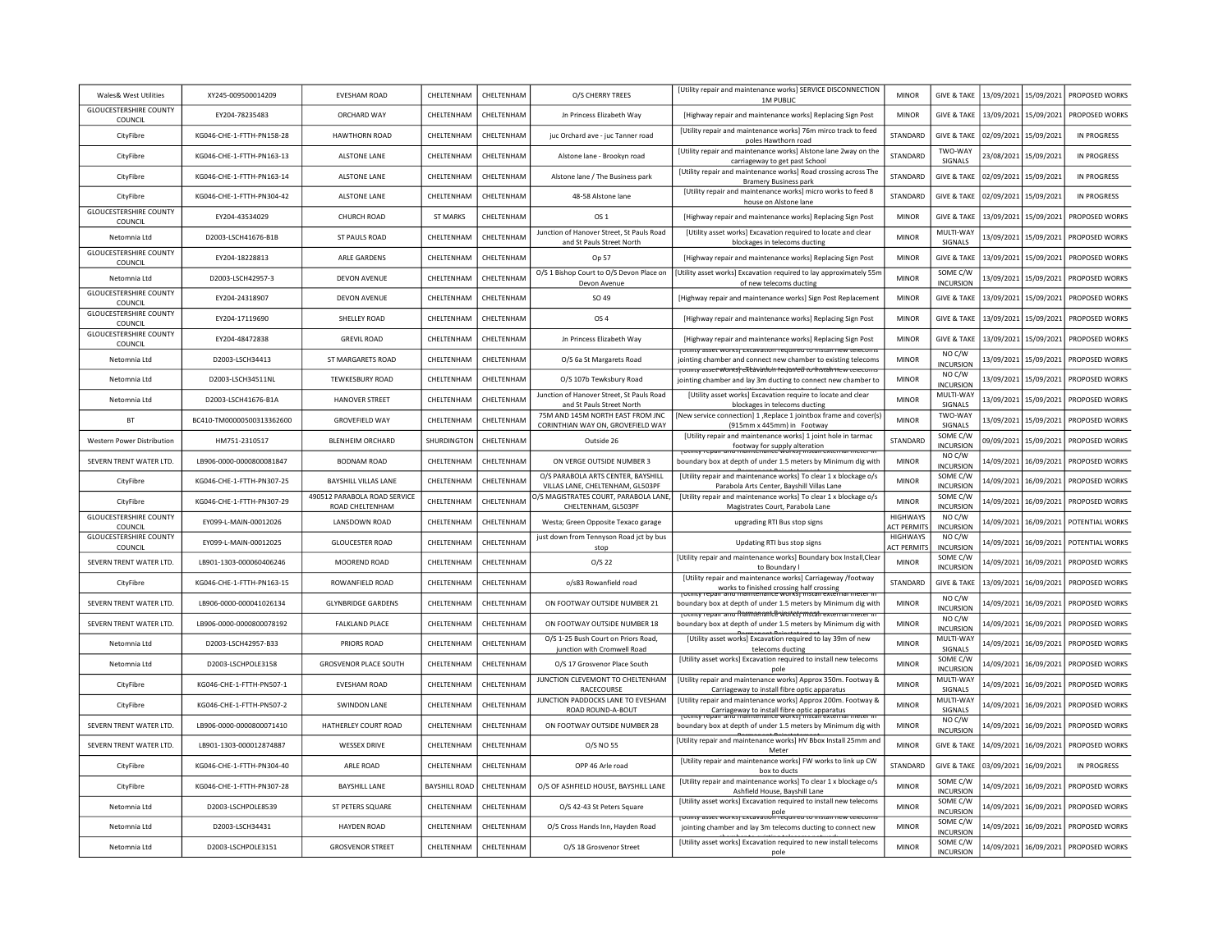| Wales& West Utilities | XY245-009500014209 | EVESHAM ROAD | CHELTENHAM | CHELTENHAM | O/S CHERRY TREES | [Utility repair and maintenance works] SERVICE DISCONNECTION 1M PUBLIC | MINOR | GIVE & TAKE | 13/09/2021 | 15/09/2021 | PROPOSED WORKS |
|---|---|---|---|---|---|---|---|---|---|---|---|
| GLOUCESTERSHIRE COUNTY COUNCIL | EY204-78235483 | ORCHARD WAY | CHELTENHAM | CHELTENHAM | Jn Princess Elizabeth Way | [Highway repair and maintenance works] Replacing Sign Post | MINOR | GIVE & TAKE | 13/09/2021 | 15/09/2021 | PROPOSED WORKS |
| CityFibre | KG046-CHE-1-FTTH-PN158-28 | HAWTHORN ROAD | CHELTENHAM | CHELTENHAM | juc Orchard ave - juc Tanner road | [Utility repair and maintenance works] 76m mirco track to feed poles Hawthorn road | STANDARD | GIVE & TAKE | 02/09/2021 | 15/09/2021 | IN PROGRESS |
| CityFibre | KG046-CHE-1-FTTH-PN163-13 | ALSTONE LANE | CHELTENHAM | CHELTENHAM | Alstone lane - Brookyn road | [Utility repair and maintenance works] Alstone lane 2way on the carriageway to get past School | STANDARD | TWO-WAY SIGNALS | 23/08/2021 | 15/09/2021 | IN PROGRESS |
| CityFibre | KG046-CHE-1-FTTH-PN163-14 | ALSTONE LANE | CHELTENHAM | CHELTENHAM | Alstone lane / The Business park | [Utility repair and maintenance works] Road crossing across The Bramery Business park | STANDARD | GIVE & TAKE | 02/09/2021 | 15/09/2021 | IN PROGRESS |
| CityFibre | KG046-CHE-1-FTTH-PN304-42 | ALSTONE LANE | CHELTENHAM | CHELTENHAM | 48-58 Alstone lane | [Utility repair and maintenance works] micro works to feed 8 house on Alstone lane | STANDARD | GIVE & TAKE | 02/09/2021 | 15/09/2021 | IN PROGRESS |
| GLOUCESTERSHIRE COUNTY COUNCIL | EY204-43534029 | CHURCH ROAD | ST MARKS | CHELTENHAM | OS 1 | [Highway repair and maintenance works] Replacing Sign Post | MINOR | GIVE & TAKE | 13/09/2021 | 15/09/2021 | PROPOSED WORKS |
| Netomnia Ltd | D2003-LSCH41676-B1B | ST PAULS ROAD | CHELTENHAM | CHELTENHAM | Junction of Hanover Street, St Pauls Road and St Pauls Street North | [Utility asset works] Excavation required to locate and clear blockages in telecoms ducting | MINOR | MULTI-WAY SIGNALS | 13/09/2021 | 15/09/2021 | PROPOSED WORKS |
| GLOUCESTERSHIRE COUNTY COUNCIL | EY204-18228813 | ARLE GARDENS | CHELTENHAM | CHELTENHAM | Op 57 | [Highway repair and maintenance works] Replacing Sign Post | MINOR | GIVE & TAKE | 13/09/2021 | 15/09/2021 | PROPOSED WORKS |
| Netomnia Ltd | D2003-LSCH42957-3 | DEVON AVENUE | CHELTENHAM | CHELTENHAM | O/S 1 Bishop Court to O/S Devon Place on Devon Avenue | [Utility asset works] Excavation required to lay approximately 55m of new telecoms ducting | MINOR | SOME C/W INCURSION | 13/09/2021 | 15/09/2021 | PROPOSED WORKS |
| GLOUCESTERSHIRE COUNTY COUNCIL | EY204-24318907 | DEVON AVENUE | CHELTENHAM | CHELTENHAM | SO 49 | [Highway repair and maintenance works] Sign Post Replacement | MINOR | GIVE & TAKE | 13/09/2021 | 15/09/2021 | PROPOSED WORKS |
| GLOUCESTERSHIRE COUNTY COUNCIL | EY204-17119690 | SHELLEY ROAD | CHELTENHAM | CHELTENHAM | OS 4 | [Highway repair and maintenance works] Replacing Sign Post | MINOR | GIVE & TAKE | 13/09/2021 | 15/09/2021 | PROPOSED WORKS |
| GLOUCESTERSHIRE COUNTY COUNCIL | EY204-48472838 | GREVIL ROAD | CHELTENHAM | CHELTENHAM | Jn Princess Elizabeth Way | [Highway repair and maintenance works] Replacing Sign Post | MINOR | GIVE & TAKE | 13/09/2021 | 15/09/2021 | PROPOSED WORKS |
| Netomnia Ltd | D2003-LSCH34413 | ST MARGARETS ROAD | CHELTENHAM | CHELTENHAM | O/S 6a St Margarets Road | [Utility asset works] Excavation required to install new telecoms jointing chamber and connect new chamber to existing telecoms | MINOR | NO C/W INCURSION | 13/09/2021 | 15/09/2021 | PROPOSED WORKS |
| Netomnia Ltd | D2003-LSCH34511NL | TEWKESBURY ROAD | CHELTENHAM | CHELTENHAM | O/S 107b Tewksbury Road | [Utility asset works] Excavation required to install new telecoms jointing chamber and lay 3m ducting to connect new chamber to | MINOR | NO C/W INCURSION | 13/09/2021 | 15/09/2021 | PROPOSED WORKS |
| Netomnia Ltd | D2003-LSCH41676-B1A | HANOVER STREET | CHELTENHAM | CHELTENHAM | Junction of Hanover Street, St Pauls Road and St Pauls Street North | [Utility asset works] Excavation required to locate and clear blockages in telecoms ducting | MINOR | MULTI-WAY SIGNALS | 13/09/2021 | 15/09/2021 | PROPOSED WORKS |
| BT | BC410-TM00000500313362600 | GROVEFIELD WAY | CHELTENHAM | CHELTENHAM | 75M AND 145M NORTH EAST FROM JNC CORINTHIAN WAY ON, GROVEFIELD WAY | [New service connection] 1 ,Replace 1 jointbox frame and cover(s) (915mm x 445mm) in Footway | MINOR | TWO-WAY SIGNALS | 13/09/2021 | 15/09/2021 | PROPOSED WORKS |
| Western Power Distribution | HM751-2310517 | BLENHEIM ORCHARD | SHURDINGTON | CHELTENHAM | Outside 26 | [Utility repair and maintenance works] 1 joint hole in tarmac footway for supply alteration | STANDARD | SOME C/W INCURSION | 09/09/2021 | 15/09/2021 | PROPOSED WORKS |
| SEVERN TRENT WATER LTD. | LB906-0000-0000800081847 | BODNAM ROAD | CHELTENHAM | CHELTENHAM | ON VERGE OUTSIDE NUMBER 3 | [Utility repair and maintenance works] Install external meter in boundary box at depth of under 1.5 meters by Minimum dig with | MINOR | NO C/W INCURSION | 14/09/2021 | 16/09/2021 | PROPOSED WORKS |
| CityFibre | KG046-CHE-1-FTTH-PN307-25 | BAYSHILL VILLAS LANE | CHELTENHAM | CHELTENHAM | O/S PARABOLA ARTS CENTER, BAYSHILL VILLAS LANE, CHELTENHAM, GL503PF | [Utility repair and maintenance works] To clear 1 x blockage o/s Parabola Arts Center, Bayshill Villas Lane | MINOR | SOME C/W INCURSION | 14/09/2021 | 16/09/2021 | PROPOSED WORKS |
| CityFibre | KG046-CHE-1-FTTH-PN307-29 | 490512 PARABOLA ROAD SERVICE ROAD CHELTENHAM | CHELTENHAM | CHELTENHAM | O/S MAGISTRATES COURT, PARABOLA LANE, CHELTENHAM, GL503PF | [Utility repair and maintenance works] To clear 1 x blockage o/s Magistrates Court, Parabola Lane | MINOR | SOME C/W INCURSION | 14/09/2021 | 16/09/2021 | PROPOSED WORKS |
| GLOUCESTERSHIRE COUNTY COUNCIL | EY099-L-MAIN-00012026 | LANSDOWN ROAD | CHELTENHAM | CHELTENHAM | Westa; Green Opposite Texaco garage | upgrading RTI Bus stop signs | HIGHWAYS ACT PERMITS | NO C/W INCURSION | 14/09/2021 | 16/09/2021 | POTENTIAL WORKS |
| GLOUCESTERSHIRE COUNTY COUNCIL | EY099-L-MAIN-00012025 | GLOUCESTER ROAD | CHELTENHAM | CHELTENHAM | just down from Tennyson Road jct by bus stop | Updating RTI bus stop signs | HIGHWAYS ACT PERMITS | NO C/W INCURSION | 14/09/2021 | 16/09/2021 | POTENTIAL WORKS |
| SEVERN TRENT WATER LTD. | LB901-1303-000060406246 | MOOREND ROAD | CHELTENHAM | CHELTENHAM | O/S 22 | [Utility repair and maintenance works] Boundary box Install,Clear to Boundary l | MINOR | SOME C/W INCURSION | 14/09/2021 | 16/09/2021 | PROPOSED WORKS |
| CityFibre | KG046-CHE-1-FTTH-PN163-15 | ROWANFIELD ROAD | CHELTENHAM | CHELTENHAM | o/s83 Rowanfield road | [Utility repair and maintenance works] Carriageway /footway works to finished crossing half crossing | STANDARD | GIVE & TAKE | 13/09/2021 | 16/09/2021 | PROPOSED WORKS |
| SEVERN TRENT WATER LTD. | LB906-0000-000041026134 | GLYNBRIDGE GARDENS | CHELTENHAM | CHELTENHAM | ON FOOTWAY OUTSIDE NUMBER 21 | [Utility repair and maintenance works] Install external meter in boundary box at depth of under 1.5 meters by Minimum dig with | MINOR | NO C/W INCURSION | 14/09/2021 | 16/09/2021 | PROPOSED WORKS |
| SEVERN TRENT WATER LTD. | LB906-0000-0000800078192 | FALKLAND PLACE | CHELTENHAM | CHELTENHAM | ON FOOTWAY OUTSIDE NUMBER 18 | [Utility repair and maintenance works] Install external meter in boundary box at depth of under 1.5 meters by Minimum dig with | MINOR | NO C/W INCURSION | 14/09/2021 | 16/09/2021 | PROPOSED WORKS |
| Netomnia Ltd | D2003-LSCH42957-B33 | PRIORS ROAD | CHELTENHAM | CHELTENHAM | O/S 1-25 Bush Court on Priors Road, junction with Cromwell Road | [Utility asset works] Excavation required to lay 39m of new telecoms ducting | MINOR | MULTI-WAY SIGNALS | 14/09/2021 | 16/09/2021 | PROPOSED WORKS |
| Netomnia Ltd | D2003-LSCHPOLE3158 | GROSVENOR PLACE SOUTH | CHELTENHAM | CHELTENHAM | O/S 17 Grosvenor Place South | [Utility asset works] Excavation required to install new telecoms pole | MINOR | SOME C/W INCURSION | 14/09/2021 | 16/09/2021 | PROPOSED WORKS |
| CityFibre | KG046-CHE-1-FTTH-PN507-1 | EVESHAM ROAD | CHELTENHAM | CHELTENHAM | JUNCTION CLEVEMONT TO CHELTENHAM RACECOURSE | [Utility repair and maintenance works] Approx 350m. Footway & Carriageway to install fibre optic apparatus | MINOR | MULTI-WAY SIGNALS | 14/09/2021 | 16/09/2021 | PROPOSED WORKS |
| CityFibre | KG046-CHE-1-FTTH-PN507-2 | SWINDON LANE | CHELTENHAM | CHELTENHAM | JUNCTION PADDOCKS LANE TO EVESHAM ROAD ROUND-A-BOUT | [Utility repair and maintenance works] Approx 200m. Footway & Carriageway to install fibre optic apparatus | MINOR | MULTI-WAY SIGNALS | 14/09/2021 | 16/09/2021 | PROPOSED WORKS |
| SEVERN TRENT WATER LTD. | LB906-0000-0000800071410 | HATHERLEY COURT ROAD | CHELTENHAM | CHELTENHAM | ON FOOTWAY OUTSIDE NUMBER 28 | [Utility repair and maintenance works] Install external meter in boundary box at depth of under 1.5 meters by Minimum dig with | MINOR | NO C/W INCURSION | 14/09/2021 | 16/09/2021 | PROPOSED WORKS |
| SEVERN TRENT WATER LTD. | LB901-1303-000012874887 | WESSEX DRIVE | CHELTENHAM | CHELTENHAM | O/S NO 55 | [Utility repair and maintenance works] HV Bbox Install 25mm and Meter | MINOR | GIVE & TAKE | 14/09/2021 | 16/09/2021 | PROPOSED WORKS |
| CityFibre | KG046-CHE-1-FTTH-PN304-40 | ARLE ROAD | CHELTENHAM | CHELTENHAM | OPP 46 Arle road | [Utility repair and maintenance works] FW works to link up CW box to ducts | STANDARD | GIVE & TAKE | 03/09/2021 | 16/09/2021 | IN PROGRESS |
| CityFibre | KG046-CHE-1-FTTH-PN307-28 | BAYSHILL LANE | BAYSHILL ROAD | CHELTENHAM | O/S OF ASHFIELD HOUSE, BAYSHILL LANE | [Utility repair and maintenance works] To clear 1 x blockage o/s Ashfield House, Bayshill Lane | MINOR | SOME C/W INCURSION | 14/09/2021 | 16/09/2021 | PROPOSED WORKS |
| Netomnia Ltd | D2003-LSCHPOLE8539 | ST PETERS SQUARE | CHELTENHAM | CHELTENHAM | O/S 42-43 St Peters Square | [Utility asset works] Excavation required to install new telecoms pole | MINOR | SOME C/W INCURSION | 14/09/2021 | 16/09/2021 | PROPOSED WORKS |
| Netomnia Ltd | D2003-LSCH34431 | HAYDEN ROAD | CHELTENHAM | CHELTENHAM | O/S Cross Hands Inn, Hayden Road | [Utility asset works] Excavation required to install new telecoms jointing chamber and lay 3m telecoms ducting to connect new | MINOR | SOME C/W INCURSION | 14/09/2021 | 16/09/2021 | PROPOSED WORKS |
| Netomnia Ltd | D2003-LSCHPOLE3151 | GROSVENOR STREET | CHELTENHAM | CHELTENHAM | O/S 18 Grosvenor Street | [Utility asset works] Excavation required to new install telecoms pole | MINOR | SOME C/W INCURSION | 14/09/2021 | 16/09/2021 | PROPOSED WORKS |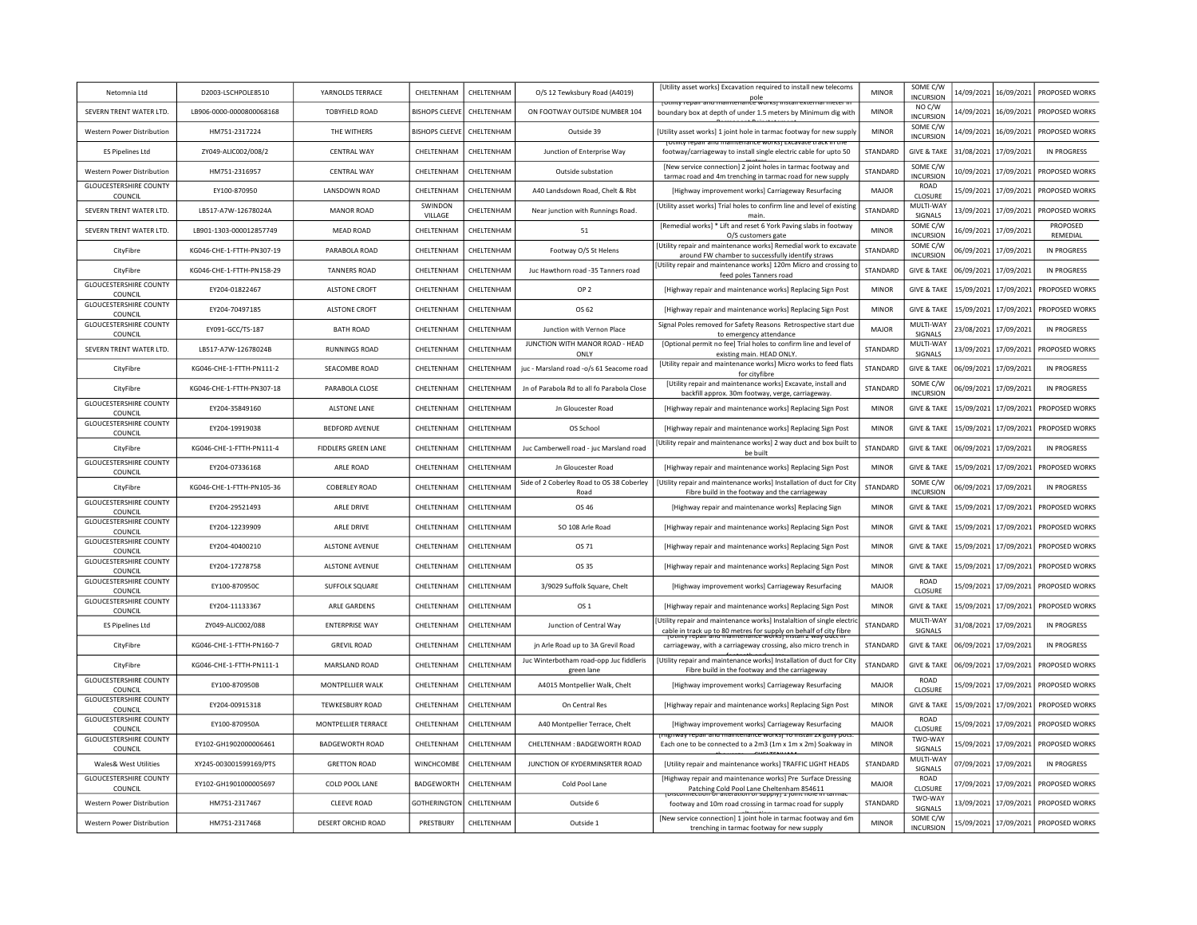| Netomnia Ltd | D2003-LSCHPOLE8510 | YARNOLDS TERRACE | CHELTENHAM | CHELTENHAM | O/S 12 Tewksbury Road (A4019) | [Utility asset works] Excavation required to install new telecoms pole | MINOR | SOME C/W INCURSION | 14/09/2021 | 16/09/2021 | PROPOSED WORKS |
|---|---|---|---|---|---|---|---|---|---|---|---|
| SEVERN TRENT WATER LTD. | LB906-0000-0000800068168 | TOBYFIELD ROAD | BISHOPS CLEEVE | CHELTENHAM | ON FOOTWAY OUTSIDE NUMBER 104 | [Utility repair and maintenance works] Install external meter in boundary box at depth of under 1.5 meters by Minimum dig with | MINOR | NO C/W INCURSION | 14/09/2021 | 16/09/2021 | PROPOSED WORKS |
| Western Power Distribution | HM751-2317224 | THE WITHERS | BISHOPS CLEEVE | CHELTENHAM | Outside 39 | [Utility asset works] 1 joint hole in tarmac footway for new supply | MINOR | SOME C/W INCURSION | 14/09/2021 | 16/09/2021 | PROPOSED WORKS |
| ES Pipelines Ltd | ZY049-ALIC002/008/2 | CENTRAL WAY | CHELTENHAM | CHELTENHAM | Junction of Enterprise Way | [Utility repair and maintenance works] Excavate track in the footway/carriageway to install single electric cable for upto 50 | STANDARD | GIVE & TAKE | 31/08/2021 | 17/09/2021 | IN PROGRESS |
| Western Power Distribution | HM751-2316957 | CENTRAL WAY | CHELTENHAM | CHELTENHAM | Outside substation | [New service connection] 2 joint holes in tarmac footway and tarmac road and 4m trenching in tarmac road for new supply | STANDARD | SOME C/W INCURSION | 10/09/2021 | 17/09/2021 | PROPOSED WORKS |
| GLOUCESTERSHIRE COUNTY COUNCIL | EY100-870950 | LANSDOWN ROAD | CHELTENHAM | CHELTENHAM | A40 Landsdown Road, Chelt & Rbt | [Highway improvement works] Carriageway Resurfacing | MAJOR | ROAD CLOSURE | 15/09/2021 | 17/09/2021 | PROPOSED WORKS |
| SEVERN TRENT WATER LTD. | LB517-A7W-12678024A | MANOR ROAD | SWINDON VILLAGE | CHELTENHAM | Near junction with Runnings Road. | [Utility asset works] Trial holes to confirm line and level of existing main. | STANDARD | MULTI-WAY SIGNALS | 13/09/2021 | 17/09/2021 | PROPOSED WORKS |
| SEVERN TRENT WATER LTD. | LB901-1303-000012857749 | MEAD ROAD | CHELTENHAM | CHELTENHAM | 51 | [Remedial works] * Lift and reset 6 York Paving slabs in footway O/S customers gate | MINOR | SOME C/W INCURSION | 16/09/2021 | 17/09/2021 | PROPOSED REMEDIAL |
| CityFibre | KG046-CHE-1-FTTH-PN307-19 | PARABOLA ROAD | CHELTENHAM | CHELTENHAM | Footway O/S St Helens | [Utility repair and maintenance works] Remedial work to excavate around FW chamber to successfully identify straws | STANDARD | SOME C/W INCURSION | 06/09/2021 | 17/09/2021 | IN PROGRESS |
| CityFibre | KG046-CHE-1-FTTH-PN158-29 | TANNERS ROAD | CHELTENHAM | CHELTENHAM | Juc Hawthorn road -35 Tanners road | [Utility repair and maintenance works] 120m Micro and crossing to feed poles Tanners road | STANDARD | GIVE & TAKE | 06/09/2021 | 17/09/2021 | IN PROGRESS |
| GLOUCESTERSHIRE COUNTY COUNCIL | EY204-01822467 | ALSTONE CROFT | CHELTENHAM | CHELTENHAM | OP 2 | [Highway repair and maintenance works] Replacing Sign Post | MINOR | GIVE & TAKE | 15/09/2021 | 17/09/2021 | PROPOSED WORKS |
| GLOUCESTERSHIRE COUNTY COUNCIL | EY204-70497185 | ALSTONE CROFT | CHELTENHAM | CHELTENHAM | OS 62 | [Highway repair and maintenance works] Replacing Sign Post | MINOR | GIVE & TAKE | 15/09/2021 | 17/09/2021 | PROPOSED WORKS |
| GLOUCESTERSHIRE COUNTY COUNCIL | EY091-GCC/TS-187 | BATH ROAD | CHELTENHAM | CHELTENHAM | Junction with Vernon Place | Signal Poles removed for Safety Reasons Retrospective start due to emergency attendance | MAJOR | MULTI-WAY SIGNALS | 23/08/2021 | 17/09/2021 | IN PROGRESS |
| SEVERN TRENT WATER LTD. | LB517-A7W-12678024B | RUNNINGS ROAD | CHELTENHAM | CHELTENHAM | JUNCTION WITH MANOR ROAD - HEAD ONLY | [Optional permit no fee] Trial holes to confirm line and level of existing main. HEAD ONLY. | STANDARD | MULTI-WAY SIGNALS | 13/09/2021 | 17/09/2021 | PROPOSED WORKS |
| CityFibre | KG046-CHE-1-FTTH-PN111-2 | SEACOMBE ROAD | CHELTENHAM | CHELTENHAM | juc - Marsland road -o/s 61 Seacome road | [Utility repair and maintenance works] Micro works to feed flats for cityfibre | STANDARD | GIVE & TAKE | 06/09/2021 | 17/09/2021 | IN PROGRESS |
| CityFibre | KG046-CHE-1-FTTH-PN307-18 | PARABOLA CLOSE | CHELTENHAM | CHELTENHAM | Jn of Parabola Rd to all fo Parabola Close | [Utility repair and maintenance works] Excavate, install and backfill approx. 30m footway, verge, carriageway. | STANDARD | SOME C/W INCURSION | 06/09/2021 | 17/09/2021 | IN PROGRESS |
| GLOUCESTERSHIRE COUNTY COUNCIL | EY204-35849160 | ALSTONE LANE | CHELTENHAM | CHELTENHAM | Jn Gloucester Road | [Highway repair and maintenance works] Replacing Sign Post | MINOR | GIVE & TAKE | 15/09/2021 | 17/09/2021 | PROPOSED WORKS |
| GLOUCESTERSHIRE COUNTY COUNCIL | EY204-19919038 | BEDFORD AVENUE | CHELTENHAM | CHELTENHAM | OS School | [Highway repair and maintenance works] Replacing Sign Post | MINOR | GIVE & TAKE | 15/09/2021 | 17/09/2021 | PROPOSED WORKS |
| CityFibre | KG046-CHE-1-FTTH-PN111-4 | FIDDLERS GREEN LANE | CHELTENHAM | CHELTENHAM | Juc Camberwell road - juc Marsland road | [Utility repair and maintenance works] 2 way duct and box built to be built | STANDARD | GIVE & TAKE | 06/09/2021 | 17/09/2021 | IN PROGRESS |
| GLOUCESTERSHIRE COUNTY COUNCIL | EY204-07336168 | ARLE ROAD | CHELTENHAM | CHELTENHAM | Jn Gloucester Road | [Highway repair and maintenance works] Replacing Sign Post | MINOR | GIVE & TAKE | 15/09/2021 | 17/09/2021 | PROPOSED WORKS |
| CityFibre | KG046-CHE-1-FTTH-PN105-36 | COBERLEY ROAD | CHELTENHAM | CHELTENHAM | Side of 2 Coberley Road to OS 38 Coberley Road | [Utility repair and maintenance works] Installation of duct for City Fibre build in the footway and the carriageway | STANDARD | SOME C/W INCURSION | 06/09/2021 | 17/09/2021 | IN PROGRESS |
| GLOUCESTERSHIRE COUNTY COUNCIL | EY204-29521493 | ARLE DRIVE | CHELTENHAM | CHELTENHAM | OS 46 | [Highway repair and maintenance works] Replacing Sign | MINOR | GIVE & TAKE | 15/09/2021 | 17/09/2021 | PROPOSED WORKS |
| GLOUCESTERSHIRE COUNTY COUNCIL | EY204-12239909 | ARLE DRIVE | CHELTENHAM | CHELTENHAM | SO 108 Arle Road | [Highway repair and maintenance works] Replacing Sign Post | MINOR | GIVE & TAKE | 15/09/2021 | 17/09/2021 | PROPOSED WORKS |
| GLOUCESTERSHIRE COUNTY COUNCIL | EY204-40400210 | ALSTONE AVENUE | CHELTENHAM | CHELTENHAM | OS 71 | [Highway repair and maintenance works] Replacing Sign Post | MINOR | GIVE & TAKE | 15/09/2021 | 17/09/2021 | PROPOSED WORKS |
| GLOUCESTERSHIRE COUNTY COUNCIL | EY204-17278758 | ALSTONE AVENUE | CHELTENHAM | CHELTENHAM | OS 35 | [Highway repair and maintenance works] Replacing Sign Post | MINOR | GIVE & TAKE | 15/09/2021 | 17/09/2021 | PROPOSED WORKS |
| GLOUCESTERSHIRE COUNTY COUNCIL | EY100-870950C | SUFFOLK SQUARE | CHELTENHAM | CHELTENHAM | 3/9029 Suffolk Square, Chelt | [Highway improvement works] Carriageway Resurfacing | MAJOR | ROAD CLOSURE | 15/09/2021 | 17/09/2021 | PROPOSED WORKS |
| GLOUCESTERSHIRE COUNTY COUNCIL | EY204-11133367 | ARLE GARDENS | CHELTENHAM | CHELTENHAM | OS 1 | [Highway repair and maintenance works] Replacing Sign Post | MINOR | GIVE & TAKE | 15/09/2021 | 17/09/2021 | PROPOSED WORKS |
| ES Pipelines Ltd | ZY049-ALIC002/088 | ENTERPRISE WAY | CHELTENHAM | CHELTENHAM | Junction of Central Way | [Utility repair and maintenance works] Instalaltion of single electric cable in track up to 80 metres for supply on behalf of city fibre | STANDARD | MULTI-WAY SIGNALS | 31/08/2021 | 17/09/2021 | IN PROGRESS |
| CityFibre | KG046-CHE-1-FTTH-PN160-7 | GREVIL ROAD | CHELTENHAM | CHELTENHAM | jn Arle Road up to 3A Grevil Road | [Utility repair and maintenance works] Install 2 way duct in carriageway, with a carriageway crossing, also micro trench in | STANDARD | GIVE & TAKE | 06/09/2021 | 17/09/2021 | IN PROGRESS |
| CityFibre | KG046-CHE-1-FTTH-PN111-1 | MARSLAND ROAD | CHELTENHAM | CHELTENHAM | Juc Winterbotham road-opp Juc fiddleris green lane | [Utility repair and maintenance works] Installation of duct for City Fibre build in the footway and the carriageway | STANDARD | GIVE & TAKE | 06/09/2021 | 17/09/2021 | PROPOSED WORKS |
| GLOUCESTERSHIRE COUNTY COUNCIL | EY100-870950B | MONTPELLIER WALK | CHELTENHAM | CHELTENHAM | A4015 Montpellier Walk, Chelt | [Highway improvement works] Carriageway Resurfacing | MAJOR | ROAD CLOSURE | 15/09/2021 | 17/09/2021 | PROPOSED WORKS |
| GLOUCESTERSHIRE COUNTY COUNCIL | EY204-00915318 | TEWKESBURY ROAD | CHELTENHAM | CHELTENHAM | On Central Res | [Highway repair and maintenance works] Replacing Sign Post | MINOR | GIVE & TAKE | 15/09/2021 | 17/09/2021 | PROPOSED WORKS |
| GLOUCESTERSHIRE COUNTY COUNCIL | EY100-870950A | MONTPELLIER TERRACE | CHELTENHAM | CHELTENHAM | A40 Montpellier Terrace, Chelt | [Highway improvement works] Carriageway Resurfacing | MAJOR | ROAD CLOSURE | 15/09/2021 | 17/09/2021 | PROPOSED WORKS |
| GLOUCESTERSHIRE COUNTY COUNCIL | EY102-GH1902000006461 | BADGEWORTH ROAD | CHELTENHAM | CHELTENHAM | CHELTENHAM : BADGEWORTH ROAD | [Highway repair and maintenance works] To install 2x gully pots. Each one to be connected to a 2m3 (1m x 1m x 2m) Soakway in | MINOR | TWO-WAY SIGNALS | 15/09/2021 | 17/09/2021 | PROPOSED WORKS |
| Wales& West Utilities | XY245-003001599169/PTS | GRETTON ROAD | WINCHCOMBE | CHELTENHAM | JUNCTION OF KYDERMINSRTER ROAD | [Utility repair and maintenance works] TRAFFIC LIGHT HEADS | STANDARD | MULTI-WAY SIGNALS | 07/09/2021 | 17/09/2021 | IN PROGRESS |
| GLOUCESTERSHIRE COUNTY COUNCIL | EY102-GH1901000005697 | COLD POOL LANE | BADGEWORTH | CHELTENHAM | Cold Pool Lane | [Highway repair and maintenance works] Pre Surface Dressing Patching Cold Pool Lane Cheltenham 854611 | MAJOR | ROAD CLOSURE | 17/09/2021 | 17/09/2021 | PROPOSED WORKS |
| Western Power Distribution | HM751-2317467 | CLEEVE ROAD | GOTHERINGTON | CHELTENHAM | Outside 6 | [Disconnection or alteration of supply] 1 joint hole in tarmac footway and 10m road crossing in tarmac road for supply | STANDARD | TWO-WAY SIGNALS | 13/09/2021 | 17/09/2021 | PROPOSED WORKS |
| Western Power Distribution | HM751-2317468 | DESERT ORCHID ROAD | PRESTBURY | CHELTENHAM | Outside 1 | [New service connection] 1 joint hole in tarmac footway and 6m trenching in tarmac footway for new supply | MINOR | SOME C/W INCURSION | 15/09/2021 | 17/09/2021 | PROPOSED WORKS |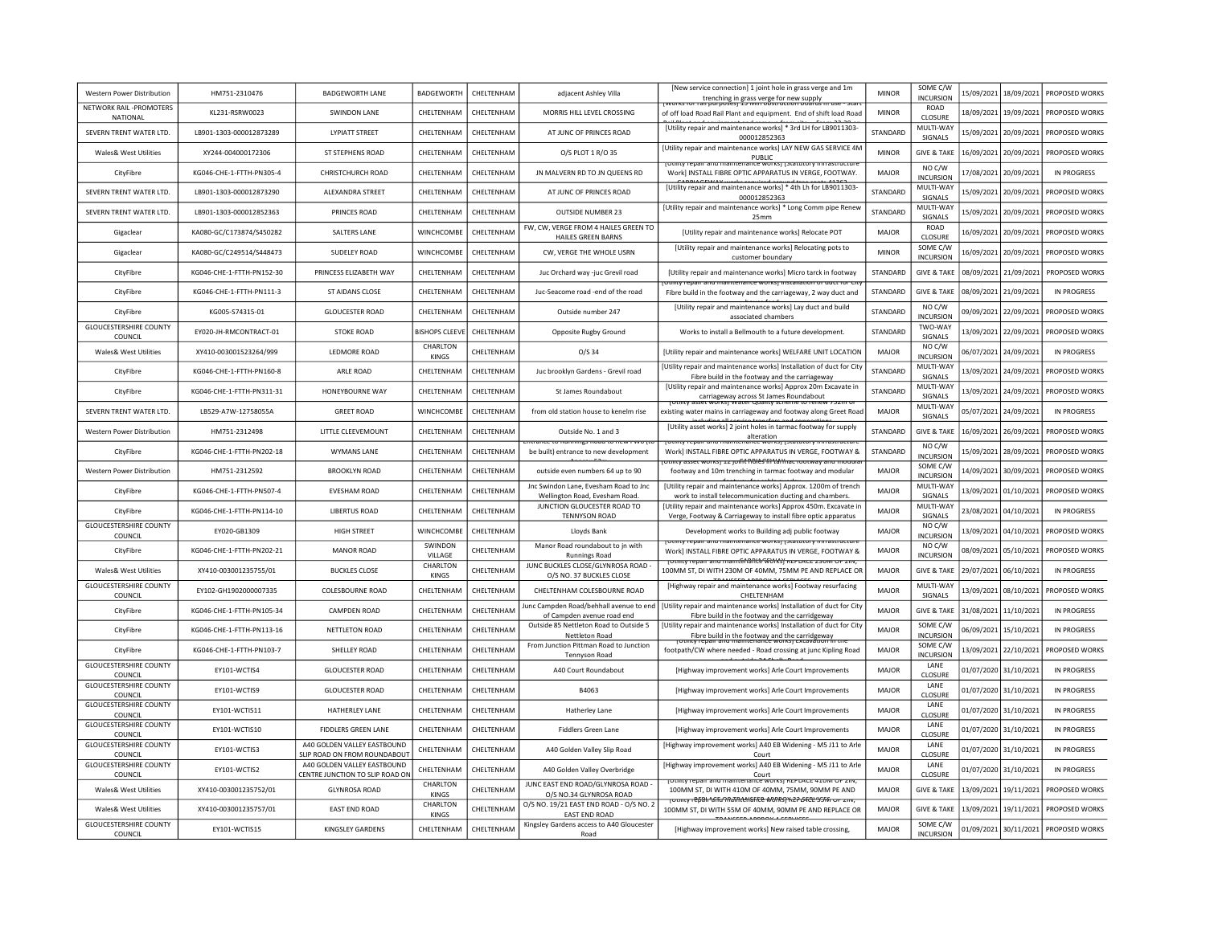| Western Power Distribution | HM751-2310476 | BADGEWORTH LANE | BADGEWORTH | CHELTENHAM | adjacent Ashley Villa | [New service connection] 1 joint hole in grass verge and 1m trenching in grass verge for new supply | MINOR | SOME C/W INCURSION | 15/09/2021 | 18/09/2021 | PROPOSED WORKS |
|---|---|---|---|---|---|---|---|---|---|---|---|
| NETWORK RAIL -PROMOTERS NATIONAL | KL231-RSRW0023 | SWINDON LANE | CHELTENHAM | CHELTENHAM | MORRIS HILL LEVEL CROSSING | [Works for rail purposes] 15 Min obstruction boards in use - Start of off load Road Rail Plant and equipment. End of shift load Road | MINOR | ROAD CLOSURE | 18/09/2021 | 19/09/2021 | PROPOSED WORKS |
| SEVERN TRENT WATER LTD. | LB901-1303-000012873289 | LYPIATT STREET | CHELTENHAM | CHELTENHAM | AT JUNC OF PRINCES ROAD | [Utility repair and maintenance works] * 3rd LH for LB9011303-000012852363 | STANDARD | MULTI-WAY SIGNALS | 15/09/2021 | 20/09/2021 | PROPOSED WORKS |
| Wales& West Utilities | XY244-004000172306 | ST STEPHENS ROAD | CHELTENHAM | CHELTENHAM | O/S PLOT 1 R/O 35 | [Utility repair and maintenance works] LAY NEW GAS SERVICE 4M PUBLIC | MINOR | GIVE & TAKE | 16/09/2021 | 20/09/2021 | PROPOSED WORKS |
| CityFibre | KG046-CHE-1-FTTH-PN305-4 | CHRISTCHURCH ROAD | CHELTENHAM | CHELTENHAM | JN MALVERN RD TO JN QUEENS RD | [Utility repair and maintenance works] [Statutory Infrastructure Work] INSTALL FIBRE OPTIC APPARATUS IN VERGE, FOOTWAY. | MAJOR | NO C/W INCURSION | 17/08/2021 | 20/09/2021 | IN PROGRESS |
| SEVERN TRENT WATER LTD. | LB901-1303-000012873290 | ALEXANDRA STREET | CHELTENHAM | CHELTENHAM | AT JUNC OF PRINCES ROAD | [Utility repair and maintenance works] * 4th Lh for LB9011303-000012852363 | STANDARD | MULTI-WAY SIGNALS | 15/09/2021 | 20/09/2021 | PROPOSED WORKS |
| SEVERN TRENT WATER LTD. | LB901-1303-000012852363 | PRINCES ROAD | CHELTENHAM | CHELTENHAM | OUTSIDE NUMBER 23 | [Utility repair and maintenance works] * Long Comm pipe Renew 25mm | STANDARD | MULTI-WAY SIGNALS | 15/09/2021 | 20/09/2021 | PROPOSED WORKS |
| Gigaclear | KA080-GC/C173874/S450282 | SALTERS LANE | WINCHCOMBE | CHELTENHAM | FW, CW, VERGE FROM 4 HAILES GREEN TO HAILES GREEN BARNS | [Utility repair and maintenance works] Relocate POT | MAJOR | ROAD CLOSURE | 16/09/2021 | 20/09/2021 | PROPOSED WORKS |
| Gigaclear | KA080-GC/C249514/S448473 | SUDELEY ROAD | WINCHCOMBE | CHELTENHAM | CW, VERGE THE WHOLE USRN | [Utility repair and maintenance works] Relocating pots to customer boundary | MINOR | SOME C/W INCURSION | 16/09/2021 | 20/09/2021 | PROPOSED WORKS |
| CityFibre | KG046-CHE-1-FTTH-PN152-30 | PRINCESS ELIZABETH WAY | CHELTENHAM | CHELTENHAM | Juc Orchard way -juc Grevil road | [Utility repair and maintenance works] Micro tarck in footway | STANDARD | GIVE & TAKE | 08/09/2021 | 21/09/2021 | PROPOSED WORKS |
| CityFibre | KG046-CHE-1-FTTH-PN111-3 | ST AIDANS CLOSE | CHELTENHAM | CHELTENHAM | Juc-Seacome road -end of the road | [Utility repair and maintenance works] Installation of duct for City Fibre build in the footway and the carriageway, 2 way duct and | STANDARD | GIVE & TAKE | 08/09/2021 | 21/09/2021 | IN PROGRESS |
| CityFibre | KG005-S74315-01 | GLOUCESTER ROAD | CHELTENHAM | CHELTENHAM | Outside number 247 | [Utility repair and maintenance works] Lay duct and build associated chambers | STANDARD | NO C/W INCURSION | 09/09/2021 | 22/09/2021 | PROPOSED WORKS |
| GLOUCESTERSHIRE COUNTY COUNCIL | EY020-JH-RMCONTRACT-01 | STOKE ROAD | BISHOPS CLEEVE | CHELTENHAM | Opposite Rugby Ground | Works to install a Bellmouth to a future development. | STANDARD | TWO-WAY SIGNALS | 13/09/2021 | 22/09/2021 | PROPOSED WORKS |
| Wales& West Utilities | XY410-003001523264/999 | LEDMORE ROAD | CHARLTON KINGS | CHELTENHAM | O/S 34 | [Utility repair and maintenance works] WELFARE UNIT LOCATION | MAJOR | NO C/W INCURSION | 06/07/2021 | 24/09/2021 | IN PROGRESS |
| CityFibre | KG046-CHE-1-FTTH-PN160-8 | ARLE ROAD | CHELTENHAM | CHELTENHAM | Juc brooklyn Gardens - Grevil road | [Utility repair and maintenance works] Installation of duct for City Fibre build in the footway and the carriageway | STANDARD | MULTI-WAY SIGNALS | 13/09/2021 | 24/09/2021 | PROPOSED WORKS |
| CityFibre | KG046-CHE-1-FTTH-PN311-31 | HONEYBOURNE WAY | CHELTENHAM | CHELTENHAM | St James Roundabout | [Utility repair and maintenance works] Approx 20m Excavate in carriageway across St James Roundabout | STANDARD | MULTI-WAY SIGNALS | 13/09/2021 | 24/09/2021 | PROPOSED WORKS |
| SEVERN TRENT WATER LTD. | LB529-A7W-12758055A | GREET ROAD | WINCHCOMBE | CHELTENHAM | from old station house to kenelm rise | [Utility asset works] Water quality scheme to renew 752m of existing water mains in carriageway and footway along Greet Road | MAJOR | MULTI-WAY SIGNALS | 05/07/2021 | 24/09/2021 | IN PROGRESS |
| Western Power Distribution | HM751-2312498 | LITTLE CLEEVEMOUNT | CHELTENHAM | CHELTENHAM | Outside No. 1 and 3 | [Utility asset works] 2 joint holes in tarmac footway for supply alteration | STANDARD | GIVE & TAKE | 16/09/2021 | 26/09/2021 | PROPOSED WORKS |
| CityFibre | KG046-CHE-1-FTTH-PN202-18 | WYMANS LANE | CHELTENHAM | CHELTENHAM | Entrance to Hannings Road to new TWO (to be built) entrance to new development | [Utility repair and maintenance works] [Statutory Infrastructure Work] INSTALL FIBRE OPTIC APPARATUS IN VERGE, FOOTWAY & | STANDARD | NO C/W INCURSION | 15/09/2021 | 28/09/2021 | PROPOSED WORKS |
| Western Power Distribution | HM751-2312592 | BROOKLYN ROAD | CHELTENHAM | CHELTENHAM | outside even numbers 64 up to 90 | [Utility asset works] 12 joint holes in tarmac footway and modular footway and 10m trenching in tarmac footway and modular | MAJOR | SOME C/W INCURSION | 14/09/2021 | 30/09/2021 | PROPOSED WORKS |
| CityFibre | KG046-CHE-1-FTTH-PN507-4 | EVESHAM ROAD | CHELTENHAM | CHELTENHAM | Jnc Swindon Lane, Evesham Road to Jnc Wellington Road, Evesham Road. | [Utility repair and maintenance works] Approx. 1200m of trench work to install telecommunication ducting and chambers. | MAJOR | MULTI-WAY SIGNALS | 13/09/2021 | 01/10/2021 | PROPOSED WORKS |
| CityFibre | KG046-CHE-1-FTTH-PN114-10 | LIBERTUS ROAD | CHELTENHAM | CHELTENHAM | JUNCTION GLOUCESTER ROAD TO TENNYSON ROAD | [Utility repair and maintenance works] Approx 450m. Excavate in Verge, Footway & Carriageway to install fibre optic apparatus | MAJOR | MULTI-WAY SIGNALS | 23/08/2021 | 04/10/2021 | IN PROGRESS |
| GLOUCESTERSHIRE COUNTY COUNCIL | EY020-GB1309 | HIGH STREET | WINCHCOMBE | CHELTENHAM | Lloyds Bank | Development works to Building adj public footway | MAJOR | NO C/W INCURSION | 13/09/2021 | 04/10/2021 | PROPOSED WORKS |
| CityFibre | KG046-CHE-1-FTTH-PN202-21 | MANOR ROAD | SWINDON VILLAGE | CHELTENHAM | Manor Road roundabout to jn with Runnings Road | [Utility repair and maintenance works] [Statutory Infrastructure Work] INSTALL FIBRE OPTIC APPARATUS IN VERGE, FOOTWAY & | MAJOR | NO C/W INCURSION | 08/09/2021 | 05/10/2021 | PROPOSED WORKS |
| Wales& West Utilities | XY410-003001235755/01 | BUCKLES CLOSE | CHARLTON KINGS | CHELTENHAM | JUNC BUCKLES CLOSE/GLYNROSA ROAD - O/S NO. 37 BUCKLES CLOSE | [Utility repair and maintenance works] REPLACE 230M OF 2IN, 100MM ST, DI WITH 230M OF 40MM, 75MM PE AND REPLACE OR | MAJOR | GIVE & TAKE | 29/07/2021 | 06/10/2021 | IN PROGRESS |
| GLOUCESTERSHIRE COUNTY COUNCIL | EY102-GH1902000007335 | COLESBOURNE ROAD | CHELTENHAM | CHELTENHAM | CHELTENHAM COLESBOURNE ROAD | [Highway repair and maintenance works] Footway resurfacing CHELTENHAM | MAJOR | MULTI-WAY SIGNALS | 13/09/2021 | 08/10/2021 | PROPOSED WORKS |
| CityFibre | KG046-CHE-1-FTTH-PN105-34 | CAMPDEN ROAD | CHELTENHAM | CHELTENHAM | Junc Campden Road/behhall avenue to end of Campden avenue road end | [Utility repair and maintenance works] Installation of duct for City Fibre build in the footway and the carridgeway | MAJOR | GIVE & TAKE | 31/08/2021 | 11/10/2021 | IN PROGRESS |
| CityFibre | KG046-CHE-1-FTTH-PN113-16 | NETTLETON ROAD | CHELTENHAM | CHELTENHAM | Outside 85 Nettleton Road to Outside 5 Nettleton Road | [Utility repair and maintenance works] Installation of duct for City Fibre build in the footway and the carridgeway | MAJOR | SOME C/W INCURSION | 06/09/2021 | 15/10/2021 | IN PROGRESS |
| CityFibre | KG046-CHE-1-FTTH-PN103-7 | SHELLEY ROAD | CHELTENHAM | CHELTENHAM | From Junction Pittman Road to Junction Tennyson Road | [Utility repair and maintenance works] Excavation in the footpath/CW where needed - Road crossing at junc Kipling Road | MAJOR | SOME C/W INCURSION | 13/09/2021 | 22/10/2021 | PROPOSED WORKS |
| GLOUCESTERSHIRE COUNTY COUNCIL | EY101-WCTIS4 | GLOUCESTER ROAD | CHELTENHAM | CHELTENHAM | A40 Court Roundabout | [Highway improvement works] Arle Court Improvements | MAJOR | LANE CLOSURE | 01/07/2020 | 31/10/2021 | IN PROGRESS |
| GLOUCESTERSHIRE COUNTY COUNCIL | EY101-WCTIS9 | GLOUCESTER ROAD | CHELTENHAM | CHELTENHAM | B4063 | [Highway improvement works] Arle Court Improvements | MAJOR | LANE CLOSURE | 01/07/2020 | 31/10/2021 | IN PROGRESS |
| GLOUCESTERSHIRE COUNTY COUNCIL | EY101-WCTIS11 | HATHERLEY LANE | CHELTENHAM | CHELTENHAM | Hatherley Lane | [Highway improvement works] Arle Court Improvements | MAJOR | LANE CLOSURE | 01/07/2020 | 31/10/2021 | IN PROGRESS |
| GLOUCESTERSHIRE COUNTY COUNCIL | EY101-WCTIS10 | FIDDLERS GREEN LANE | CHELTENHAM | CHELTENHAM | Fiddlers Green Lane | [Highway improvement works] Arle Court Improvements | MAJOR | LANE CLOSURE | 01/07/2020 | 31/10/2021 | IN PROGRESS |
| GLOUCESTERSHIRE COUNTY COUNCIL | EY101-WCTIS3 | A40 GOLDEN VALLEY EASTBOUND SLIP ROAD ON FROM ROUNDABOUT | CHELTENHAM | CHELTENHAM | A40 Golden Valley Slip Road | [Highway improvement works] A40 EB Widening - M5 J11 to Arle Court | MAJOR | LANE CLOSURE | 01/07/2020 | 31/10/2021 | IN PROGRESS |
| GLOUCESTERSHIRE COUNTY COUNCIL | EY101-WCTIS2 | A40 GOLDEN VALLEY EASTBOUND CENTRE JUNCTION TO SLIP ROAD ON | CHELTENHAM | CHELTENHAM | A40 Golden Valley Overbridge | [Highway improvement works] A40 EB Widening - M5 J11 to Arle Court | MAJOR | LANE CLOSURE | 01/07/2020 | 31/10/2021 | IN PROGRESS |
| Wales& West Utilities | XY410-003001235752/01 | GLYNROSA ROAD | CHARLTON KINGS | CHELTENHAM | JUNC EAST END ROAD/GLYNROSA ROAD - O/S NO.34 GLYNROSA ROAD | [Utility repair and maintenance works] REPLACE 410M OF 2IN, 100MM ST, DI WITH 410M OF 40MM, 75MM, 90MM PE AND | MAJOR | GIVE & TAKE | 13/09/2021 | 19/11/2021 | PROPOSED WORKS |
| Wales& West Utilities | XY410-003001235757/01 | EAST END ROAD | CHARLTON KINGS | CHELTENHAM | O/S NO. 19/21 EAST END ROAD - O/S NO. 2 EAST END ROAD | [Utility repair and maintenance works] REPLACE 55M OF 2IN, 100MM ST, DI WITH 55M OF 40MM, 90MM PE AND REPLACE OR | MAJOR | GIVE & TAKE | 13/09/2021 | 19/11/2021 | PROPOSED WORKS |
| GLOUCESTERSHIRE COUNTY COUNCIL | EY101-WCTIS15 | KINGSLEY GARDENS | CHELTENHAM | CHELTENHAM | Kingsley Gardens access to A40 Gloucester Road | [Highway improvement works] New raised table crossing, | MAJOR | SOME C/W INCURSION | 01/09/2021 | 30/11/2021 | PROPOSED WORKS |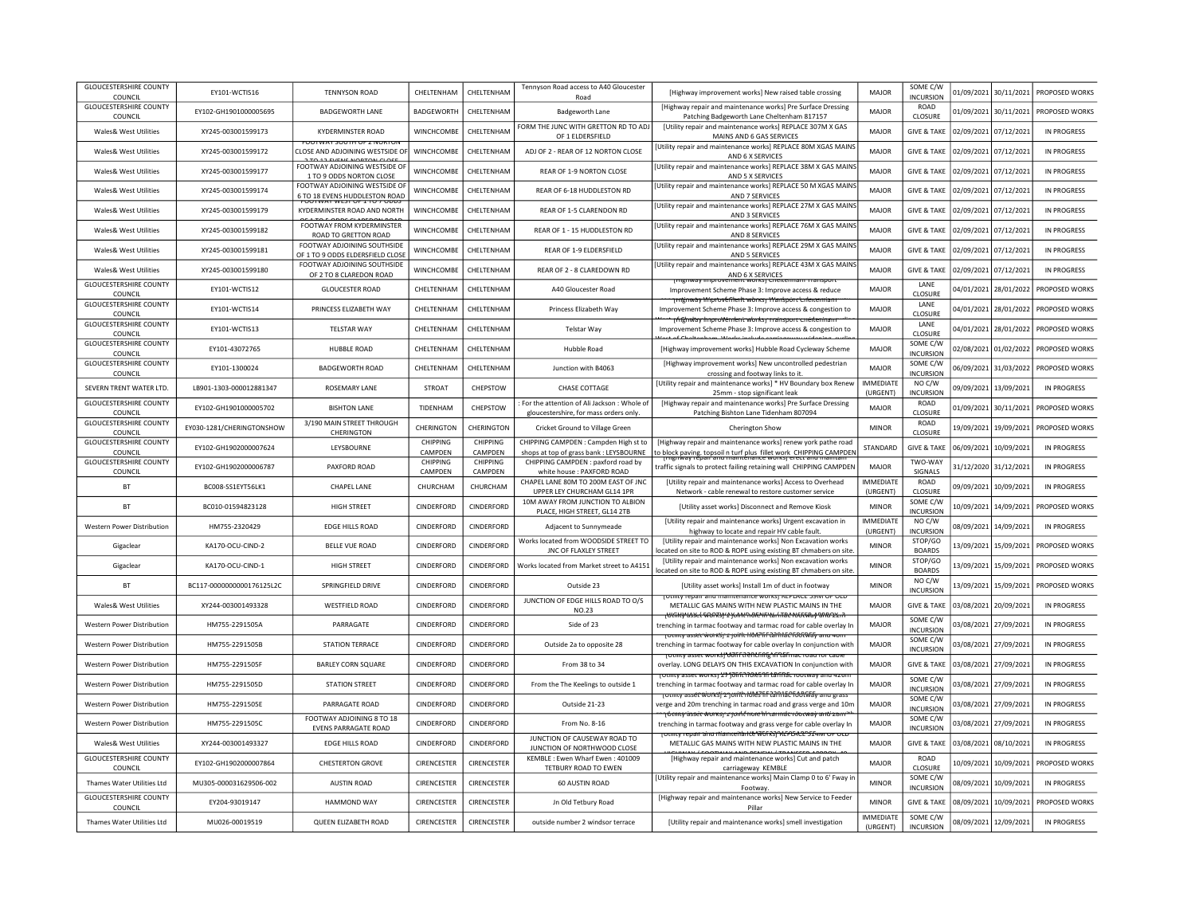| GLOUCESTERSHIRE COUNTY COUNCIL | EY101-WCTIS16 | TENNYSON ROAD | CHELTENHAM | CHELTENHAM | Tennyson Road access to A40 Gloucester Road | [Highway improvement works] New raised table crossing | MAJOR | SOME C/W INCURSION | 01/09/2021 | 30/11/2021 | PROPOSED WORKS |
|---|---|---|---|---|---|---|---|---|---|---|---|
| GLOUCESTERSHIRE COUNTY COUNCIL | EY102-GH1901000005695 | BADGEWORTH LANE | BADGEWORTH | CHELTENHAM | Badgeworth Lane | [Highway repair and maintenance works] Pre Surface Dressing Patching Badgeworth Lane Cheltenham 817157 | MAJOR | ROAD CLOSURE | 01/09/2021 | 30/11/2021 | PROPOSED WORKS |
| Wales& West Utilities | XY245-003001599173 | KYDERMINSTER ROAD | WINCHCOMBE | CHELTENHAM | FORM THE JUNC WITH GRETTON RD TO ADJ OF 1 ELDERSFIELD | [Utility repair and maintenance works] REPLACE 307M X GAS MAINS AND 6 GAS SERVICES | MAJOR | GIVE & TAKE | 02/09/2021 | 07/12/2021 | IN PROGRESS |
| Wales& West Utilities | XY245-003001599172 | FOOTWAY SOUTH OF 2 NORTON CLOSE AND ADJOINING WESTSIDE OF 2 TO 12 EVENS NORTON CLOSE | WINCHCOMBE | CHELTENHAM | ADJ OF 2 - REAR OF 12 NORTON CLOSE | [Utility repair and maintenance works] REPLACE 80M XGAS MAINS AND 6 X SERVICES | MAJOR | GIVE & TAKE | 02/09/2021 | 07/12/2021 | IN PROGRESS |
| Wales& West Utilities | XY245-003001599177 | FOOTWAY ADJOINING WESTSIDE OF 1 TO 9 ODDS NORTON CLOSE | WINCHCOMBE | CHELTENHAM | REAR OF 1-9 NORTON CLOSE | [Utility repair and maintenance works] REPLACE 38M X GAS MAINS AND 5 X SERVICES | MAJOR | GIVE & TAKE | 02/09/2021 | 07/12/2021 | IN PROGRESS |
| Wales& West Utilities | XY245-003001599174 | FOOTWAY ADJOINING WESTSIDE OF 6 TO 18 EVENS HUDDLESTON ROAD | WINCHCOMBE | CHELTENHAM | REAR OF 6-18 HUDDLESTON RD | [Utility repair and maintenance works] REPLACE 50 M XGAS MAINS AND 7 SERVICES | MAJOR | GIVE & TAKE | 02/09/2021 | 07/12/2021 | IN PROGRESS |
| Wales& West Utilities | XY245-003001599179 | FOOTWAY WEST OF 1 TO 7 ODDS OF 1 TO 5 ODDS CLARENDON ROAD | WINCHCOMBE | CHELTENHAM | REAR OF 1-5 CLARENDON RD | [Utility repair and maintenance works] REPLACE 27M X GAS MAINS AND 3 SERVICES | MAJOR | GIVE & TAKE | 02/09/2021 | 07/12/2021 | IN PROGRESS |
| Wales& West Utilities | XY245-003001599182 | FOOTWAY FROM KYDERMINSTER KYDERMINSTER ROAD AND NORTH | WINCHCOMBE | CHELTENHAM | REAR OF 1 - 15 HUDDLESTON RD | [Utility repair and maintenance works] REPLACE 76M X GAS MAINS AND 8 SERVICES | MAJOR | GIVE & TAKE | 02/09/2021 | 07/12/2021 | IN PROGRESS |
| Wales& West Utilities | XY245-003001599181 | FOOTWAY ADJOINING SOUTHSIDE OF 1 TO 9 ODDS ELDERSFIELD CLOSE | WINCHCOMBE | CHELTENHAM | REAR OF 1-9 ELDERSFIELD | [Utility repair and maintenance works] REPLACE 29M X GAS MAINS AND 5 SERVICES | MAJOR | GIVE & TAKE | 02/09/2021 | 07/12/2021 | IN PROGRESS |
| Wales& West Utilities | XY245-003001599180 | FOOTWAY ADJOINING SOUTHSIDE OF 2 TO 8 CLAREDON ROAD | WINCHCOMBE | CHELTENHAM | REAR OF 2 - 8 CLAREDOWN RD | [Utility repair and maintenance works] REPLACE 43M X GAS MAINS AND 6 X SERVICES | MAJOR | GIVE & TAKE | 02/09/2021 | 07/12/2021 | IN PROGRESS |
| GLOUCESTERSHIRE COUNTY COUNCIL | EY101-WCTIS12 | GLOUCESTER ROAD | CHELTENHAM | CHELTENHAM | A40 Gloucester Road | [Highway improvement works] Cheltenham Transport Improvement Scheme Phase 3: Improve access & reduce | MAJOR | LANE CLOSURE | 04/01/2021 | 28/01/2022 | PROPOSED WORKS |
| GLOUCESTERSHIRE COUNTY COUNCIL | EY101-WCTIS14 | PRINCESS ELIZABETH WAY | CHELTENHAM | CHELTENHAM | Princess Elizabeth Way | [Highway improvement works] Transport Cheltenham Improvement Scheme Phase 3: Improve access & congestion to | MAJOR | LANE CLOSURE | 04/01/2021 | 28/01/2022 | PROPOSED WORKS |
| GLOUCESTERSHIRE COUNTY COUNCIL | EY101-WCTIS13 | TELSTAR WAY | CHELTENHAM | CHELTENHAM | Telstar Way | [Highway improvement works] Transport Cheltenham Improvement Scheme Phase 3: Improve access & congestion to West of Cheltenham. Works include carriageway widening, cycling | MAJOR | LANE CLOSURE | 04/01/2021 | 28/01/2022 | PROPOSED WORKS |
| GLOUCESTERSHIRE COUNTY COUNCIL | EY101-43072765 | HUBBLE ROAD | CHELTENHAM | CHELTENHAM | Hubble Road | [Highway improvement works] Hubble Road Cycleway Scheme | MAJOR | SOME C/W INCURSION | 02/08/2021 | 01/02/2022 | PROPOSED WORKS |
| GLOUCESTERSHIRE COUNTY COUNCIL | EY101-1300024 | BADGEWORTH ROAD | CHELTENHAM | CHELTENHAM | Junction with B4063 | [Highway improvement works] New uncontrolled pedestrian crossing and footway links to it. | MAJOR | SOME C/W INCURSION | 06/09/2021 | 31/03/2022 | PROPOSED WORKS |
| SEVERN TRENT WATER LTD. | LB901-1303-000012881347 | ROSEMARY LANE | STROAT | CHEPSTOW | CHASE COTTAGE | [Utility repair and maintenance works] * HV Boundary box Renew 25mm - stop significant leak | IMMEDIATE (URGENT) | NO C/W INCURSION | 09/09/2021 | 13/09/2021 | IN PROGRESS |
| GLOUCESTERSHIRE COUNTY COUNCIL | EY102-GH1901000005702 | BISHTON LANE | TIDENHAM | CHEPSTOW | : For the attention of Ali Jackson : Whole of gloucestershire, for mass orders only. | [Highway repair and maintenance works] Pre Surface Dressing Patching Bishton Lane Tidenham 807094 | MAJOR | ROAD CLOSURE | 01/09/2021 | 30/11/2021 | PROPOSED WORKS |
| GLOUCESTERSHIRE COUNTY COUNCIL | EY030-1281/CHERINGTONSHOW | 3/190 MAIN STREET THROUGH CHERINGTON | CHERINGTON | CHERINGTON | Cricket Ground to Village Green | Cherington Show | MINOR | ROAD CLOSURE | 19/09/2021 | 19/09/2021 | PROPOSED WORKS |
| GLOUCESTERSHIRE COUNTY COUNCIL | EY102-GH1902000007624 | LEYSBOURNE | CHIPPING CAMPDEN | CHIPPING CAMPDEN | CHIPPING CAMPDEN : Campden High st to shops at top of grass bank : LEYSBOURNE | [Highway repair and maintenance works] renew york pathe road to block paving. topsoil n turf plus fillet work CHIPPING CAMPDEN | STANDARD | GIVE & TAKE | 06/09/2021 | 10/09/2021 | IN PROGRESS |
| GLOUCESTERSHIRE COUNTY COUNCIL | EY102-GH1902000006787 | PAXFORD ROAD | CHIPPING CAMPDEN | CHIPPING CAMPDEN | CHIPPING CAMPDEN : paxford road by white house : PAXFORD ROAD | [Highway repair and maintenance works] erect and maintain traffic signals to protect failing retaining wall CHIPPING CAMPDEN | MAJOR | TWO-WAY SIGNALS | 31/12/2020 | 31/12/2021 | IN PROGRESS |
| BT | BC008-SS1EYT56LK1 | CHAPEL LANE | CHURCHAM | CHURCHAM | CHAPEL LANE 80M TO 200M EAST OF JNC UPPER LEY CHURCHAM GL14 1PR | [Utility repair and maintenance works] Access to Overhead Network - cable renewal to restore customer service | IMMEDIATE (URGENT) | ROAD CLOSURE | 09/09/2021 | 10/09/2021 | IN PROGRESS |
| BT | BC010-01594823128 | HIGH STREET | CINDERFORD | CINDERFORD | 10M AWAY FROM JUNCTION TO ALBION PLACE, HIGH STREET, GL14 2TB | [Utility asset works] Disconnect and Remove Kiosk | MINOR | SOME C/W INCURSION | 10/09/2021 | 14/09/2021 | PROPOSED WORKS |
| Western Power Distribution | HM755-2320429 | EDGE HILLS ROAD | CINDERFORD | CINDERFORD | Adjacent to Sunnymeade | [Utility repair and maintenance works] Urgent excavation in highway to locate and repair HV cable fault. | IMMEDIATE (URGENT) | NO C/W INCURSION | 08/09/2021 | 14/09/2021 | IN PROGRESS |
| Gigaclear | KA170-OCU-CIND-2 | BELLE VUE ROAD | CINDERFORD | CINDERFORD | Works located from WOODSIDE STREET TO JNC OF FLAXLEY STREET | [Utility repair and maintenance works] Non Excavation works located on site to ROD & ROPE using existing BT chmabers on site. | MINOR | STOP/GO BOARDS | 13/09/2021 | 15/09/2021 | PROPOSED WORKS |
| Gigaclear | KA170-OCU-CIND-1 | HIGH STREET | CINDERFORD | CINDERFORD | Works located from Market street to A4151 | [Utility repair and maintenance works] Non excavation works located on site to ROD & ROPE using existing BT chmabers on site. | MINOR | STOP/GO BOARDS | 13/09/2021 | 15/09/2021 | PROPOSED WORKS |
| BT | BC117-0000000000176125L2C | SPRINGFIELD DRIVE | CINDERFORD | CINDERFORD | Outside 23 | [Utility asset works] Install 1m of duct in footway | MINOR | NO C/W INCURSION | 13/09/2021 | 15/09/2021 | PROPOSED WORKS |
| Wales& West Utilities | XY244-003001493328 | WESTFIELD ROAD | CINDERFORD | CINDERFORD | JUNCTION OF EDGE HILLS ROAD TO O/S NO.23 | [Utility repair and maintenance works] REPLACE 39M OF OLD METALLIC GAS MAINS WITH NEW PLASTIC MAINS IN THE | MAJOR | GIVE & TAKE | 03/08/2021 | 20/09/2021 | IN PROGRESS |
| Western Power Distribution | HM755-2291505A | PARRAGATE | CINDERFORD | CINDERFORD | Side of 23 | [Utility asset works] 2 joint holes in tarmac footway and trenching in tarmac footway and tarmac road for cable overlay In | MAJOR | SOME C/W INCURSION | 03/08/2021 | 27/09/2021 | IN PROGRESS |
| Western Power Distribution | HM755-2291505B | STATION TERRACE | CINDERFORD | CINDERFORD | Outside 2a to opposite 28 | [Utility asset works] 2 joint holes in tarmac footway and trenching in tarmac footway for cable overlay In conjunction with | MAJOR | SOME C/W INCURSION | 03/08/2021 | 27/09/2021 | IN PROGRESS |
| Western Power Distribution | HM755-2291505F | BARLEY CORN SQUARE | CINDERFORD | CINDERFORD | From 38 to 34 | [Utility asset works] trenching in tarmac road for cable overlay. LONG DELAYS ON THIS EXCAVATION In conjunction with | MAJOR | GIVE & TAKE | 03/08/2021 | 27/09/2021 | IN PROGRESS |
| Western Power Distribution | HM755-2291505D | STATION STREET | CINDERFORD | CINDERFORD | From the The Keelings to outside 1 | [Utility asset works] 2 joint holes in tarmac footway and 42cm trenching in tarmac footway and tarmac road for cable overlay In | MAJOR | SOME C/W INCURSION | 03/08/2021 | 27/09/2021 | IN PROGRESS |
| Western Power Distribution | HM755-2291505E | PARRAGATE ROAD | CINDERFORD | CINDERFORD | Outside 21-23 | [Utility asset works] 2 joint holes in tarmac footway and grass verge and 20m trenching in tarmac road and grass verge and 10m | MAJOR | SOME C/W INCURSION | 03/08/2021 | 27/09/2021 | IN PROGRESS |
| Western Power Distribution | HM755-2291505C | FOOTWAY ADJOINING 8 TO 18 EVENS PARRAGATE ROAD | CINDERFORD | CINDERFORD | From No. 8-16 | [Utility asset works] 2 joint hole in tarmac footway and 28m trenching in tarmac footway and grass verge for cable overlay In | MAJOR | SOME C/W INCURSION | 03/08/2021 | 27/09/2021 | IN PROGRESS |
| Wales& West Utilities | XY244-003001493327 | EDGE HILLS ROAD | CINDERFORD | CINDERFORD | JUNCTION OF CAUSEWAY ROAD TO JUNCTION OF NORTHWOOD CLOSE | [Utility repair and maintenance works] REPLACE 314M OF OLD METALLIC GAS MAINS WITH NEW PLASTIC MAINS IN THE | MAJOR | GIVE & TAKE | 03/08/2021 | 08/10/2021 | IN PROGRESS |
| GLOUCESTERSHIRE COUNTY COUNCIL | EY102-GH1902000007864 | CHESTERTON GROVE | CIRENCESTER | CIRENCESTER | KEMBLE : Ewen Wharf Ewen : 401009 TETBURY ROAD TO EWEN | [Highway repair and maintenance works] Cut and patch carriageway KEMBLE | MAJOR | ROAD CLOSURE | 10/09/2021 | 10/09/2021 | PROPOSED WORKS |
| Thames Water Utilities Ltd | MU305-000031629506-002 | AUSTIN ROAD | CIRENCESTER | CIRENCESTER | 60 AUSTIN ROAD | [Utility repair and maintenance works] Main Clamp 0 to 6' Fway in Footway. | MINOR | SOME C/W INCURSION | 08/09/2021 | 10/09/2021 | IN PROGRESS |
| GLOUCESTERSHIRE COUNTY COUNCIL | EY204-93019147 | HAMMOND WAY | CIRENCESTER | CIRENCESTER | Jn Old Tetbury Road | [Highway repair and maintenance works] New Service to Feeder Pillar | MINOR | GIVE & TAKE | 08/09/2021 | 10/09/2021 | PROPOSED WORKS |
| Thames Water Utilities Ltd | MU026-00019519 | QUEEN ELIZABETH ROAD | CIRENCESTER | CIRENCESTER | outside number 2 windsor terrace | [Utility repair and maintenance works] smell investigation | IMMEDIATE (URGENT) | SOME C/W INCURSION | 08/09/2021 | 12/09/2021 | IN PROGRESS |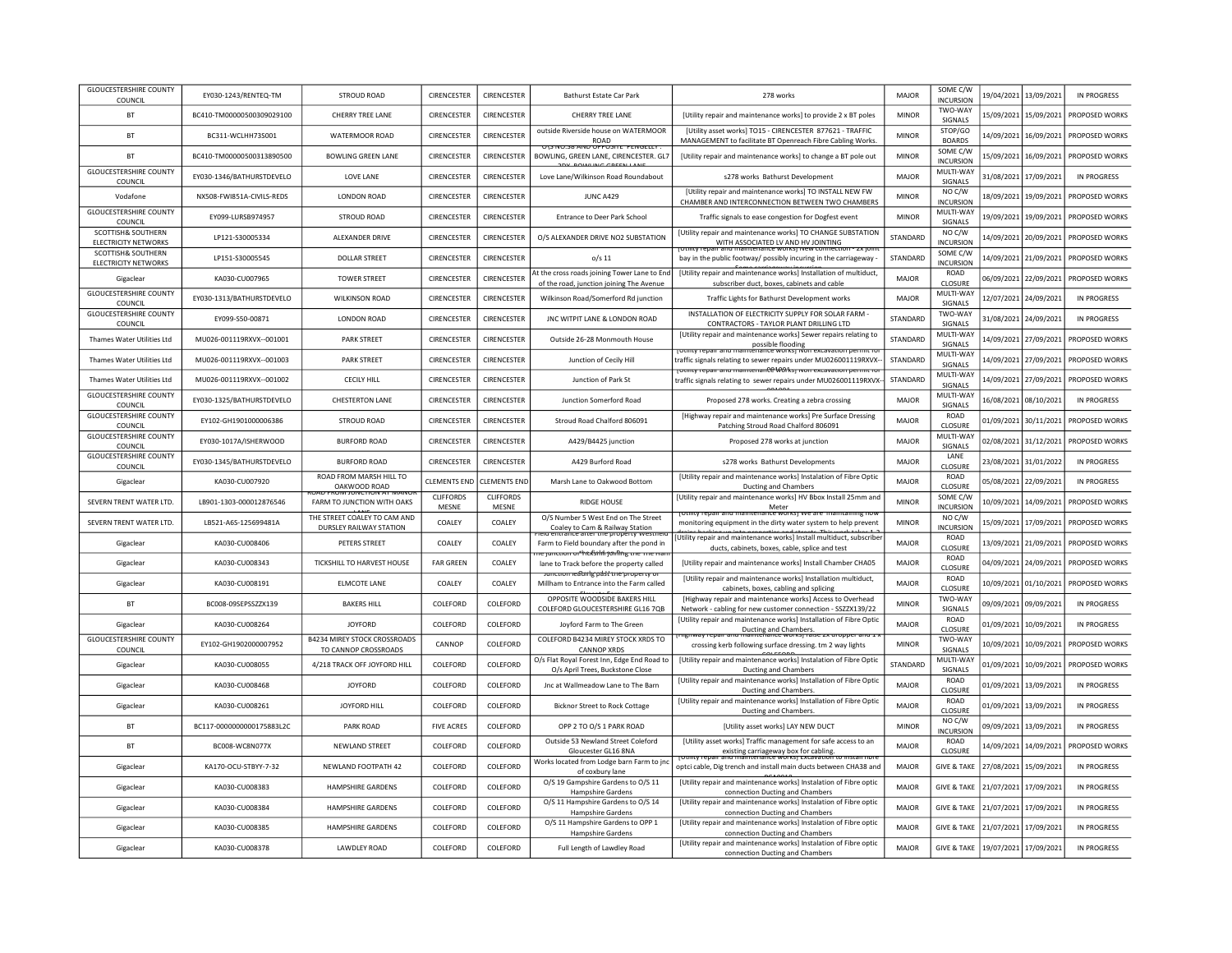| GLOUCESTERSHIRE COUNTY COUNCIL | EY030-1243/RENTEQ-TM | STROUD ROAD | CIRENCESTER | CIRENCESTER | Bathurst Estate Car Park | 278 works | MAJOR | SOME C/W INCURSION | 19/04/2021 | 13/09/2021 | IN PROGRESS |
|---|---|---|---|---|---|---|---|---|---|---|---|
| BT | BC410-TM00000500309029100 | CHERRY TREE LANE | CIRENCESTER | CIRENCESTER | CHERRY TREE LANE | [Utility repair and maintenance works] to provide 2 x BT poles | MINOR | TWO-WAY SIGNALS | 15/09/2021 | 15/09/2021 | PROPOSED WORKS |
| BT | BC311-WCLHH73S001 | WATERMOOR ROAD | CIRENCESTER | CIRENCESTER | outside Riverside house on WATERMOOR ROAD | [Utility asset works] TO15 - CIRENCESTER 877621 - TRAFFIC MANAGEMENT to facilitate BT Openreach Fibre Cabling Works. | MINOR | STOP/GO BOARDS | 14/09/2021 | 16/09/2021 | PROPOSED WORKS |
| BT | BC410-TM00000500313890500 | BOWLING GREEN LANE | CIRENCESTER | CIRENCESTER | O/S NO.38 AND OPPOSITE "PENGELLY", BOWLING, GREEN LANE, CIRENCESTER. GL7 2DX, BOWLING GREEN LANE | [Utility repair and maintenance works] to change a BT pole out | MINOR | SOME C/W INCURSION | 15/09/2021 | 16/09/2021 | PROPOSED WORKS |
| GLOUCESTERSHIRE COUNTY COUNCIL | EY030-1346/BATHURSTDEVELO | LOVE LANE | CIRENCESTER | CIRENCESTER | Love Lane/Wilkinson Road Roundabout | s278 works Bathurst Development | MAJOR | MULTI-WAY SIGNALS | 31/08/2021 | 17/09/2021 | IN PROGRESS |
| Vodafone | NX508-FWI851A-CIVILS-REDS | LONDON ROAD | CIRENCESTER | CIRENCESTER | JUNC A429 | [Utility repair and maintenance works] TO INSTALL NEW FW CHAMBER AND INTERCONNECTION BETWEEN TWO CHAMBERS | MINOR | NO C/W INCURSION | 18/09/2021 | 19/09/2021 | PROPOSED WORKS |
| GLOUCESTERSHIRE COUNTY COUNCIL | EY099-LURSB974957 | STROUD ROAD | CIRENCESTER | CIRENCESTER | Entrance to Deer Park School | Traffic signals to ease congestion for Dogfest event | MINOR | MULTI-WAY SIGNALS | 19/09/2021 | 19/09/2021 | PROPOSED WORKS |
| SCOTTISH& SOUTHERN ELECTRICITY NETWORKS | LP121-S30005334 | ALEXANDER DRIVE | CIRENCESTER | CIRENCESTER | O/S ALEXANDER DRIVE NO2 SUBSTATION | [Utility repair and maintenance works] TO CHANGE SUBSTATION WITH ASSOCIATED LV AND HV JOINTING | STANDARD | NO C/W INCURSION | 14/09/2021 | 20/09/2021 | PROPOSED WORKS |
| SCOTTISH& SOUTHERN ELECTRICITY NETWORKS | LP151-S30005545 | DOLLAR STREET | CIRENCESTER | CIRENCESTER | o/s 11 | [Utility repair and maintenance works] New connection - 2x joint bay in the public footway/ possibly incuring in the carriageway - Some carriageway incursion | STANDARD | SOME C/W INCURSION | 14/09/2021 | 21/09/2021 | PROPOSED WORKS |
| Gigaclear | KA030-CU007965 | TOWER STREET | CIRENCESTER | CIRENCESTER | At the cross roads joining Tower Lane to End of the road, junction joining The Avenue | [Utility repair and maintenance works] Installation of multiduct, subscriber duct, boxes, cabinets and cable | MAJOR | ROAD CLOSURE | 06/09/2021 | 22/09/2021 | PROPOSED WORKS |
| GLOUCESTERSHIRE COUNTY COUNCIL | EY030-1313/BATHURSTDEVELO | WILKINSON ROAD | CIRENCESTER | CIRENCESTER | Wilkinson Road/Somerford Rd junction | Traffic Lights for Bathurst Development works | MAJOR | MULTI-WAY SIGNALS | 12/07/2021 | 24/09/2021 | IN PROGRESS |
| GLOUCESTERSHIRE COUNTY COUNCIL | EY099-S50-00871 | LONDON ROAD | CIRENCESTER | CIRENCESTER | JNC WITPIT LANE & LONDON ROAD | INSTALLATION OF ELECTRICITY SUPPLY FOR SOLAR FARM - CONTRACTORS - TAYLOR PLANT DRILLING LTD | STANDARD | TWO-WAY SIGNALS | 31/08/2021 | 24/09/2021 | IN PROGRESS |
| Thames Water Utilities Ltd | MU026-001119RXVX--001001 | PARK STREET | CIRENCESTER | CIRENCESTER | Outside 26-28 Monmouth House | [Utility repair and maintenance works] Sewer repairs relating to possible flooding | STANDARD | MULTI-WAY SIGNALS | 14/09/2021 | 27/09/2021 | PROPOSED WORKS |
| Thames Water Utilities Ltd | MU026-001119RXVX--001003 | PARK STREET | CIRENCESTER | CIRENCESTER | Junction of Cecily Hill | [Utility repair and maintenance works] Non excavation permit for traffic signals relating to sewer repairs under MU026001119RXVX--001001 | STANDARD | MULTI-WAY SIGNALS | 14/09/2021 | 27/09/2021 | PROPOSED WORKS |
| Thames Water Utilities Ltd | MU026-001119RXVX--001002 | CECILY HILL | CIRENCESTER | CIRENCESTER | Junction of Park St | [Utility repair and maintenance works] Non excavation permit for traffic signals relating to sewer repairs under MU026001119RXVX--001001 | STANDARD | MULTI-WAY SIGNALS | 14/09/2021 | 27/09/2021 | PROPOSED WORKS |
| GLOUCESTERSHIRE COUNTY COUNCIL | EY030-1325/BATHURSTDEVELO | CHESTERTON LANE | CIRENCESTER | CIRENCESTER | Junction Somerford Road | Proposed 278 works. Creating a zebra crossing | MAJOR | MULTI-WAY SIGNALS | 16/08/2021 | 08/10/2021 | IN PROGRESS |
| GLOUCESTERSHIRE COUNTY COUNCIL | EY102-GH1901000006386 | STROUD ROAD | CIRENCESTER | CIRENCESTER | Stroud Road Chalford 806091 | [Highway repair and maintenance works] Pre Surface Dressing Patching Stroud Road Chalford 806091 | MAJOR | ROAD CLOSURE | 01/09/2021 | 30/11/2021 | PROPOSED WORKS |
| GLOUCESTERSHIRE COUNTY COUNCIL | EY030-1017A/ISHERWOOD | BURFORD ROAD | CIRENCESTER | CIRENCESTER | A429/B4425 junction | Proposed 278 works at junction | MAJOR | MULTI-WAY SIGNALS | 02/08/2021 | 31/12/2021 | PROPOSED WORKS |
| GLOUCESTERSHIRE COUNTY COUNCIL | EY030-1345/BATHURSTDEVELO | BURFORD ROAD | CIRENCESTER | CIRENCESTER | A429 Burford Road | s278 works Bathurst Developments | MAJOR | LANE CLOSURE | 23/08/2021 | 31/01/2022 | IN PROGRESS |
| Gigaclear | KA030-CU007920 | ROAD FROM MARSH HILL TO OAKWOOD ROAD | CLEMENTS END | CLEMENTS END | Marsh Lane to Oakwood Bottom | [Utility repair and maintenance works] Instalation of Fibre Optic Ducting and Chambers | MAJOR | ROAD CLOSURE | 05/08/2021 | 22/09/2021 | IN PROGRESS |
| SEVERN TRENT WATER LTD. | LB901-1303-000012876546 | ROAD FROM JUNCTION AT MANOR FARM TO JUNCTION WITH OAKS LANE | CLIFFORDS MESNE | CLIFFORDS MESNE | RIDGE HOUSE | [Utility repair and maintenance works] HV Bbox Install 25mm and Meter | MINOR | SOME C/W INCURSION | 10/09/2021 | 14/09/2021 | PROPOSED WORKS |
| SEVERN TRENT WATER LTD. | LB521-A6S-125699481A | THE STREET COALEY TO CAM AND DURSLEY RAILWAY STATION | COALEY | COALEY | O/S Number 5 West End on The Street Coaley to Cam & Railway Station | [Utility repair and maintenance works] We are maintaining flow monitoring equipment in the dirty water system to help prevent drains backing up into properties and streets. This work takes 1-2 | MINOR | NO C/W INCURSION | 15/09/2021 | 17/09/2021 | PROPOSED WORKS |
| Gigaclear | KA030-CU008406 | PETERS STREET | COALEY | COALEY | Field entrance after the property Westfield Farm to Field boundary after the pond in front of the property | [Utility repair and maintenance works] Install multiduct, subscriber ducts, cabinets, boxes, cable, splice and test | MAJOR | ROAD CLOSURE | 13/09/2021 | 21/09/2021 | PROPOSED WORKS |
| Gigaclear | KA030-CU008343 | TICKSHILL TO HARVEST HOUSE | FAR GREEN | COALEY | The junction of Tickshill joining the The Ham lane to Track before the property called | [Utility repair and maintenance works] Install Chamber CHA05 | MAJOR | ROAD CLOSURE | 04/09/2021 | 24/09/2021 | PROPOSED WORKS |
| Gigaclear | KA030-CU008191 | ELMCOTE LANE | COALEY | COALEY | Junction leading past the property of Millham to Entrance into the Farm called Elmcote Farm | [Utility repair and maintenance works] Installation multiduct, cabinets, boxes, cabling and splicing | MAJOR | ROAD CLOSURE | 10/09/2021 | 01/10/2021 | PROPOSED WORKS |
| BT | BC008-09SEPSSZZX139 | BAKERS HILL | COLEFORD | COLEFORD | OPPOSITE WOODSIDE BAKERS HILL COLEFORD GLOUCESTERSHIRE GL16 7QB | [Highway repair and maintenance works] Access to Overhead Network - cabling for new customer connection - SSZZX139/22 | MINOR | TWO-WAY SIGNALS | 09/09/2021 | 09/09/2021 | IN PROGRESS |
| Gigaclear | KA030-CU008264 | JOYFORD | COLEFORD | COLEFORD | Joyford Farm to The Green | [Utility repair and maintenance works] Installation of Fibre Optic Ducting and Chambers. | MAJOR | ROAD CLOSURE | 01/09/2021 | 10/09/2021 | IN PROGRESS |
| GLOUCESTERSHIRE COUNTY COUNCIL | EY102-GH1902000007952 | B4234 MIREY STOCK CROSSROADS TO CANNOP CROSSROADS | CANNOP | COLEFORD | COLEFORD B4234 MIREY STOCK XRDS TO CANNOP XRDS | [Highway repair and maintenance works] raise 2x dropper and 1 x crossing kerb following surface dressing. tm 2 way lights COLEFORD | MINOR | TWO-WAY SIGNALS | 10/09/2021 | 10/09/2021 | PROPOSED WORKS |
| Gigaclear | KA030-CU008055 | 4/218 TRACK OFF JOYFORD HILL | COLEFORD | COLEFORD | O/s Flat Royal Forest Inn, Edge End Road to O/s April Trees, Buckstone Close | [Utility repair and maintenance works] Installation of Fibre Optic Ducting and Chambers | STANDARD | MULTI-WAY SIGNALS | 01/09/2021 | 10/09/2021 | PROPOSED WORKS |
| Gigaclear | KA030-CU008468 | JOYFORD | COLEFORD | COLEFORD | Jnc at Wallmeadow Lane to The Barn | [Utility repair and maintenance works] Installation of Fibre Optic Ducting and Chambers. | MAJOR | ROAD CLOSURE | 01/09/2021 | 13/09/2021 | IN PROGRESS |
| Gigaclear | KA030-CU008261 | JOYFORD HILL | COLEFORD | COLEFORD | Bicknor Street to Rock Cottage | [Utility repair and maintenance works] Installation of Fibre Optic Ducting and Chambers. | MAJOR | ROAD CLOSURE | 01/09/2021 | 13/09/2021 | IN PROGRESS |
| BT | BC117-0000000000175883L2C | PARK ROAD | FIVE ACRES | COLEFORD | OPP 2 TO O/S 1 PARK ROAD | [Utility asset works] LAY NEW DUCT | MINOR | NO C/W INCURSION | 09/09/2021 | 13/09/2021 | IN PROGRESS |
| BT | BC008-WC8N077X | NEWLAND STREET | COLEFORD | COLEFORD | Outside 53 Newland Street Coleford Gloucester GL16 8NA | [Utility asset works] Traffic management for safe access to an existing carriageway box for cabling. | MAJOR | ROAD CLOSURE | 14/09/2021 | 14/09/2021 | PROPOSED WORKS |
| Gigaclear | KA170-OCU-STBYY-7-32 | NEWLAND FOOTPATH 42 | COLEFORD | COLEFORD | Works located from Lodge barn Farm to jnc of coxbury lane | [Utility repair and maintenance works] Excavation to install fibre optci cable, Dig trench and install main ducts between CHA38 and DCA0010 | MAJOR | GIVE & TAKE | 27/08/2021 | 15/09/2021 | IN PROGRESS |
| Gigaclear | KA030-CU008383 | HAMPSHIRE GARDENS | COLEFORD | COLEFORD | O/S 19 Gampshire Gardens to O/S 11 Hampshire Gardens | [Utility repair and maintenance works] Instalation of Fibre optic connection Ducting and Chambers | MAJOR | GIVE & TAKE | 21/07/2021 | 17/09/2021 | IN PROGRESS |
| Gigaclear | KA030-CU008384 | HAMPSHIRE GARDENS | COLEFORD | COLEFORD | O/S 11 Hampshire Gardens to O/S 14 Hampshire Gardens | [Utility repair and maintenance works] Instalation of Fibre optic connection Ducting and Chambers | MAJOR | GIVE & TAKE | 21/07/2021 | 17/09/2021 | IN PROGRESS |
| Gigaclear | KA030-CU008385 | HAMPSHIRE GARDENS | COLEFORD | COLEFORD | O/S 11 Hampshire Gardens to OPP 1 Hampshire Gardens | [Utility repair and maintenance works] Instalation of Fibre optic connection Ducting and Chambers | MAJOR | GIVE & TAKE | 21/07/2021 | 17/09/2021 | IN PROGRESS |
| Gigaclear | KA030-CU008378 | LAWDLEY ROAD | COLEFORD | COLEFORD | Full Length of Lawdley Road | [Utility repair and maintenance works] Instalation of Fibre optic connection Ducting and Chambers | MAJOR | GIVE & TAKE | 19/07/2021 | 17/09/2021 | IN PROGRESS |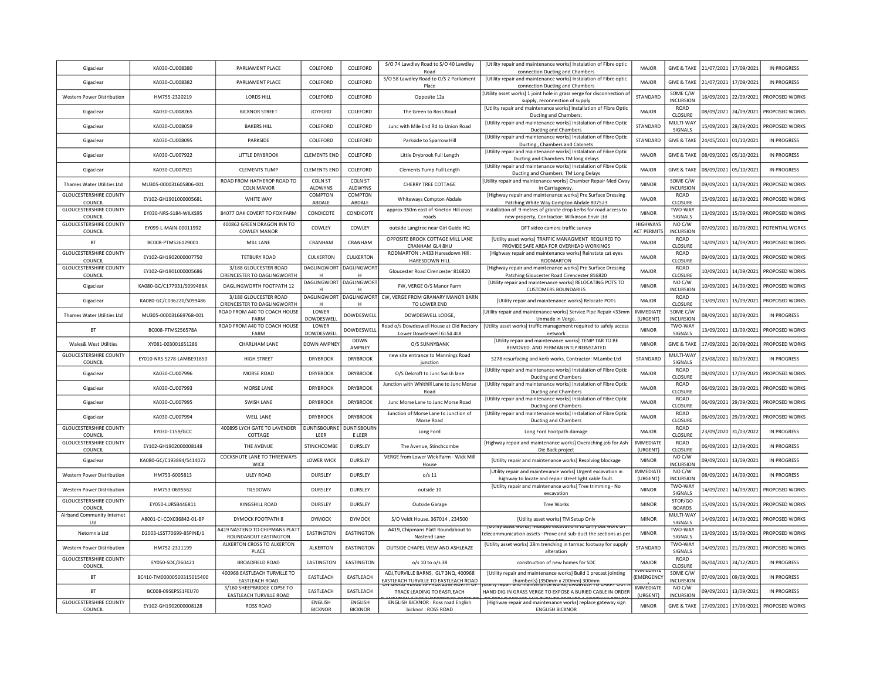| | | | | | | | | | | | |
|---|---|---|---|---|---|---|---|---|---|---|---|
| Gigaclear | KA030-CU008380 | PARLIAMENT PLACE | COLEFORD | COLEFORD | S/O 74 Lawdley Road to S/O 40 Lawdley Road | [Utility repair and maintenance works] Instalation of Fibre optic connection Ducting and Chambers | MAJOR | GIVE & TAKE | 21/07/2021 | 17/09/2021 | IN PROGRESS |
| Gigaclear | KA030-CU008382 | PARLIAMENT PLACE | COLEFORD | COLEFORD | S/O 58 Lawdley Road to O/S 2 Parliament Place | [Utility repair and maintenance works] Instalation of Fibre optic connection Ducting and Chambers | MAJOR | GIVE & TAKE | 21/07/2021 | 17/09/2021 | IN PROGRESS |
| Western Power Distribution | HM755-2320219 | LORDS HILL | COLEFORD | COLEFORD | Opposite 12a | [Utility asset works] 1 joint hole in grass verge for disconnection of supply, reconnection of supply | STANDARD | SOME C/W INCURSION | 16/09/2021 | 22/09/2021 | PROPOSED WORKS |
| Gigaclear | KA030-CU008265 | BICKNOR STREET | JOYFORD | COLEFORD | The Green to Ross Road | [Utility repair and maintenance works] Installation of Fibre Optic Ducting and Chambers. | MAJOR | ROAD CLOSURE | 08/09/2021 | 24/09/2021 | PROPOSED WORKS |
| Gigaclear | KA030-CU008059 | BAKERS HILL | COLEFORD | COLEFORD | Junc with Mile End Rd to Union Road | [Utility repair and maintenance works] Instalation of Fibre Optic Ducting and Chambers | STANDARD | MULTI-WAY SIGNALS | 15/09/2021 | 28/09/2021 | PROPOSED WORKS |
| Gigaclear | KA030-CU008095 | PARKSIDE | COLEFORD | COLEFORD | Parkside to Sparrow Hill | [Utility repair and maintenance works] Instalation of Fibre Optic Ducting , Chambers and Cabinets | STANDARD | GIVE & TAKE | 24/05/2021 | 01/10/2021 | IN PROGRESS |
| Gigaclear | KA030-CU007922 | LITTLE DRYBROOK | CLEMENTS END | COLEFORD | Little Drybrook Full Length | [Utility repair and maintenance works] Instalation of Fibre Optic Ducting and Chambers TM long delays | MAJOR | GIVE & TAKE | 08/09/2021 | 05/10/2021 | IN PROGRESS |
| Gigaclear | KA030-CU007921 | CLEMENTS TUMP | CLEMENTS END | COLEFORD | Clements Tump Full Length | [Utility repair and maintenance works] Instalation of Fibre Optic Ducting and Chambers TM Long Delays | MAJOR | GIVE & TAKE | 08/09/2021 | 05/10/2021 | IN PROGRESS |
| Thames Water Utilities Ltd | MU305-000031605806-001 | ROAD FROM HATHEROP ROAD TO COLN MANOR | COLN ST ALDWYNS | COLN ST ALDWYNS | CHERRY TREE COTTAGE | [Utility repair and maintenance works] Chamber Repair Med Cway in Carriageway. | MINOR | SOME C/W INCURSION | 09/09/2021 | 13/09/2021 | PROPOSED WORKS |
| GLOUCESTERSHIRE COUNTY COUNCIL | EY102-GH1901000005681 | WHITE WAY | COMPTON ABDALE | COMPTON ABDALE | Whiteways Compton Abdale | [Highway repair and maintenance works] Pre Surface Dressing Patching White Way Compton Abdale 807523 | MAJOR | ROAD CLOSURE | 15/09/2021 | 16/09/2021 | PROPOSED WORKS |
| GLOUCESTERSHIRE COUNTY COUNCIL | EY030-NRS-S184-WILKS95 | B4077 OAK COVERT TO FOX FARM | CONDICOTE | CONDICOTE | approx 350m east of Kineton Hill cross roads | Installation of 9 metres of granite drop kerbs for road access to new property, Contractor: Wilkinson Envir Ltd | MINOR | TWO-WAY SIGNALS | 13/09/2021 | 15/09/2021 | PROPOSED WORKS |
| GLOUCESTERSHIRE COUNTY COUNCIL | EY099-L-MAIN-00011992 | 400862 GREEN DRAGON INN TO COWLEY MANOR | COWLEY | COWLEY | outside Langtree near Girl Guide HQ | DFT video camera traffic survey | HIGHWAYS ACT PERMITS | NO C/W INCURSION | 07/09/2021 | 10/09/2021 | POTENTIAL WORKS |
| BT | BC008-PTMS26129001 | MILL LANE | CRANHAM | CRANHAM | OPPOSITE BROOK COTTAGE MILL LANE CRANHAM GL4 8HU | [Utility asset works] TRAFFIC MANAGMENT REQUIRED TO PROVIDE SAFE AREA FOR OVERHEAD WORKINGS | MAJOR | ROAD CLOSURE | 14/09/2021 | 14/09/2021 | PROPOSED WORKS |
| GLOUCESTERSHIRE COUNTY COUNCIL | EY102-GH1902000007750 | TETBURY ROAD | CULKERTON | CULKERTON | RODMARTON : A433 Haresdown Hill : HARESDOWN HILL | [Highway repair and maintenance works] Reinstate cat eyes RODMARTON | MAJOR | ROAD CLOSURE | 09/09/2021 | 13/09/2021 | PROPOSED WORKS |
| GLOUCESTERSHIRE COUNTY COUNCIL | EY102-GH1901000005686 | 3/188 GLOUCESTER ROAD CIRENCESTER TO DAGLINGWORTH | DAGLINGWORTH | DAGLINGWORTH | Gloucester Road Cirencester 816820 | [Highway repair and maintenance works] Pre Surface Dressing Patching Gloucester Road Cirencester 816820 | MAJOR | ROAD CLOSURE | 10/09/2021 | 14/09/2021 | PROPOSED WORKS |
| Gigaclear | KA080-GC/C177931/S099488A | DAGLINGWORTH FOOTPATH 12 | DAGLINGWORTH | DAGLINGWORTH | FW, VERGE O/S Manor Farm | [Utility repair and maintenance works] RELOCATING POTS TO CUSTOMERS BOUNDARIES | MINOR | NO C/W INCURSION | 10/09/2021 | 14/09/2021 | PROPOSED WORKS |
| Gigaclear | KA080-GC/C036220/S099486 | 3/188 GLOUCESTER ROAD CIRENCESTER TO DAGLINGWORTH | DAGLINGWORTH | DAGLINGWORTH | CW, VERGE FROM GRANARY MANOR BARN TO LOWER END | [Utility repair and maintenance works] Relocate POTs | MAJOR | ROAD CLOSURE | 13/09/2021 | 15/09/2021 | PROPOSED WORKS |
| Thames Water Utilities Ltd | MU305-000031669768-001 | ROAD FROM A40 TO COACH HOUSE FARM | LOWER DOWDESWELL | DOWDESWELL | DOWDESWELL LODGE, | [Utility repair and maintenance works] Service Pipe Repair <33mm Unmade in Verge. | IMMEDIATE (URGENT) | SOME C/W INCURSION | 08/09/2021 | 10/09/2021 | IN PROGRESS |
| BT | BC008-PTMS256578A | ROAD FROM A40 TO COACH HOUSE FARM | LOWER DOWDESWELL | DOWDESWELL | Road o/s Dowdeswell House at Old Rectory Lower Dowdeswell GL54 4LX | [Utility asset works] traffic management required to safely access network | MINOR | TWO-WAY SIGNALS | 13/09/2021 | 13/09/2021 | PROPOSED WORKS |
| Wales& West Utilities | XY081-003001651286 | CHARLHAM LANE | DOWN AMPNEY | DOWN AMPNEY | O/S SUNNYBANK | [Utility repair and maintenance works] TEMP TAR TO BE REMOVED. AND PERMANENTLY REINSTATED | MINOR | GIVE & TAKE | 17/09/2021 | 20/09/2021 | PROPOSED WORKS |
| GLOUCESTERSHIRE COUNTY COUNCIL | EY010-NRS-S278-LAMBE91650 | HIGH STREET | DRYBROOK | DRYBROOK | new site entrance to Mannings Road junction | S278 resurfacing and kerb works, Contractor: MLambe Ltd | STANDARD | MULTI-WAY SIGNALS | 23/08/2021 | 10/09/2021 | IN PROGRESS |
| Gigaclear | KA030-CU007996 | MORSE ROAD | DRYBROOK | DRYBROOK | O/S Delcroft to Junc Swish lane | [Utility repair and maintenance works] Instalation of Fibre Optic Ducting and Chambers | MAJOR | ROAD CLOSURE | 08/09/2021 | 17/09/2021 | PROPOSED WORKS |
| Gigaclear | KA030-CU007993 | MORSE LANE | DRYBROOK | DRYBROOK | Junction with Whithill Lane to Junc Morse Road | [Utility repair and maintenance works] Instalation of Fibre Optic Ducting and Chambers | MAJOR | ROAD CLOSURE | 06/09/2021 | 29/09/2021 | PROPOSED WORKS |
| Gigaclear | KA030-CU007995 | SWISH LANE | DRYBROOK | DRYBROOK | Junc Morse Lane to Junc Morse Road | [Utility repair and maintenance works] Instalation of Fibre Optic Ducting and Chambers | MAJOR | ROAD CLOSURE | 06/09/2021 | 29/09/2021 | PROPOSED WORKS |
| Gigaclear | KA030-CU007994 | WELL LANE | DRYBROOK | DRYBROOK | Junction of Morse Lane to Junction of Morse Road | [Utility repair and maintenance works] Instalation of Fibre Optic Ducting and Chambers | MAJOR | ROAD CLOSURE | 06/09/2021 | 29/09/2021 | PROPOSED WORKS |
| GLOUCESTERSHIRE COUNTY COUNCIL | EY030-1159/GCC | 400895 LYCH GATE TO LAVENDER COTTAGE | DUNTISBOURNE LEER | DUNTISBOURNE LEER | Long Ford | Long Ford Footpath damage | MAJOR | ROAD CLOSURE | 23/09/2020 | 31/03/2022 | IN PROGRESS |
| GLOUCESTERSHIRE COUNTY COUNCIL | EY102-GH1902000008148 | THE AVENUE | STINCHCOMBE | DURSLEY | The Avenue, Stinchcombe | [Highway repair and maintenance works] Overaching job for Ash Die Back project | IMMEDIATE (URGENT) | ROAD CLOSURE | 06/09/2021 | 12/09/2021 | IN PROGRESS |
| Gigaclear | KA080-GC/C193894/S414072 | COCKSHUTE LANE TO THREEWAYS WICK | LOWER WICK | DURSLEY | VERGE from Lower Wick Farm - Wick Mill House | [Utility repair and maintenance works] Resolving blockage | MINOR | NO C/W INCURSION | 09/09/2021 | 13/09/2021 | IN PROGRESS |
| Western Power Distribution | HM753-6005813 | ULEY ROAD | DURSLEY | DURSLEY | o/s 11 | [Utility repair and maintenance works] Urgent excavation in highway to locate and repair street light cable fault. | IMMEDIATE (URGENT) | NO C/W INCURSION | 08/09/2021 | 14/09/2021 | IN PROGRESS |
| Western Power Distribution | HM753-0695562 | TILSDOWN | DURSLEY | DURSLEY | outside 10 | [Utility repair and maintenance works] Tree trimming - No excavation | MINOR | TWO-WAY SIGNALS | 14/09/2021 | 14/09/2021 | PROPOSED WORKS |
| GLOUCESTERSHIRE COUNTY COUNCIL | EY050-LURSB446811 | KINGSHILL ROAD | DURSLEY | DURSLEY | Outside Garage | Tree Works | MINOR | STOP/GO BOARDS | 15/09/2021 | 15/09/2021 | PROPOSED WORKS |
| Airband Community Internet Ltd | A8001-CI-COX036842-01-BP | DYMOCK FOOTPATH 8 | DYMOCK | DYMOCK | S/O Veldt House. 367014 , 234500 | [Utility asset works] TM Setup Only | MINOR | MULTI-WAY SIGNALS | 14/09/2021 | 14/09/2021 | PROPOSED WORKS |
| Netomnia Ltd | D2003-LSST70699-8SPINE/1 | A419 NASTEND TO CHIPMANS PLATT ROUNDABOUT EASTINGTON | EASTINGTON | EASTINGTON | A419, Chipmans Platt Roundabout to Nastend Lane | [Utility asset works] Multiple excavations to carry out work on telecommunication assets - Prove and sub-duct the sections as per | MINOR | TWO-WAY SIGNALS | 13/09/2021 | 15/09/2021 | PROPOSED WORKS |
| Western Power Distribution | HM752-2311199 | ALKERTON CROSS TO ALKERTON PLACE | ALKERTON | EASTINGTON | OUTSIDE CHAPEL VIEW AND ASHLEAZE | [Utility asset works] 28m trenching in tarmac footway for supply alteration | STANDARD | TWO-WAY SIGNALS | 14/09/2021 | 21/09/2021 | PROPOSED WORKS |
| GLOUCESTERSHIRE COUNTY COUNCIL | EY050-SDC/060421 | BROADFIELD ROAD | EASTINGTON | EASTINGTON | o/s 10 to o/s 38 | construction of new homes for SDC | MAJOR | ROAD CLOSURE | 06/04/2021 | 24/12/2021 | IN PROGRESS |
| BT | BC410-TM00000500315015400 | 400968 EASTLEACH TURVILLE TO EASTLEACH ROAD | EASTLEACH | EASTLEACH | ADJ,TURVILLE BARNS, GL7 3NQ, 400968 EASTLEACH TURVILLE TO EASTLEACH ROAD | [Utility repair and maintenance works] Build 1 precast jointing chamber(s) (350mm x 200mm) 300mm | IMMEDIATE (EMERGENCY) | SOME C/W INCURSION | 07/09/2021 | 09/09/2021 | IN PROGRESS |
| BT | BC008-09SEPSS1FEU70 | 3/160 SHEEPBRIDGE COPSE TO EASTLEACH TURVILLE ROAD | EASTLEACH | EASTLEACH | ON GRASS VERGE APPROX 25M NORTH OF TRACK LEADING TO EASTLEACH | [Utility repair and maintenance works] ENGINEER TO CARRY OUT A HAND DIG IN GRASS VERGE TO EXPOSE A BURIED CABLE IN ORDER | IMMEDIATE (URGENT) | NO C/W INCURSION | 09/09/2021 | 13/09/2021 | IN PROGRESS |
| GLOUCESTERSHIRE COUNTY COUNCIL | EY102-GH1902000008128 | ROSS ROAD | ENGLISH BICKNOR | ENGLISH BICKNOR | ENGLISH BICKNOR : Ross road English bicknor : ROSS ROAD | [Highway repair and maintenance works] replace gateway sign ENGLISH BICKNOR | MINOR | GIVE & TAKE | 17/09/2021 | 17/09/2021 | PROPOSED WORKS |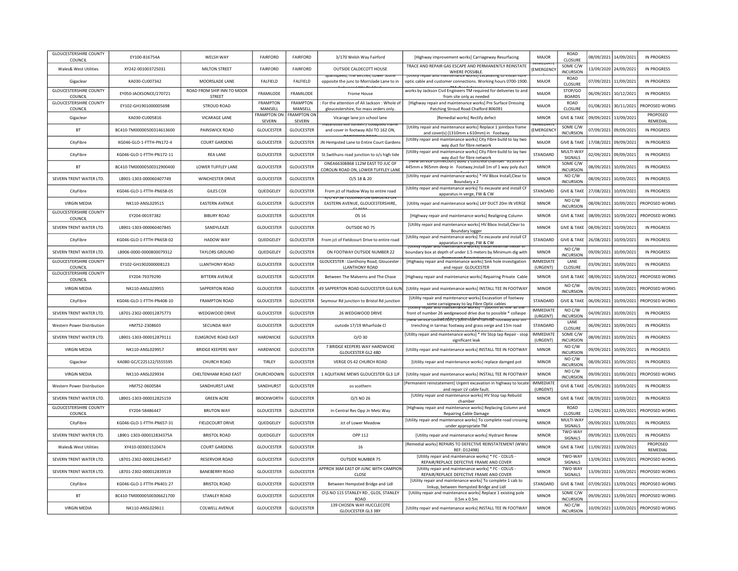| | | | | | | | | | | | |
|---|---|---|---|---|---|---|---|---|---|---|---|
| GLOUCESTERSHIRE COUNTY COUNCIL | EY100-816754A | WELSH WAY | FAIRFORD | FAIRFORD | 3/170 Welsh Way Fairford | [Highway improvement works] Carriageway Resurfacing | MAJOR | ROAD CLOSURE | 08/09/2021 | 14/09/2021 | IN PROGRESS |
| Wales& West Utilities | XY242-001003725031 | MILTON STREET | FAIRFORD | FAIRFORD | OUTSIDE CALDECOTT HOUSE | TRACE AND REPAIR GAS ESCAPE AND PERMANENTLY REINSTATE WHERE POSSIBLE. | IMMEDIATE (EMERGENCY) | SOME C/W INCURSION | 13/09/2020 | 24/09/2021 | IN PROGRESS |
| Gigaclear | KA030-CU007342 | MOORSLADE LANE | FALFIELD | FALFIELD | Spanspeed, The Birches, Lower Stone opposite the junc to Morrslade Lane to in between Little Paddock | [Utility repair and maintenance works] Excavating to install fibre optic cable and customer connections. Working hours 0700-1900. TM: Road closure | MAJOR | ROAD CLOSURE | 07/09/2021 | 11/09/2021 | IN PROGRESS |
| GLOUCESTERSHIRE COUNTY COUNCIL | EY050-JACKSONCE/270721 | ROAD FROM SHIP INN TO MOOR STREET | FRAMILODE | FRAMILODE | Frome House | works by Jackson Civil Engineers TM required for deliveries to and from site only as needed | MAJOR | STOP/GO BOARDS | 06/09/2021 | 10/12/2021 | IN PROGRESS |
| GLOUCESTERSHIRE COUNTY COUNCIL | EY102-GH1901000005698 | STROUD ROAD | FRAMPTON MANSELL | FRAMPTON MANSELL | : For the attention of Ali Jackson : Whole of gloucestershire, for mass orders only. | [Highway repair and maintenance works] Pre Surface Dressing Patching Stroud Road Chalford 806091 | MAJOR | ROAD CLOSURE | 01/08/2021 | 30/11/2021 | PROPOSED WORKS |
| Gigaclear | KA030-CU005816 | VICARAGE LANE | FRAMPTON ON SEVERN | FRAMPTON ON SEVERN | Vicarage lane jcn school lane | [Remedial works] Rectify defect | MINOR | GIVE & TAKE | 09/09/2021 | 13/09/2021 | PROPOSED REMEDIAL |
| BT | BC410-TM00000500314613600 | PAINSWICK ROAD | GLOUCESTER | GLOUCESTER | Hazardous site sunken / collapsed frame and cover in footway ADJ TO 162 ON, PAINSWICK ROAD | [Utility repair and maintenance works] Replace 1 jointbox frame and cover(s) (1310mm x 610mm) in Footway | IMMEDIATE (EMERGENCY) | SOME C/W INCURSION | 07/09/2021 | 09/09/2021 | IN PROGRESS |
| CityFibre | KG046-GLO-1-FTTH-PN172-4 | COURT GARDENS | GLOUCESTER | GLOUCESTER | JN Hempsted Lane to Entire Court Gardens | [Utility repair and maintenance works] City Fibre build to lay two way duct for fibre network | MAJOR | GIVE & TAKE | 17/08/2021 | 09/09/2021 | IN PROGRESS |
| CityFibre | KG046-GLO-1-FTTH-PN172-11 | REA LANE | GLOUCESTER | GLOUCESTER | St.Swithuns road junction to o/s high tide | [Utility repair and maintenance works] City Fibre build to lay two way duct for fibre network | STANDARD | MULTI-WAY SIGNALS | 02/09/2021 | 09/09/2021 | IN PROGRESS |
| BT | BC410-TM00000500312900400 | LOWER TUFFLEY LANE | GLOUCESTER | GLOUCESTER | ONEA66308868 112M EAST TO JUC OF COROLIN ROAD ON, LOWER TUFFLEY LANE | [New service connection] Build 1 concrete chamber 915mm x 445mm x 965mm deep in Footway,Install 1m of 1 way poly duct in Footway | MINOR | SOME C/W INCURSION | 08/09/2021 | 10/09/2021 | IN PROGRESS |
| SEVERN TRENT WATER LTD. | LB901-1303-000060407749 | WINCHESTER DRIVE | GLOUCESTER | GLOUCESTER | O/S 18 & 20 | [Utility repair and maintenance works] * HV Bbox Install,Clear to Boundary x 2 | MINOR | NO C/W INCURSION | 08/09/2021 | 10/09/2021 | IN PROGRESS |
| CityFibre | KG046-GLO-1-FTTH-PN658-05 | GILES COX | QUEDGELEY | GLOUCESTER | From jct of Hadow Way to entire road | [Utility repair and maintenance works] To excavate and install CF apparatus in verge, FW & CW | STANDARD | GIVE & TAKE | 27/08/2021 | 10/09/2021 | IN PROGRESS |
| VIRGIN MEDIA | NK110-ANSL029515 | EASTERN AVENUE | GLOUCESTER | GLOUCESTER | R/O 43-58 TEDDINGTON GARDENS ON EASTERN AVENUE, GLOUCESTERSHIRE, GL4 6QA | [Utility repair and maintenance works] LAY DUCT 20M IN VERGE | MINOR | NO C/W INCURSION | 08/09/2021 | 10/09/2021 | PROPOSED WORKS |
| GLOUCESTERSHIRE COUNTY COUNCIL | EY204-00197382 | BIBURY ROAD | GLOUCESTER | GLOUCESTER | OS 16 | [Highway repair and maintenance works] Realigning Column | MINOR | GIVE & TAKE | 08/09/2021 | 10/09/2021 | PROPOSED WORKS |
| SEVERN TRENT WATER LTD. | LB901-1303-000060407845 | SANDYLEAZE | GLOUCESTER | GLOUCESTER | OUTSIDE NO 75 | [Utility repair and maintenance works] HV Bbox Install,Clear to Boundary logger | MINOR | GIVE & TAKE | 08/09/2021 | 10/09/2021 | IN PROGRESS |
| CityFibre | KG046-GLO-1-FTTH-PN658-02 | HADOW WAY | QUEDGELEY | GLOUCESTER | From jct of Fieldcourt Drive to entire road | [Utility repair and maintenance works] To excavate and install CF apparatus in verge, FW & CW | STANDARD | GIVE & TAKE | 26/08/2021 | 10/09/2021 | IN PROGRESS |
| SEVERN TRENT WATER LTD. | LB906-0000-0000800079312 | TAYLORS GROUND | QUEDGELEY | GLOUCESTER | ON FOOTWAY OUTSIDE NUMBER 22 | [Utility repair and maintenance works] Install external meter in boundary box at depth of under 1.5 meters by Minimum dig with Permanent Reinstatement | MINOR | NO C/W INCURSION | 09/09/2021 | 10/09/2021 | IN PROGRESS |
| GLOUCESTERSHIRE COUNTY COUNCIL | EY102-GH1902000008123 | LLANTHONY ROAD | GLOUCESTER | GLOUCESTER | GLOUCESTER : Llanthony Road, Gloucester : LLANTHONY ROAD | [Highway repair and maintenance works] Sink hole investigation and repair GLOUCESTER | IMMEDIATE (URGENT) | LANE CLOSURE | 03/09/2021 | 10/09/2021 | IN PROGRESS |
| GLOUCESTERSHIRE COUNTY COUNCIL | EY204-79379290 | BITTERN AVENUE | GLOUCESTER | GLOUCESTER | Between The Malverns and The Chase | [Highway repair and maintenance works] Repairing Private Cable | MINOR | GIVE & TAKE | 08/09/2021 | 10/09/2021 | PROPOSED WORKS |
| VIRGIN MEDIA | NK110-ANSL029955 | SAPPERTON ROAD | GLOUCESTER | GLOUCESTER | 49 SAPPERTON ROAD GLOUCESTER GL4 6UN | [Utility repair and maintenance works] INSTALL TEE IN FOOTWAY | MINOR | NO C/W INCURSION | 09/09/2021 | 10/09/2021 | PROPOSED WORKS |
| CityFibre | KG046-GLO-1-FTTH-PN408-10 | FRAMPTON ROAD | GLOUCESTER | GLOUCESTER | Seymour Rd junction to Bristol Rd junction | [Utility repair and maintenance works] Excavation of footway some carraigeway to lay Fibre Optic cables | STANDARD | GIVE & TAKE | 06/09/2021 | 10/09/2021 | PROPOSED WORKS |
| SEVERN TRENT WATER LTD. | LB701-2302-000012875773 | WEDGWOOD DRIVE | GLOUCESTER | GLOUCESTER | 26 WEDGWOOD DRIVE | [Utility repair and maintenance works] * 100mm VC line at the front of number 26 wedgewood drive due to possible * collapse | IMMEDIATE (URGENT) | NO C/W INCURSION | 04/09/2021 | 10/09/2021 | IN PROGRESS |
| Western Power Distribution | HM752-2308603 | SECUNDA WAY | GLOUCESTER | GLOUCESTER | outside 17/19 Wharfside Cl | [New service connection] 1 joint hole in tarmac footway and 3m trenching in tarmac footway and grass verge and 15m road crossing in tarmac road for new supply | STANDARD | LANE CLOSURE | 06/09/2021 | 10/09/2021 | IN PROGRESS |
| SEVERN TRENT WATER LTD. | LB901-1303-000012879111 | ELMGROVE ROAD EAST | HARDWICKE | GLOUCESTER | O/O 30 | [Utility repair and maintenance works] * HV Stop tap Repair - stop significant leak | IMMEDIATE (URGENT) | SOME C/W INCURSION | 08/09/2021 | 10/09/2021 | IN PROGRESS |
| VIRGIN MEDIA | NK110-ANSL029957 | BRIDGE KEEPERS WAY | HARDWICKE | GLOUCESTER | 7 BRIDGE KEEPERS WAY HARDWICKE GLOUCESTER GL2 4BD | [Utility repair and maintenance works] INSTALL TEE IN FOOTWAY | MINOR | NO C/W INCURSION | 09/09/2021 | 10/09/2021 | IN PROGRESS |
| Gigaclear | KA080-GC/C225122/S555595 | CHURCH ROAD | TIRLEY | GLOUCESTER | VERGE OS 42 CHURCH ROAD | [Utility repair and maintenance works] replace damged pot | MINOR | NO C/W INCURSION | 08/09/2021 | 10/09/2021 | IN PROGRESS |
| VIRGIN MEDIA | NK110-ANSL029934 | CHELTENHAM ROAD EAST | CHURCHDOWN | GLOUCESTER | 1 AQUITAINE MEWS GLOUCESTER GL3 1JF | [Utility repair and maintenance works] INSTALL TEE IN FOOTWAY | MINOR | NO C/W INCURSION | 09/09/2021 | 10/09/2021 | PROPOSED WORKS |
| Western Power Distribution | HM752-0600584 | SANDHURST LANE | SANDHURST | GLOUCESTER | os scothern | [Permanent reinstatement] Urgent excavation in highway to locate and repair LV cable fault. | IMMEDIATE (URGENT) | GIVE & TAKE | 05/09/2021 | 10/09/2021 | IN PROGRESS |
| SEVERN TRENT WATER LTD. | LB901-1303-000012825159 | GREEN ACRE | BROCKWORTH | GLOUCESTER | O/S NO 26 | [Utility repair and maintenance works] HV Stop tap Rebuild chamber | MINOR | GIVE & TAKE | 08/09/2021 | 10/09/2021 | IN PROGRESS |
| GLOUCESTERSHIRE COUNTY COUNCIL | EY204-58486447 | BRUTON WAY | GLOUCESTER | GLOUCESTER | In Central Res Opp Jn Metz Way | [Highway repair and maintenance works] Replacing Column and Repairing Cable Damage | MINOR | ROAD CLOSURE | 12/09/2021 | 12/09/2021 | PROPOSED WORKS |
| CityFibre | KG046-GLO-1-FTTH-PN657-31 | FIELDCOURT DRIVE | QUEDGELEY | GLOUCESTER | Jct of Lower Meadow | [Utility repair and maintenance works] To complete road crossing under appropriate TM | MINOR | MULTI-WAY SIGNALS | 09/09/2021 | 13/09/2021 | IN PROGRESS |
| SEVERN TRENT WATER LTD. | LB901-1303-000012834375A | BRISTOL ROAD | QUEDGELEY | GLOUCESTER | OPP 112 | [Utility repair and maintenance works] Hydrant Renew | MINOR | TWO-WAY SIGNALS | 09/09/2021 | 13/09/2021 | IN PROGRESS |
| Wales& West Utilities | XY410-003001520474 | COURT GARDENS | GLOUCESTER | GLOUCESTER | 16 | [Remedial works] REPAIRS TO DEFECTIVE REINSTATEMENT (WWU REF: D12498) | MINOR | GIVE & TAKE | 11/09/2021 | 13/09/2021 | PROPOSED REMEDIAL |
| SEVERN TRENT WATER LTD. | LB701-2302-000012845457 | RESERVOIR ROAD | GLOUCESTER | GLOUCESTER | OUTSIDE NUMBER 75 | [Utility repair and maintenance works] * FC - COLUS - REPAIR/REPLACE DEFECTIVE FRAME AND COVER | MINOR | TWO-WAY SIGNALS | 13/09/2021 | 13/09/2021 | PROPOSED WORKS |
| SEVERN TRENT WATER LTD. | LB701-2302-000012839519 | BANEBERRY ROAD | GLOUCESTER | GLOUCESTER | APPROX 36M EAST OF JUNC WITH CAMPION CLOSE | [Utility repair and maintenance works] * FC - COLUS - REPAIR/REPLACE DEFECTIVE FRAME AND COVER | MINOR | TWO-WAY SIGNALS | 13/09/2021 | 13/09/2021 | PROPOSED WORKS |
| CityFibre | KG046-GLO-1-FTTH-PN401-27 | BRISTOL ROAD | GLOUCESTER | GLOUCESTER | Between Hempsted Bridge and Lidl | [Utility repair and maintenance works] To complete 1 cab to linkup, between Hempsted Bridge and Lidl | STANDARD | GIVE & TAKE | 07/09/2021 | 13/09/2021 | PROPOSED WORKS |
| BT | BC410-TM00000500306621700 | STANLEY ROAD | GLOUCESTER | GLOUCESTER | O\S NO 115 STANLEY RD , GLOS, STANLEY ROAD | [Utility repair and maintenance works] Replace 1 existing pole 0.5m x 0.5m | MINOR | SOME C/W INCURSION | 09/09/2021 | 13/09/2021 | PROPOSED WORKS |
| VIRGIN MEDIA | NK110-ANSL029611 | COLWELL AVENUE | GLOUCESTER | GLOUCESTER | 139 CHOSEN WAY HUCCLECOTE GLOUCESTER GL3 3BY | [Utility repair and maintenance works] INSTALL TEE IN FOOTWAY | MINOR | NO C/W INCURSION | 10/09/2021 | 13/09/2021 | PROPOSED WORKS |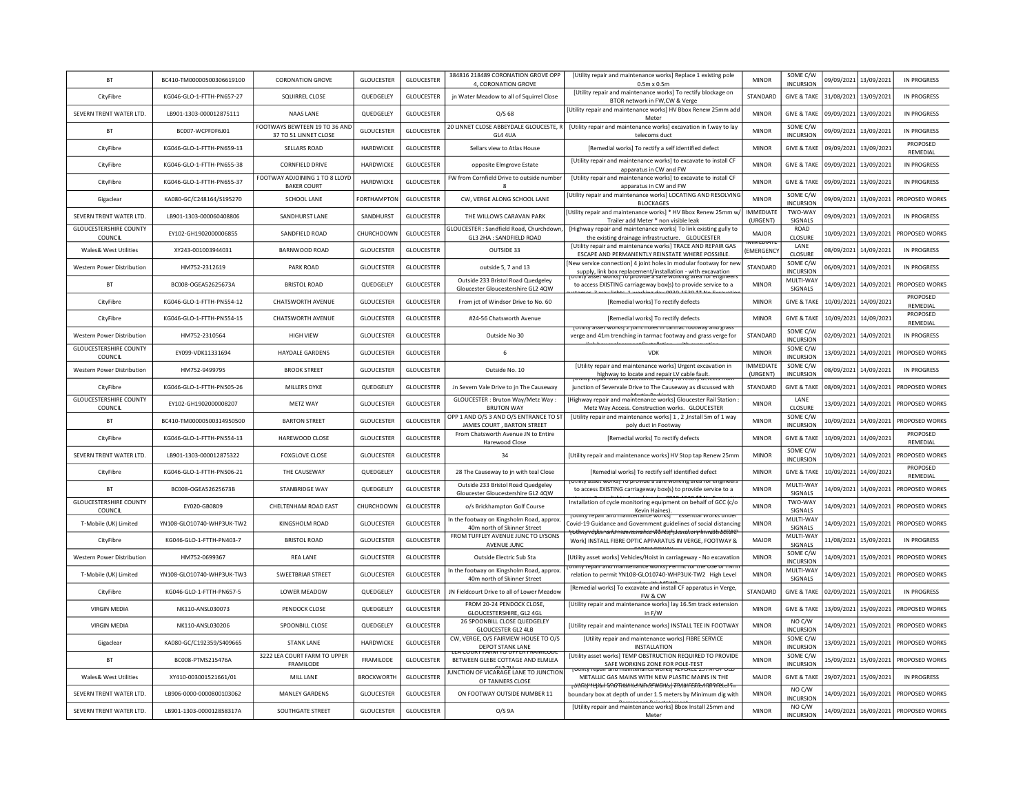| BT | BC410-TM00000500306619100 | CORONATION GROVE | GLOUCESTER | GLOUCESTER | 384816 218489 CORONATION GROVE OPP 4, CORONATION GROVE | [Utility repair and maintenance works] Replace 1 existing pole 0.5m x 0.5m | MINOR | SOME C/W INCURSION | 09/09/2021 | 13/09/2021 | IN PROGRESS |
|---|---|---|---|---|---|---|---|---|---|---|---|
| CityFibre | KG046-GLO-1-FTTH-PN657-27 | SQUIRREL CLOSE | QUEDGELEY | GLOUCESTER | jn Water Meadow to all of Squirrel Close | [Utility repair and maintenance works] To rectify blockage on BTOR network in FW,CW & Verge | STANDARD | GIVE & TAKE | 31/08/2021 | 13/09/2021 | IN PROGRESS |
| SEVERN TRENT WATER LTD. | LB901-1303-000012875111 | NAAS LANE | QUEDGELEY | GLOUCESTER | O/S 68 | [Utility repair and maintenance works] HV Bbox Renew 25mm add Meter | MINOR | GIVE & TAKE | 09/09/2021 | 13/09/2021 | IN PROGRESS |
| BT | BC007-WCPFDF6J01 | FOOTWAYS BEWTEEN 19 TO 36 AND 37 TO 51 LINNET CLOSE | GLOUCESTER | GLOUCESTER | 20 LINNET CLOSE ABBEYDALE GLOUCESTE, R GL4 4UA | [Utility repair and maintenance works] excavation in f.way to lay telecoms duct | MINOR | SOME C/W INCURSION | 09/09/2021 | 13/09/2021 | IN PROGRESS |
| CityFibre | KG046-GLO-1-FTTH-PN659-13 | SELLARS ROAD | HARDWICKE | GLOUCESTER | Sellars view to Atlas House | [Remedial works] To rectify a self identified defect | MINOR | GIVE & TAKE | 09/09/2021 | 13/09/2021 | PROPOSED REMEDIAL |
| CityFibre | KG046-GLO-1-FTTH-PN655-38 | CORNFIELD DRIVE | HARDWICKE | GLOUCESTER | opposite Elmgrove Estate | [Utility repair and maintenance works] To excavate to install CF apparatus in CW and FW | MINOR | GIVE & TAKE | 09/09/2021 | 13/09/2021 | IN PROGRESS |
| CityFibre | KG046-GLO-1-FTTH-PN655-37 | FOOTWAY ADJOINING 1 TO 8 LLOYD BAKER COURT | HARDWICKE | GLOUCESTER | FW from Cornfield Drive to outside number 8 | [Utility repair and maintenance works] To excavate to install CF apparatus in CW and FW | MINOR | GIVE & TAKE | 09/09/2021 | 13/09/2021 | IN PROGRESS |
| Gigaclear | KA080-GC/C248164/S195270 | SCHOOL LANE | FORTHAMPTON | GLOUCESTER | CW, VERGE ALONG SCHOOL LANE | [Utility repair and maintenance works] LOCATING AND RESOLVING BLOCKAGES | MINOR | SOME C/W INCURSION | 09/09/2021 | 13/09/2021 | PROPOSED WORKS |
| SEVERN TRENT WATER LTD. | LB901-1303-000060408806 | SANDHURST LANE | SANDHURST | GLOUCESTER | | [Utility repair and maintenance works] * HV Bbox Renew 25mm w/ Trailer add Meter * non visible leak | IMMEDIATE (URGENT) | TWO-WAY SIGNALS | 09/09/2021 | 13/09/2021 | IN PROGRESS |
| GLOUCESTERSHIRE COUNTY COUNCIL | EY102-GH1902000006855 | SANDFIELD ROAD | CHURCHDOWN | GLOUCESTER | GLOUCESTER : Sandfield Road, Churchdown, GL3 2HA : SANDFIELD ROAD | [Highway repair and maintenance works] To link existing gully to the existing drainage infrastructure. GLOUCESTER | MAJOR | ROAD CLOSURE | 10/09/2021 | 13/09/2021 | PROPOSED WORKS |
| Wales& West Utilities | XY243-001003944031 | BARNWOOD ROAD | GLOUCESTER | GLOUCESTER | OUTSIDE 33 | [Utility repair and maintenance works] TRACE AND REPAIR GAS ESCAPE AND PERMANENTLY REINSTATE WHERE POSSIBLE. | IMMEDIATE (EMERGENCY) | LANE CLOSURE | 08/09/2021 | 14/09/2021 | IN PROGRESS |
| Western Power Distribution | HM752-2312619 | PARK ROAD | GLOUCESTER | GLOUCESTER | outside 5, 7 and 13 | [New service connection] 4 joint holes in modular footway for new supply, link box replacement/installation - with excavation | STANDARD | SOME C/W INCURSION | 06/09/2021 | 14/09/2021 | IN PROGRESS |
| BT | BC008-OGEA52625673A | BRISTOL ROAD | QUEDGELEY | GLOUCESTER | Outside 233 Bristol Road Quedgeley Gloucester Gloucestershire GL2 4QW | [Utility asset works] To provide a safe working area for engineers to access EXISTING carriageway box(s) to provide service to a customer. 2 way lights. 1 working day 0930-1530 ** No Excavation | MINOR | MULTI-WAY SIGNALS | 14/09/2021 | 14/09/2021 | PROPOSED WORKS |
| CityFibre | KG046-GLO-1-FTTH-PN554-12 | CHATSWORTH AVENUE | GLOUCESTER | GLOUCESTER | From jct of Windsor Drive to No. 60 | [Remedial works] To rectify defects | MINOR | GIVE & TAKE | 10/09/2021 | 14/09/2021 | PROPOSED REMEDIAL |
| CityFibre | KG046-GLO-1-FTTH-PN554-15 | CHATSWORTH AVENUE | GLOUCESTER | GLOUCESTER | #24-56 Chatsworth Avenue | [Remedial works] To rectify defects | MINOR | GIVE & TAKE | 10/09/2021 | 14/09/2021 | PROPOSED REMEDIAL |
| Western Power Distribution | HM752-2310564 | HIGH VIEW | GLOUCESTER | GLOUCESTER | Outside No 30 | [Utility asset works] 2 joint holes in tarmac footway and grass verge and 41m trenching in tarmac footway and grass verge for link box replacement/installation - with excavation | STANDARD | SOME C/W INCURSION | 02/09/2021 | 14/09/2021 | IN PROGRESS |
| GLOUCESTERSHIRE COUNTY COUNCIL | EY099-VDK11331694 | HAYDALE GARDENS | GLOUCESTER | GLOUCESTER | 6 | VDK | MINOR | SOME C/W INCURSION | 13/09/2021 | 14/09/2021 | PROPOSED WORKS |
| Western Power Distribution | HM752-9499795 | BROOK STREET | GLOUCESTER | GLOUCESTER | Outside No. 10 | [Utility repair and maintenance works] Urgent excavation in highway to locate and repair LV cable fault. | IMMEDIATE (URGENT) | SOME C/W INCURSION | 08/09/2021 | 14/09/2021 | IN PROGRESS |
| CityFibre | KG046-GLO-1-FTTH-PN505-26 | MILLERS DYKE | QUEDGELEY | GLOUCESTER | Jn Severn Vale Drive to jn The Causeway | [Utility repair and maintenance works] To rectify defects from junction of Severvale Drive to The Causeway as discussed with Martin Perkins | STANDARD | GIVE & TAKE | 08/09/2021 | 14/09/2021 | PROPOSED WORKS |
| GLOUCESTERSHIRE COUNTY COUNCIL | EY102-GH1902000008207 | METZ WAY | GLOUCESTER | GLOUCESTER | GLOUCESTER : Bruton Way/Metz Way : BRUTON WAY | [Highway repair and maintenance works] Gloucester Rail Station : Metz Way Access. Construction works. GLOUCESTER | MINOR | LANE CLOSURE | 13/09/2021 | 14/09/2021 | PROPOSED WORKS |
| BT | BC410-TM00000500314950500 | BARTON STREET | GLOUCESTER | GLOUCESTER | OPP 1 AND O/S 3 AND O/S ENTRANCE TO ST JAMES COURT , BARTON STREET | [Utility repair and maintenance works] 1 , 2 ,Install 5m of 1 way poly duct in Footway | MINOR | SOME C/W INCURSION | 10/09/2021 | 14/09/2021 | PROPOSED WORKS |
| CityFibre | KG046-GLO-1-FTTH-PN554-13 | HAREWOOD CLOSE | GLOUCESTER | GLOUCESTER | From Chatsworth Avenue JN to Entire Harewood Close | [Remedial works] To rectify defects | MINOR | GIVE & TAKE | 10/09/2021 | 14/09/2021 | PROPOSED REMEDIAL |
| SEVERN TRENT WATER LTD. | LB901-1303-000012875322 | FOXGLOVE CLOSE | GLOUCESTER | GLOUCESTER | 34 | [Utility repair and maintenance works] HV Stop tap Renew 25mm | MINOR | SOME C/W INCURSION | 10/09/2021 | 14/09/2021 | PROPOSED WORKS |
| CityFibre | KG046-GLO-1-FTTH-PN506-21 | THE CAUSEWAY | QUEDGELEY | GLOUCESTER | 28 The Causeway to jn with teal Close | [Remedial works] To rectify self identified defect | MINOR | GIVE & TAKE | 10/09/2021 | 14/09/2021 | PROPOSED REMEDIAL |
| BT | BC008-OGEA52625673B | STANBRIDGE WAY | QUEDGELEY | GLOUCESTER | Outside 233 Bristol Road Quedgeley Gloucester Gloucestershire GL2 4QW | [Utility asset works] To provide a safe working area for engineers to access EXISTING carriageway box(s) to provide service to a customer. 2 way lights. 1 working day 0930-1530 ** No Excavation | MINOR | MULTI-WAY SIGNALS | 14/09/2021 | 14/09/2021 | PROPOSED WORKS |
| GLOUCESTERSHIRE COUNTY COUNCIL | EY020-GB0809 | CHELTENHAM ROAD EAST | CHURCHDOWN | GLOUCESTER | o/s Brickhampton Golf Course | Installation of cycle monitoring equipment on behalf of GCC (c/o Kevin Haines). | MINOR | TWO-WAY SIGNALS | 14/09/2021 | 14/09/2021 | PROPOSED WORKS |
| T-Mobile (UK) Limited | YN108-GLO10740-WHP3UK-TW2 | KINGSHOLM ROAD | GLOUCESTER | GLOUCESTER | In the footway on Kingsholm Road, approx. 40m north of Skinner Street | [Utility repair and maintenance works] Essential Works under Covid-19 Guidance and Government guidelines of social distancing. Utility repair and maintenance works - Mobile Elevated Work Platform MEWP | MINOR | MULTI-WAY SIGNALS | 14/09/2021 | 15/09/2021 | PROPOSED WORKS |
| CityFibre | KG046-GLO-1-FTTH-PN403-7 | BRISTOL ROAD | GLOUCESTER | GLOUCESTER | FROM TUFFLEY AVENUE JUNC TO LYSONS AVENUE JUNC | [Utility repair and maintenance works] Statutory Infrastructure Work] INSTALL FIBRE OPTIC APPARATUS IN VERGE, FOOTWAY & CARRIAGEWAY | MAJOR | MULTI-WAY SIGNALS | 11/08/2021 | 15/09/2021 | IN PROGRESS |
| Western Power Distribution | HM752-0699367 | REA LANE | GLOUCESTER | GLOUCESTER | Outside Electric Sub Sta | [Utility asset works] Vehicles/Hoist in carriageway - No excavation | MINOR | SOME C/W INCURSION | 14/09/2021 | 15/09/2021 | PROPOSED WORKS |
| T-Mobile (UK) Limited | YN108-GLO10740-WHP3UK-TW3 | SWEETBRIAR STREET | GLOUCESTER | GLOUCESTER | In the footway on Kingsholm Road, approx. 40m north of Skinner Street | [Utility repair and maintenance works] Permit for the use of TM in relation to permit YN108-GLO10740-WHP3UK-TW2 High Level works with MEWP | MINOR | MULTI-WAY SIGNALS | 14/09/2021 | 15/09/2021 | PROPOSED WORKS |
| CityFibre | KG046-GLO-1-FTTH-PN657-5 | LOWER MEADOW | QUEDGELEY | GLOUCESTER | JN Fieldcourt Drive to all of Lower Meadow | [Remedial works] To excavate and install CF apparatus in Verge, FW & CW | STANDARD | GIVE & TAKE | 02/09/2021 | 15/09/2021 | IN PROGRESS |
| VIRGIN MEDIA | NK110-ANSL030073 | PENDOCK CLOSE | QUEDGELEY | GLOUCESTER | FROM 20-24 PENDOCK CLOSE, GLOUCESTERSHIRE, GL2 4GL | [Utility repair and maintenance works] lay 16.5m track extension in F/W | MINOR | GIVE & TAKE | 13/09/2021 | 15/09/2021 | PROPOSED WORKS |
| VIRGIN MEDIA | NK110-ANSL030206 | SPOONBILL CLOSE | QUEDGELEY | GLOUCESTER | 26 SPOONBILL CLOSE QUEDGELEY GLOUCESTER GL2 4LB | [Utility repair and maintenance works] INSTALL TEE IN FOOTWAY | MINOR | NO C/W INCURSION | 14/09/2021 | 15/09/2021 | PROPOSED WORKS |
| Gigaclear | KA080-GC/C192359/S409665 | STANK LANE | HARDWICKE | GLOUCESTER | CW, VERGE, O/S FAIRVIEW HOUSE TO O/S DEPOT STANK LANE | [Utility repair and maintenance works] FIBRE SERVICE INSTALLATION | MINOR | SOME C/W INCURSION | 13/09/2021 | 15/09/2021 | PROPOSED WORKS |
| BT | BC008-PTMS215476A | 3222 LEA COURT FARM TO UPPER FRAMILODE | FRAMILODE | GLOUCESTER | LEA COURT FARM TO UPPER FRAMILODE BETWEEN GLEBE COTTAGE AND ELMLEA GL2 7LL | [Utility asset works] TEMP OBSTRUCTION REQUIRED TO PROVIDE SAFE WORKING ZONE FOR POLE-TEST | MINOR | SOME C/W INCURSION | 15/09/2021 | 15/09/2021 | PROPOSED WORKS |
| Wales& West Utilities | XY410-003001521661/01 | MILL LANE | BROCKWORTH | GLOUCESTER | JUNCTION OF VICARAGE LANE TO JUNCTION OF TANNERS CLOSE | [Utility repair and maintenance works] REPLACE 237M OF OLD METALLIC GAS MAINS WITH NEW PLASTIC MAINS IN THE | MAJOR | GIVE & TAKE | 29/07/2021 | 15/09/2021 | IN PROGRESS |
| SEVERN TRENT WATER LTD. | LB906-0000-0000800103062 | MANLEY GARDENS | GLOUCESTER | GLOUCESTER | ON FOOTWAY OUTSIDE NUMBER 11 | [Utility repair and maintenance works] Install external meter in boundary box at depth of under 1.5 meters by Minimum dig with Permanent Reinstatement | MINOR | NO C/W INCURSION | 14/09/2021 | 16/09/2021 | PROPOSED WORKS |
| SEVERN TRENT WATER LTD. | LB901-1303-000012858317A | SOUTHGATE STREET | GLOUCESTER | GLOUCESTER | O/S 9A | [Utility repair and maintenance works] Bbox Install 25mm and Meter | MINOR | NO C/W INCURSION | 14/09/2021 | 16/09/2021 | PROPOSED WORKS |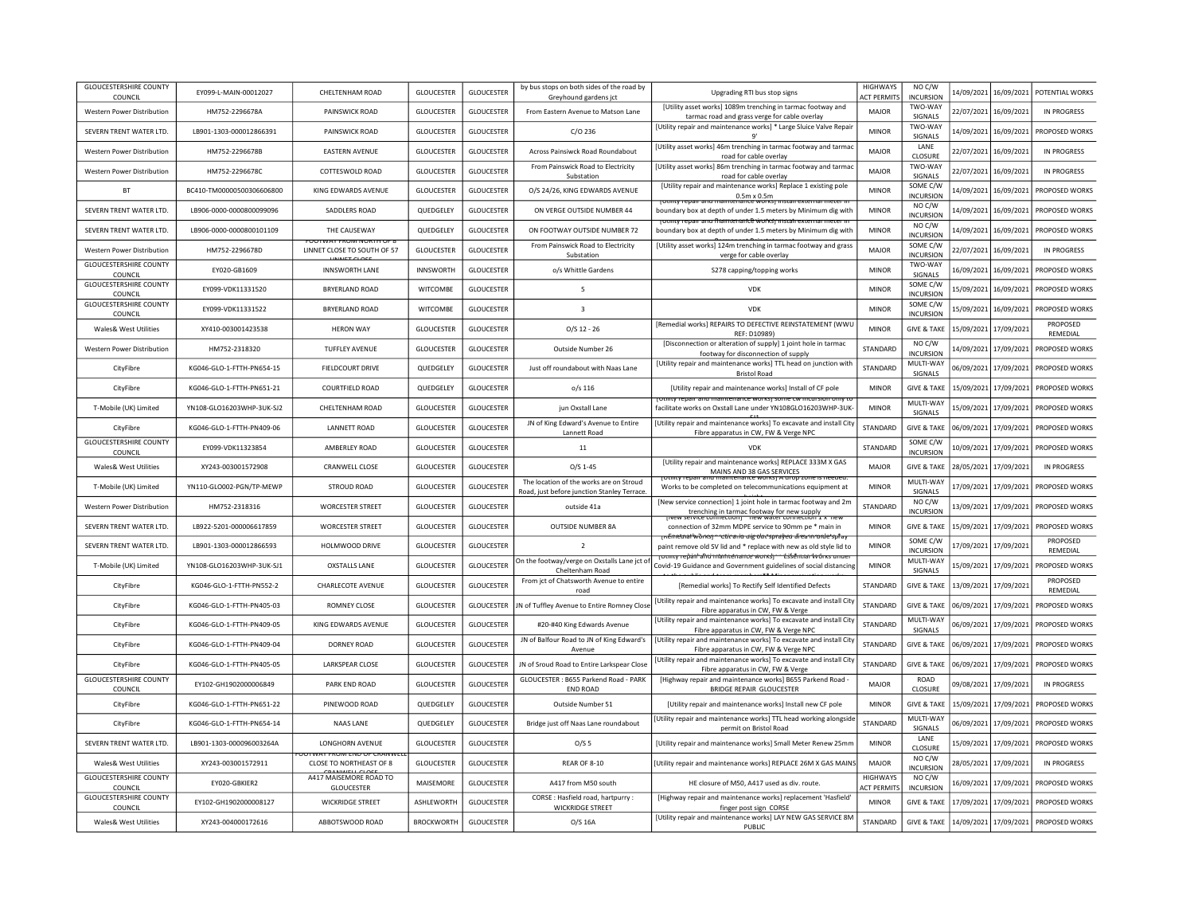| GLOUCESTERSHIRE COUNTY COUNCIL | EY099-L-MAIN-00012027 | CHELTENHAM ROAD | GLOUCESTER | GLOUCESTER | by bus stops on both sides of the road by Greyhound gardens jct | Upgrading RTI bus stop signs | HIGHWAYS ACT PERMITS | NO C/W INCURSION | 14/09/2021 | 16/09/2021 | POTENTIAL WORKS |
|---|---|---|---|---|---|---|---|---|---|---|---|
| Western Power Distribution | HM752-2296678A | PAINSWICK ROAD | GLOUCESTER | GLOUCESTER | From Eastern Avenue to Matson Lane | [Utility asset works] 1089m trenching in tarmac footway and tarmac road and grass verge for cable overlay | MAJOR | TWO-WAY SIGNALS | 22/07/2021 | 16/09/2021 | IN PROGRESS |
| SEVERN TRENT WATER LTD. | LB901-1303-000012866391 | PAINSWICK ROAD | GLOUCESTER | GLOUCESTER | C/O 236 | [Utility repair and maintenance works] * Large Sluice Valve Repair 9' | MINOR | TWO-WAY SIGNALS | 14/09/2021 | 16/09/2021 | PROPOSED WORKS |
| Western Power Distribution | HM752-2296678B | EASTERN AVENUE | GLOUCESTER | GLOUCESTER | Across Painsiwck Road Roundabout | [Utility asset works] 46m trenching in tarmac footway and tarmac road for cable overlay | MAJOR | LANE CLOSURE | 22/07/2021 | 16/09/2021 | IN PROGRESS |
| Western Power Distribution | HM752-2296678C | COTTESWOLD ROAD | GLOUCESTER | GLOUCESTER | From Painswick Road to Electricity Substation | [Utility asset works] 86m trenching in tarmac footway and tarmac road for cable overlay | MAJOR | TWO-WAY SIGNALS | 22/07/2021 | 16/09/2021 | IN PROGRESS |
| BT | BC410-TM00000500306606800 | KING EDWARDS AVENUE | GLOUCESTER | GLOUCESTER | O/S 24/26, KING EDWARDS AVENUE | [Utility repair and maintenance works] Replace 1 existing pole 0.5m x 0.5m | MINOR | SOME C/W INCURSION | 14/09/2021 | 16/09/2021 | PROPOSED WORKS |
| SEVERN TRENT WATER LTD. | LB906-0000-0000800099096 | SADDLERS ROAD | QUEDGELEY | GLOUCESTER | ON VERGE OUTSIDE NUMBER 44 | [Utility repair and maintenance works] install external meter in boundary box at depth of under 1.5 meters by Minimum dig with | MINOR | NO C/W INCURSION | 14/09/2021 | 16/09/2021 | PROPOSED WORKS |
| SEVERN TRENT WATER LTD. | LB906-0000-0000800101109 | THE CAUSEWAY | QUEDGELEY | GLOUCESTER | ON FOOTWAY OUTSIDE NUMBER 72 | [Utility repair and maintenance works] install external meter in boundary box at depth of under 1.5 meters by Minimum dig with | MINOR | NO C/W INCURSION | 14/09/2021 | 16/09/2021 | PROPOSED WORKS |
| Western Power Distribution | HM752-2296678D | FOOTWAY FROM NORTH OF 8 LINNET CLOSE TO SOUTH OF 57 LINNET CLOSE | GLOUCESTER | GLOUCESTER | From Painswick Road to Electricity Substation | [Utility asset works] 124m trenching in tarmac footway and grass verge for cable overlay | MAJOR | SOME C/W INCURSION | 22/07/2021 | 16/09/2021 | IN PROGRESS |
| GLOUCESTERSHIRE COUNTY COUNCIL | EY020-GB1609 | INNSWORTH LANE | INNSWORTH | GLOUCESTER | o/s Whittle Gardens | S278 capping/topping works | MINOR | TWO-WAY SIGNALS | 16/09/2021 | 16/09/2021 | PROPOSED WORKS |
| GLOUCESTERSHIRE COUNTY COUNCIL | EY099-VDK11331520 | BRYERLAND ROAD | WITCOMBE | GLOUCESTER | 5 | VDK | MINOR | SOME C/W INCURSION | 15/09/2021 | 16/09/2021 | PROPOSED WORKS |
| GLOUCESTERSHIRE COUNTY COUNCIL | EY099-VDK11331522 | BRYERLAND ROAD | WITCOMBE | GLOUCESTER | 3 | VDK | MINOR | SOME C/W INCURSION | 15/09/2021 | 16/09/2021 | PROPOSED WORKS |
| Wales& West Utilities | XY410-003001423538 | HERON WAY | GLOUCESTER | GLOUCESTER | O/S 12 - 26 | [Remedial works] REPAIRS TO DEFECTIVE REINSTATEMENT (WWU REF: D10989) | MINOR | GIVE & TAKE | 15/09/2021 | 17/09/2021 | PROPOSED REMEDIAL |
| Western Power Distribution | HM752-2318320 | TUFFLEY AVENUE | GLOUCESTER | GLOUCESTER | Outside Number 26 | [Disconnection or alteration of supply] 1 joint hole in tarmac footway for disconnection of supply | STANDARD | NO C/W INCURSION | 14/09/2021 | 17/09/2021 | PROPOSED WORKS |
| CityFibre | KG046-GLO-1-FTTH-PN654-15 | FIELDCOURT DRIVE | QUEDGELEY | GLOUCESTER | Just off roundabout with Naas Lane | [Utility repair and maintenance works] TTL head on junction with Bristol Road | STANDARD | MULTI-WAY SIGNALS | 06/09/2021 | 17/09/2021 | PROPOSED WORKS |
| CityFibre | KG046-GLO-1-FTTH-PN651-21 | COURTFIELD ROAD | QUEDGELEY | GLOUCESTER | o/s 116 | [Utility repair and maintenance works] Install of CF pole | MINOR | GIVE & TAKE | 15/09/2021 | 17/09/2021 | PROPOSED WORKS |
| T-Mobile (UK) Limited | YN108-GLO16203WHP-3UK-SJ2 | CHELTENHAM ROAD | GLOUCESTER | GLOUCESTER | jun Oxstall Lane | [Utility repair and maintenance works] some cw incursion only to facilitate works on Oxstall Lane under YN108GLO16203WHP-3UK-SJ1 | MINOR | MULTI-WAY SIGNALS | 15/09/2021 | 17/09/2021 | PROPOSED WORKS |
| CityFibre | KG046-GLO-1-FTTH-PN409-06 | LANNETT ROAD | GLOUCESTER | GLOUCESTER | JN of King Edward's Avenue to Entire Lannett Road | [Utility repair and maintenance works] To excavate and install City Fibre apparatus in CW, FW & Verge NPC | STANDARD | GIVE & TAKE | 06/09/2021 | 17/09/2021 | PROPOSED WORKS |
| GLOUCESTERSHIRE COUNTY COUNCIL | EY099-VDK11323854 | AMBERLEY ROAD | GLOUCESTER | GLOUCESTER | 11 | VDK | STANDARD | SOME C/W INCURSION | 10/09/2021 | 17/09/2021 | PROPOSED WORKS |
| Wales& West Utilities | XY243-003001572908 | CRANWELL CLOSE | GLOUCESTER | GLOUCESTER | O/S 1-45 | [Utility repair and maintenance works] REPLACE 333M X GAS MAINS AND 38 GAS SERVICES | MAJOR | GIVE & TAKE | 28/05/2021 | 17/09/2021 | IN PROGRESS |
| T-Mobile (UK) Limited | YN110-GLO002-PGN/TP-MEWP | STROUD ROAD | GLOUCESTER | GLOUCESTER | The location of the works are on Stroud Road, just before junction Stanley Terrace. | [Utility repair and maintenance works] A drop zone is needed. Works to be completed on telecommunications equipment at height | MINOR | MULTI-WAY SIGNALS | 17/09/2021 | 17/09/2021 | PROPOSED WORKS |
| Western Power Distribution | HM752-2318316 | WORCESTER STREET | GLOUCESTER | GLOUCESTER | outside 41a | [New service connection] 1 joint hole in tarmac footway and 2m trenching in tarmac footway for new supply | STANDARD | NO C/W INCURSION | 13/09/2021 | 17/09/2021 | PROPOSED WORKS |
| SEVERN TRENT WATER LTD. | LB922-5201-000006617859 | WORCESTER STREET | GLOUCESTER | GLOUCESTER | OUTSIDE NUMBER 8A | [New service connection] * new water connection 1 x new connection of 32mm MDPE service to 90mm pe * main in | MINOR | GIVE & TAKE | 15/09/2021 | 17/09/2021 | PROPOSED WORKS |
| SEVERN TRENT WATER LTD. | LB901-1303-000012866593 | HOLMWOOD DRIVE | GLOUCESTER | GLOUCESTER | 2 | [Remedial works] * ctir a to dig out sprayed area in line spray paint remove old SV lid and * replace with new as old style lid to | MINOR | SOME C/W INCURSION | 17/09/2021 | 17/09/2021 | PROPOSED REMEDIAL |
| T-Mobile (UK) Limited | YN108-GLO16203WHP-3UK-SJ1 | OXSTALLS LANE | GLOUCESTER | GLOUCESTER | On the footway/verge on Oxstalls Lane jct of Cheltenham Road | [Utility repair and maintenance works] - Essential Works under Covid-19 Guidance and Government guidelines of social distancing | MINOR | MULTI-WAY SIGNALS | 15/09/2021 | 17/09/2021 | PROPOSED WORKS |
| CityFibre | KG046-GLO-1-FTTH-PN552-2 | CHARLECOTE AVENUE | GLOUCESTER | GLOUCESTER | From jct of Chatsworth Avenue to entire road | [Remedial works] To Rectify Self Identified Defects | STANDARD | GIVE & TAKE | 13/09/2021 | 17/09/2021 | PROPOSED REMEDIAL |
| CityFibre | KG046-GLO-1-FTTH-PN405-03 | ROMNEY CLOSE | GLOUCESTER | GLOUCESTER | JN of Tuffley Avenue to Entire Romney Close | [Utility repair and maintenance works] To excavate and install City Fibre apparatus in CW, FW & Verge | STANDARD | GIVE & TAKE | 06/09/2021 | 17/09/2021 | PROPOSED WORKS |
| CityFibre | KG046-GLO-1-FTTH-PN409-05 | KING EDWARDS AVENUE | GLOUCESTER | GLOUCESTER | #20-#40 King Edwards Avenue | [Utility repair and maintenance works] To excavate and install City Fibre apparatus in CW, FW & Verge NPC | STANDARD | MULTI-WAY SIGNALS | 06/09/2021 | 17/09/2021 | PROPOSED WORKS |
| CityFibre | KG046-GLO-1-FTTH-PN409-04 | DORNEY ROAD | GLOUCESTER | GLOUCESTER | JN of Balfour Road to JN of King Edward's Avenue | [Utility repair and maintenance works] To excavate and install City Fibre apparatus in CW, FW & Verge NPC | STANDARD | GIVE & TAKE | 06/09/2021 | 17/09/2021 | PROPOSED WORKS |
| CityFibre | KG046-GLO-1-FTTH-PN405-05 | LARKSPEAR CLOSE | GLOUCESTER | GLOUCESTER | JN of Sroud Road to Entire Larkspear Close | [Utility repair and maintenance works] To excavate and install City Fibre apparatus in CW, FW & Verge | STANDARD | GIVE & TAKE | 06/09/2021 | 17/09/2021 | PROPOSED WORKS |
| GLOUCESTERSHIRE COUNTY COUNCIL | EY102-GH1902000006849 | PARK END ROAD | GLOUCESTER | GLOUCESTER | GLOUCESTER : B655 Parkend Road - PARK END ROAD | [Highway repair and maintenance works] B655 Parkend Road - BRIDGE REPAIR GLOUCESTER | MAJOR | ROAD CLOSURE | 09/08/2021 | 17/09/2021 | IN PROGRESS |
| CityFibre | KG046-GLO-1-FTTH-PN651-22 | PINEWOOD ROAD | QUEDGELEY | GLOUCESTER | Outside Number 51 | [Utility repair and maintenance works] Install new CF pole | MINOR | GIVE & TAKE | 15/09/2021 | 17/09/2021 | PROPOSED WORKS |
| CityFibre | KG046-GLO-1-FTTH-PN654-14 | NAAS LANE | QUEDGELEY | GLOUCESTER | Bridge just off Naas Lane roundabout | [Utility repair and maintenance works] TTL head working alongside permit on Bristol Road | STANDARD | MULTI-WAY SIGNALS | 06/09/2021 | 17/09/2021 | PROPOSED WORKS |
| SEVERN TRENT WATER LTD. | LB901-1303-000096003264A | LONGHORN AVENUE | GLOUCESTER | GLOUCESTER | O/S 5 | [Utility repair and maintenance works] Small Meter Renew 25mm | MINOR | LANE CLOSURE | 15/09/2021 | 17/09/2021 | PROPOSED WORKS |
| Wales& West Utilities | XY243-003001572911 | FOOTWAY FROM END OF CRANWELL CLOSE TO NORTHEAST OF 8 CRANWELL CLOSE | GLOUCESTER | GLOUCESTER | REAR OF 8-10 | [Utility repair and maintenance works] REPLACE 26M X GAS MAINS | MAJOR | NO C/W INCURSION | 28/05/2021 | 17/09/2021 | IN PROGRESS |
| GLOUCESTERSHIRE COUNTY COUNCIL | EY020-GBKIER2 | A417 MAISEMORE ROAD TO GLOUCESTER | MAISEMORE | GLOUCESTER | A417 from M50 south | HE closure of M50, A417 used as div. route. | HIGHWAYS ACT PERMITS | NO C/W INCURSION | 16/09/2021 | 17/09/2021 | PROPOSED WORKS |
| GLOUCESTERSHIRE COUNTY COUNCIL | EY102-GH1902000008127 | WICKRIDGE STREET | ASHLEWORTH | GLOUCESTER | CORSE : Hasfield road, hartpurry : WICKRIDGE STREET | [Highway repair and maintenance works] replacement 'Hasfield' finger post sign CORSE | MINOR | GIVE & TAKE | 17/09/2021 | 17/09/2021 | PROPOSED WORKS |
| Wales& West Utilities | XY243-004000172616 | ABBOTSWOOD ROAD | BROCKWORTH | GLOUCESTER | O/S 16A | [Utility repair and maintenance works] LAY NEW GAS SERVICE 8M PUBLIC | STANDARD | GIVE & TAKE | 14/09/2021 | 17/09/2021 | PROPOSED WORKS |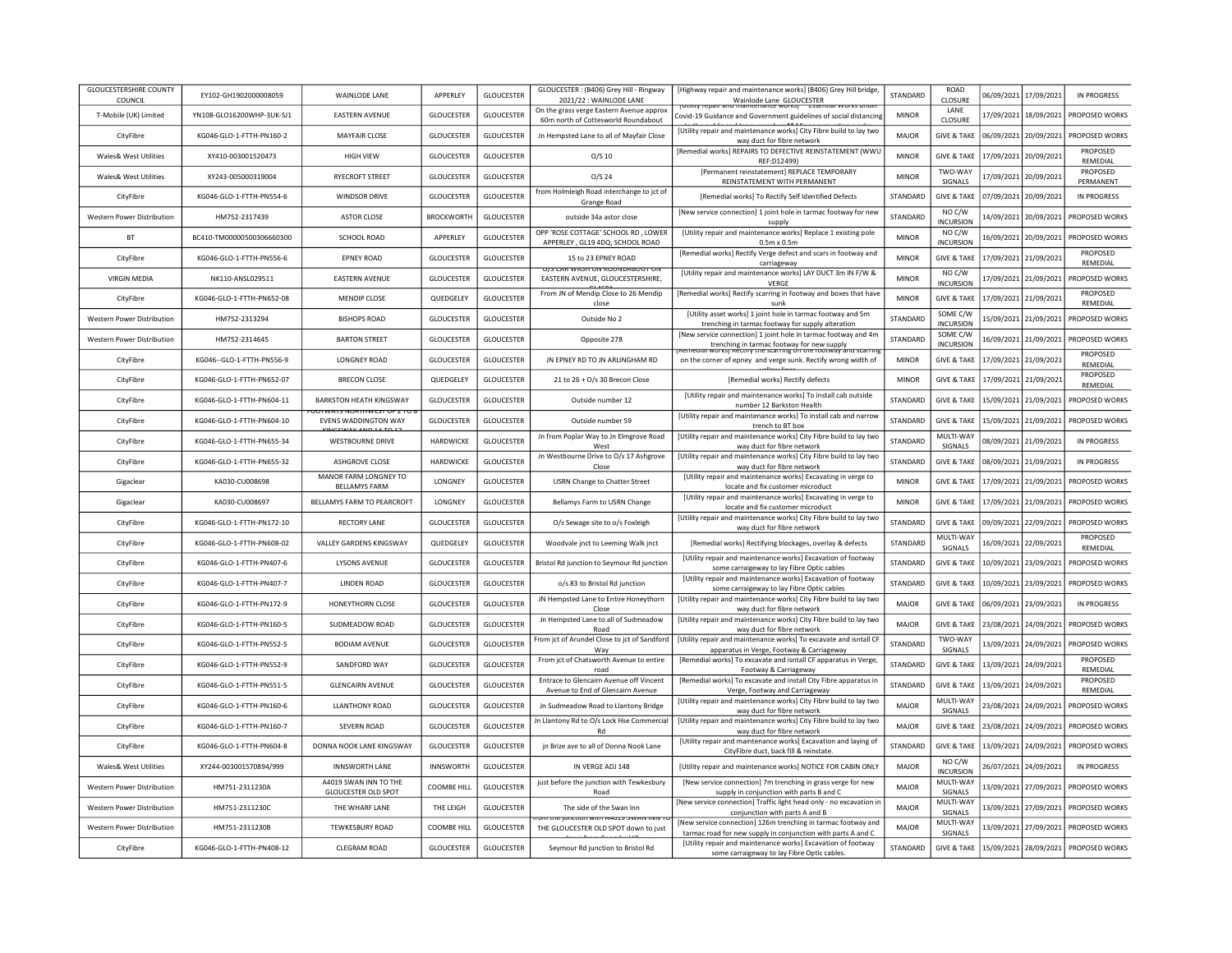| GLOUCESTERSHIRE COUNTY COUNCIL | EY102-GH1902000008059 | WAINLODE LANE | APPERLEY | GLOUCESTER | GLOUCESTER : (B406) Grey Hill - Ringway 2021/22 : WAINLODE LANE | [Highway repair and maintenance works] (B406) Grey Hill bridge, Wainlode Lane GLOUCESTER | STANDARD | ROAD CLOSURE | 06/09/2021 | 17/09/2021 | IN PROGRESS |
|---|---|---|---|---|---|---|---|---|---|---|---|
| T-Mobile (UK) Limited | YN108-GLO16200WHP-3UK-SJ1 | EASTERN AVENUE | GLOUCESTER | GLOUCESTER | On the grass verge Eastern Avenue approx 60m north of Cottesworld Roundabout | [Utility repair and maintenance works] Essential Works under Covid-19 Guidance and Government guidelines of social distancing | MINOR | LANE CLOSURE | 17/09/2021 | 18/09/2021 | PROPOSED WORKS |
| CityFibre | KG046-GLO-1-FTTH-PN160-2 | MAYFAIR CLOSE | GLOUCESTER | GLOUCESTER | Jn Hempsted Lane to all of Mayfair Close | [Utility repair and maintenance works] City Fibre build to lay two way duct for fibre network | MAJOR | GIVE & TAKE | 06/09/2021 | 20/09/2021 | PROPOSED WORKS |
| Wales& West Utilities | XY410-003001520473 | HIGH VIEW | GLOUCESTER | GLOUCESTER | O/S 10 | [Remedial works] REPAIRS TO DEFECTIVE REINSTATEMENT (WWU REF:D12499) | MINOR | GIVE & TAKE | 17/09/2021 | 20/09/2021 | PROPOSED REMEDIAL |
| Wales& West Utilities | XY243-005000319004 | RYECROFT STREET | GLOUCESTER | GLOUCESTER | O/S 24 | [Permanent reinstatement] REPLACE TEMPORARY REINSTATEMENT WITH PERMANENT | MINOR | TWO-WAY SIGNALS | 17/09/2021 | 20/09/2021 | PROPOSED PERMANENT |
| CityFibre | KG046-GLO-1-FTTH-PN554-6 | WINDSOR DRIVE | GLOUCESTER | GLOUCESTER | from Holmleigh Road interchange to jct of Grange Road | [Remedial works] To Rectify Self Identified Defects | STANDARD | GIVE & TAKE | 07/09/2021 | 20/09/2021 | IN PROGRESS |
| Western Power Distribution | HM752-2317439 | ASTOR CLOSE | BROCKWORTH | GLOUCESTER | outside 34a astor close | [New service connection] 1 joint hole in tarmac footway for new supply | STANDARD | NO C/W INCURSION | 14/09/2021 | 20/09/2021 | PROPOSED WORKS |
| BT | BC410-TM00000500306660300 | SCHOOL ROAD | APPERLEY | GLOUCESTER | OPP 'ROSE COTTAGE' SCHOOL RD , LOWER APPERLEY , GL19 4DQ, SCHOOL ROAD | [Utility repair and maintenance works] Replace 1 existing pole 0.5m x 0.5m | MINOR | NO C/W INCURSION | 16/09/2021 | 20/09/2021 | PROPOSED WORKS |
| CityFibre | KG046-GLO-1-FTTH-PN556-6 | EPNEY ROAD | GLOUCESTER | GLOUCESTER | 15 to 23 EPNEY ROAD | [Remedial works] Rectify Verge defect and scars in footway and carriageway | MINOR | GIVE & TAKE | 17/09/2021 | 21/09/2021 | PROPOSED REMEDIAL |
| VIRGIN MEDIA | NK110-ANSL029511 | EASTERN AVENUE | GLOUCESTER | GLOUCESTER | O/S CAR WASH ON ROUNDABOUT ON EASTERN AVENUE, GLOUCESTERSHIRE, | [Utility repair and maintenance works] LAY DUCT 3m IN F/W & VERGE | MINOR | NO C/W INCURSION | 17/09/2021 | 21/09/2021 | PROPOSED WORKS |
| CityFibre | KG046-GLO-1-FTTH-PN652-08 | MENDIP CLOSE | QUEDGELEY | GLOUCESTER | From JN of Mendip Close to 26 Mendip close | [Remedial works] Rectify scarring in footway and boxes that have sunk | MINOR | GIVE & TAKE | 17/09/2021 | 21/09/2021 | PROPOSED REMEDIAL |
| Western Power Distribution | HM752-2313294 | BISHOPS ROAD | GLOUCESTER | GLOUCESTER | Outside No 2 | [Utility asset works] 1 joint hole in tarmac footway and 5m trenching in tarmac footway for supply alteration | STANDARD | SOME C/W INCURSION | 15/09/2021 | 21/09/2021 | PROPOSED WORKS |
| Western Power Distribution | HM752-2314645 | BARTON STREET | GLOUCESTER | GLOUCESTER | Opposite 278 | [New service connection] 1 joint hole in tarmac footway and 4m trenching in tarmac footway for new supply | STANDARD | SOME C/W INCURSION | 16/09/2021 | 21/09/2021 | PROPOSED WORKS |
| CityFibre | KG046--GLO-1-FTTH-PN556-9 | LONGNEY ROAD | GLOUCESTER | GLOUCESTER | JN EPNEY RD TO JN ARLINGHAM RD | [Remedial works] Rectify the scarring on the footway and scarring on the corner of epney and verge sunk. Rectify wrong width of yellow lines | MINOR | GIVE & TAKE | 17/09/2021 | 21/09/2021 | PROPOSED REMEDIAL |
| CityFibre | KG046-GLO-1-FTTH-PN652-07 | BRECON CLOSE | QUEDGELEY | GLOUCESTER | 21 to 26 + O/s 30 Brecon Close | [Remedial works] Rectify defects | MINOR | GIVE & TAKE | 17/09/2021 | 21/09/2021 | PROPOSED REMEDIAL |
| CityFibre | KG046-GLO-1-FTTH-PN604-11 | BARKSTON HEATH KINGSWAY | GLOUCESTER | GLOUCESTER | Outside number 12 | [Utility repair and maintenance works] To install cab outside number 12 Barkston Health | STANDARD | GIVE & TAKE | 15/09/2021 | 21/09/2021 | PROPOSED WORKS |
| CityFibre | KG046-GLO-1-FTTH-PN604-10 | FOOTWAYS NORTHWEST OF 2 TO 8 EVENS WADDINGTON WAY KINGSWAY AND 14 TO 17 | GLOUCESTER | GLOUCESTER | Outside number 59 | [Utility repair and maintenance works] To install cab and narrow trench to BT box | STANDARD | GIVE & TAKE | 15/09/2021 | 21/09/2021 | PROPOSED WORKS |
| CityFibre | KG046-GLO-1-FTTH-PN655-34 | WESTBOURNE DRIVE | HARDWICKE | GLOUCESTER | Jn from Poplar Way to Jn Elmgrove Road West | [Utility repair and maintenance works] City Fibre build to lay two way duct for fibre network | STANDARD | MULTI-WAY SIGNALS | 08/09/2021 | 21/09/2021 | IN PROGRESS |
| CityFibre | KG046-GLO-1-FTTH-PN655-32 | ASHGROVE CLOSE | HARDWICKE | GLOUCESTER | Jn Westbourne Drive to O/s 17 Ashgrove Close | [Utility repair and maintenance works] City Fibre build to lay two way duct for fibre network | STANDARD | GIVE & TAKE | 08/09/2021 | 21/09/2021 | IN PROGRESS |
| Gigaclear | KA030-CU008698 | MANOR FARM LONGNEY TO BELLAMYS FARM | LONGNEY | GLOUCESTER | USRN Change to Chatter Street | [Utility repair and maintenance works] Excavating in verge to locate and fix customer microduct | MINOR | GIVE & TAKE | 17/09/2021 | 21/09/2021 | PROPOSED WORKS |
| Gigaclear | KA030-CU008697 | BELLAMYS FARM TO PEARCROFT | LONGNEY | GLOUCESTER | Bellamys Farm to USRN Change | [Utility repair and maintenance works] Excavating in verge to locate and fix customer microduct | MINOR | GIVE & TAKE | 17/09/2021 | 21/09/2021 | PROPOSED WORKS |
| CityFibre | KG046-GLO-1-FTTH-PN172-10 | RECTORY LANE | GLOUCESTER | GLOUCESTER | O/s Sewage site to o/s Foxleigh | [Utility repair and maintenance works] City Fibre build to lay two way duct for fibre network | STANDARD | GIVE & TAKE | 09/09/2021 | 22/09/2021 | PROPOSED WORKS |
| CityFibre | KG046-GLO-1-FTTH-PN608-02 | VALLEY GARDENS KINGSWAY | QUEDGELEY | GLOUCESTER | Woodvale jnct to Leeming Walk jnct | [Remedial works] Rectifying blockages, overlay & defects | STANDARD | MULTI-WAY SIGNALS | 16/09/2021 | 22/09/2021 | PROPOSED REMEDIAL |
| CityFibre | KG046-GLO-1-FTTH-PN407-6 | LYSONS AVENUE | GLOUCESTER | GLOUCESTER | Bristol Rd junction to Seymour Rd junction | [Utility repair and maintenance works] Excavation of footway some carraigeway to lay Fibre Optic cables | STANDARD | GIVE & TAKE | 10/09/2021 | 23/09/2021 | PROPOSED WORKS |
| CityFibre | KG046-GLO-1-FTTH-PN407-7 | LINDEN ROAD | GLOUCESTER | GLOUCESTER | o/s 83 to Bristol Rd junction | [Utility repair and maintenance works] Excavation of footway some carraigeway to lay Fibre Optic cables | STANDARD | GIVE & TAKE | 10/09/2021 | 23/09/2021 | PROPOSED WORKS |
| CityFibre | KG046-GLO-1-FTTH-PN172-9 | HONEYTHORN CLOSE | GLOUCESTER | GLOUCESTER | JN Hempsted Lane to Entire Honeythorn Close | [Utility repair and maintenance works] City Fibre build to lay two way duct for fibre network | MAJOR | GIVE & TAKE | 06/09/2021 | 23/09/2021 | IN PROGRESS |
| CityFibre | KG046-GLO-1-FTTH-PN160-5 | SUDMEADOW ROAD | GLOUCESTER | GLOUCESTER | Jn Hempsted Lane to all of Sudmeadow Road | [Utility repair and maintenance works] City Fibre build to lay two way duct for fibre network | MAJOR | GIVE & TAKE | 23/08/2021 | 24/09/2021 | PROPOSED WORKS |
| CityFibre | KG046-GLO-1-FTTH-PN552-5 | BODIAM AVENUE | GLOUCESTER | GLOUCESTER | From jct of Arundel Close to jct of Sandford Way | [Utility repair and maintenance works] To excavate and isntall CF apparatus in Verge, Footway & Carriageway | STANDARD | TWO-WAY SIGNALS | 13/09/2021 | 24/09/2021 | PROPOSED WORKS |
| CityFibre | KG046-GLO-1-FTTH-PN552-9 | SANDFORD WAY | GLOUCESTER | GLOUCESTER | From jct of Chatsworth Avenue to entire road | [Remedial works] To excavate and isntall CF apparatus in Verge, Footway & Carriageway | STANDARD | GIVE & TAKE | 13/09/2021 | 24/09/2021 | PROPOSED REMEDIAL |
| CityFibre | KG046-GLO-1-FTTH-PN551-5 | GLENCAIRN AVENUE | GLOUCESTER | GLOUCESTER | Entrace to Glencairn Avenue off Vincent Avenue to End of Glencairn Avenue | [Remedial works] To excavate and install City Fibre apparatus in Verge, Footway and Carriageway | STANDARD | GIVE & TAKE | 13/09/2021 | 24/09/2021 | PROPOSED REMEDIAL |
| CityFibre | KG046-GLO-1-FTTH-PN160-6 | LLANTHONY ROAD | GLOUCESTER | GLOUCESTER | Jn Sudmeadow Road to Llantony Bridge | [Utility repair and maintenance works] City Fibre build to lay two way duct for fibre network | MAJOR | MULTI-WAY SIGNALS | 23/08/2021 | 24/09/2021 | PROPOSED WORKS |
| CityFibre | KG046-GLO-1-FTTH-PN160-7 | SEVERN ROAD | GLOUCESTER | GLOUCESTER | Jn Llantony Rd to O/s Lock Hse Commercial Rd | [Utility repair and maintenance works] City Fibre build to lay two way duct for fibre network | MAJOR | GIVE & TAKE | 23/08/2021 | 24/09/2021 | PROPOSED WORKS |
| CityFibre | KG046-GLO-1-FTTH-PN604-8 | DONNA NOOK LANE KINGSWAY | GLOUCESTER | GLOUCESTER | jn Brize ave to all of Donna Nook Lane | [Utility repair and maintenance works] Excavation and laying of CityFibre duct, back fill & reinstate. | STANDARD | GIVE & TAKE | 13/09/2021 | 24/09/2021 | PROPOSED WORKS |
| Wales& West Utilities | XY244-003001570894/999 | INNSWORTH LANE | INNSWORTH | GLOUCESTER | IN VERGE ADJ 148 | [Utility repair and maintenance works] NOTICE FOR CABIN ONLY | MAJOR | NO C/W INCURSION | 26/07/2021 | 24/09/2021 | IN PROGRESS |
| Western Power Distribution | HM751-2311230A | A4019 SWAN INN TO THE GLOUCESTER OLD SPOT | COOMBE HILL | GLOUCESTER | just before the junction with Tewkesbury Road | [New service connection] 7m trenching in grass verge for new supply in conjunction with parts B and C | MAJOR | MULTI-WAY SIGNALS | 13/09/2021 | 27/09/2021 | PROPOSED WORKS |
| Western Power Distribution | HM751-2311230C | THE WHARF LANE | THE LEIGH | GLOUCESTER | The side of the Swan Inn | [New service connection] Traffic light head only - no excavation in conjunction with parts A and B | MAJOR | MULTI-WAY SIGNALS | 13/09/2021 | 27/09/2021 | PROPOSED WORKS |
| Western Power Distribution | HM751-2311230B | TEWKESBURY ROAD | COOMBE HILL | GLOUCESTER | From the junction with A4019 SWAN INN TO THE GLOUCESTER OLD SPOT down to just down from Coombe Hill | [New service connection] 126m trenching in tarmac footway and tarmac road for new supply in conjunction with parts A and C | MAJOR | MULTI-WAY SIGNALS | 13/09/2021 | 27/09/2021 | PROPOSED WORKS |
| CityFibre | KG046-GLO-1-FTTH-PN408-12 | CLEGRAM ROAD | GLOUCESTER | GLOUCESTER | Seymour Rd junction to Bristol Rd | [Utility repair and maintenance works] Excavation of footway some carraigeway to lay Fibre Optic cables. | STANDARD | GIVE & TAKE | 15/09/2021 | 28/09/2021 | PROPOSED WORKS |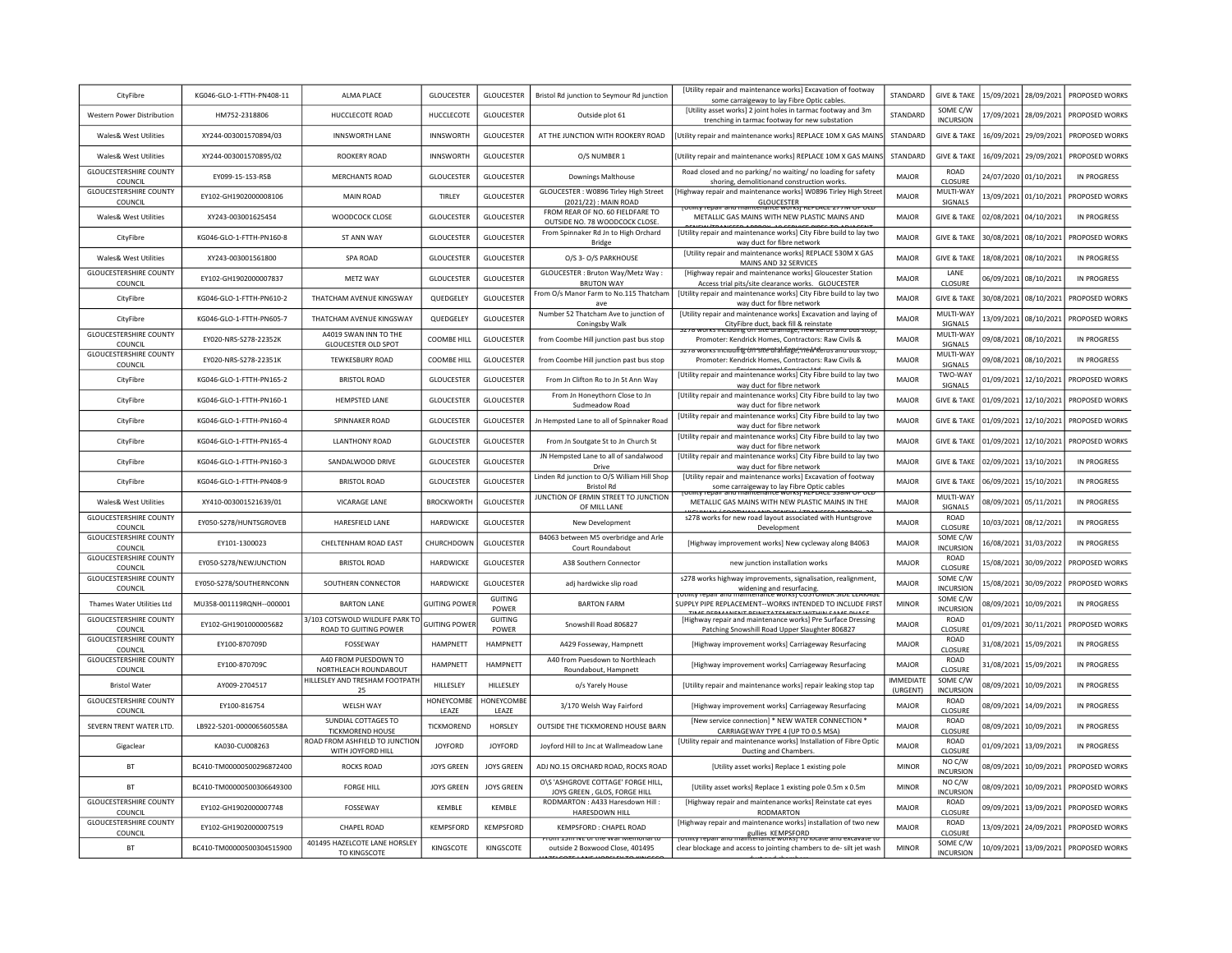| CityFibre | KG046-GLO-1-FTTH-PN408-11 | ALMA PLACE | GLOUCESTER | GLOUCESTER | Bristol Rd junction to Seymour Rd junction | [Utility repair and maintenance works] Excavation of footway some carraigeway to lay Fibre Optic cables. | STANDARD | GIVE & TAKE | 15/09/2021 | 28/09/2021 | PROPOSED WORKS |
|---|---|---|---|---|---|---|---|---|---|---|---|
| Western Power Distribution | HM752-2318806 | HUCCLECOTE ROAD | HUCCLECOTE | GLOUCESTER | Outside plot 61 | [Utility asset works] 2 joint holes in tarmac footway and 3m trenching in tarmac footway for new substation | STANDARD | SOME C/W INCURSION | 17/09/2021 | 28/09/2021 | PROPOSED WORKS |
| Wales& West Utilities | XY244-003001570894/03 | INNSWORTH LANE | INNSWORTH | GLOUCESTER | AT THE JUNCTION WITH ROOKERY ROAD | [Utility repair and maintenance works] REPLACE 10M X GAS MAINS | STANDARD | GIVE & TAKE | 16/09/2021 | 29/09/2021 | PROPOSED WORKS |
| Wales& West Utilities | XY244-003001570895/02 | ROOKERY ROAD | INNSWORTH | GLOUCESTER | O/S NUMBER 1 | [Utility repair and maintenance works] REPLACE 10M X GAS MAINS | STANDARD | GIVE & TAKE | 16/09/2021 | 29/09/2021 | PROPOSED WORKS |
| GLOUCESTERSHIRE COUNTY COUNCIL | EY099-15-153-RSB | MERCHANTS ROAD | GLOUCESTER | GLOUCESTER | Downings Malthouse | Road closed and no parking/ no waiting/ no loading for safety shoring, demolitionand construction works. | MAJOR | ROAD CLOSURE | 24/07/2020 | 01/10/2021 | IN PROGRESS |
| GLOUCESTERSHIRE COUNTY COUNCIL | EY102-GH1902000008106 | MAIN ROAD | TIRLEY | GLOUCESTER | GLOUCESTER : W0896 Tirley High Street (2021/22) : MAIN ROAD | [Highway repair and maintenance works] W0896 Tirley High Street GLOUCESTER | MAJOR | MULTI-WAY SIGNALS | 13/09/2021 | 01/10/2021 | PROPOSED WORKS |
| Wales& West Utilities | XY243-003001625454 | WOODCOCK CLOSE | GLOUCESTER | GLOUCESTER | FROM REAR OF NO. 60 FIELDFARE TO OUTSIDE NO. 78 WOODCOCK CLOSE. | [Utility repair and maintenance works] REPLACE 277M OF OLD METALLIC GAS MAINS WITH NEW PLASTIC MAINS AND | MAJOR | GIVE & TAKE | 02/08/2021 | 04/10/2021 | IN PROGRESS |
| CityFibre | KG046-GLO-1-FTTH-PN160-8 | ST ANN WAY | GLOUCESTER | GLOUCESTER | From Spinnaker Rd Jn to High Orchard Bridge | [Utility repair and maintenance works] City Fibre build to lay two way duct for fibre network | MAJOR | GIVE & TAKE | 30/08/2021 | 08/10/2021 | PROPOSED WORKS |
| Wales& West Utilities | XY243-003001561800 | SPA ROAD | GLOUCESTER | GLOUCESTER | O/S 3- O/S PARKHOUSE | [Utility repair and maintenance works] REPLACE 530M X GAS MAINS AND 32 SERVICES | MAJOR | GIVE & TAKE | 18/08/2021 | 08/10/2021 | IN PROGRESS |
| GLOUCESTERSHIRE COUNTY COUNCIL | EY102-GH1902000007837 | METZ WAY | GLOUCESTER | GLOUCESTER | GLOUCESTER : Bruton Way/Metz Way : BRUTON WAY | [Highway repair and maintenance works] Gloucester Station Access trial pits/site clearance works. GLOUCESTER | MAJOR | LANE CLOSURE | 06/09/2021 | 08/10/2021 | IN PROGRESS |
| CityFibre | KG046-GLO-1-FTTH-PN610-2 | THATCHAM AVENUE KINGSWAY | QUEDGELEY | GLOUCESTER | From O/s Manor Farm to No.115 Thatcham ave | [Utility repair and maintenance works] City Fibre build to lay two way duct for fibre network | MAJOR | GIVE & TAKE | 30/08/2021 | 08/10/2021 | PROPOSED WORKS |
| CityFibre | KG046-GLO-1-FTTH-PN605-7 | THATCHAM AVENUE KINGSWAY | QUEDGELEY | GLOUCESTER | Number 52 Thatcham Ave to junction of Coningsby Walk | [Utility repair and maintenance works] Excavation and laying of CityFibre duct, back fill & reinstate | MAJOR | MULTI-WAY SIGNALS | 13/09/2021 | 08/10/2021 | PROPOSED WORKS |
| GLOUCESTERSHIRE COUNTY COUNCIL | EY020-NRS-S278-22352K | A4019 SWAN INN TO THE GLOUCESTER OLD SPOT | COOMBE HILL | GLOUCESTER | from Coombe Hill junction past bus stop | s278 works including off site drainage, new kerbs and bus stop, Promoter: Kendrick Homes, Contractors: Raw Civils & | MAJOR | MULTI-WAY SIGNALS | 09/08/2021 | 08/10/2021 | IN PROGRESS |
| GLOUCESTERSHIRE COUNTY COUNCIL | EY020-NRS-S278-22351K | TEWKESBURY ROAD | COOMBE HILL | GLOUCESTER | from Coombe Hill junction past bus stop | s278 works including off site drainage, new kerbs and bus stop, Promoter: Kendrick Homes, Contractors: Raw Civils & | MAJOR | MULTI-WAY SIGNALS | 09/08/2021 | 08/10/2021 | IN PROGRESS |
| CityFibre | KG046-GLO-1-FTTH-PN165-2 | BRISTOL ROAD | GLOUCESTER | GLOUCESTER | From Jn Clifton Ro to Jn St Ann Way | [Utility repair and maintenance works] City Fibre build to lay two way duct for fibre network | MAJOR | TWO-WAY SIGNALS | 01/09/2021 | 12/10/2021 | PROPOSED WORKS |
| CityFibre | KG046-GLO-1-FTTH-PN160-1 | HEMPSTED LANE | GLOUCESTER | GLOUCESTER | From Jn Honeythorn Close to Jn Sudmeadow Road | [Utility repair and maintenance works] City Fibre build to lay two way duct for fibre network | MAJOR | GIVE & TAKE | 01/09/2021 | 12/10/2021 | PROPOSED WORKS |
| CityFibre | KG046-GLO-1-FTTH-PN160-4 | SPINNAKER ROAD | GLOUCESTER | GLOUCESTER | Jn Hempsted Lane to all of Spinnaker Road | [Utility repair and maintenance works] City Fibre build to lay two way duct for fibre network | MAJOR | GIVE & TAKE | 01/09/2021 | 12/10/2021 | PROPOSED WORKS |
| CityFibre | KG046-GLO-1-FTTH-PN165-4 | LLANTHONY ROAD | GLOUCESTER | GLOUCESTER | From Jn Southgate St to Jn Church St | [Utility repair and maintenance works] City Fibre build to lay two way duct for fibre network | MAJOR | GIVE & TAKE | 01/09/2021 | 12/10/2021 | PROPOSED WORKS |
| CityFibre | KG046-GLO-1-FTTH-PN160-3 | SANDALWOOD DRIVE | GLOUCESTER | GLOUCESTER | JN Hempsted Lane to all of sandalwood Drive | [Utility repair and maintenance works] City Fibre build to lay two way duct for fibre network | MAJOR | GIVE & TAKE | 02/09/2021 | 13/10/2021 | IN PROGRESS |
| CityFibre | KG046-GLO-1-FTTH-PN408-9 | BRISTOL ROAD | GLOUCESTER | GLOUCESTER | Linden Rd junction to O/S William Hill Shop Bristol Rd | [Utility repair and maintenance works] Excavation of footway some carraigeway to lay Fibre Optic cables | MAJOR | GIVE & TAKE | 06/09/2021 | 15/10/2021 | IN PROGRESS |
| Wales& West Utilities | XY410-003001521639/01 | VICARAGE LANE | BROCKWORTH | GLOUCESTER | JUNCTION OF ERMIN STREET TO JUNCTION OF MILL LANE | [Utility repair and maintenance works] REPLACE 358M OF OLD METALLIC GAS MAINS WITH NEW PLASTIC MAINS IN THE | MAJOR | MULTI-WAY SIGNALS | 08/09/2021 | 05/11/2021 | IN PROGRESS |
| GLOUCESTERSHIRE COUNTY COUNCIL | EY050-S278/HUNTSGROVEB | HARESFIELD LANE | HARDWICKE | GLOUCESTER | New Development | s278 works for new road layout associated with Huntsgrove Development | MAJOR | ROAD CLOSURE | 10/03/2021 | 08/12/2021 | IN PROGRESS |
| GLOUCESTERSHIRE COUNTY COUNCIL | EY101-1300023 | CHELTENHAM ROAD EAST | CHURCHDOWN | GLOUCESTER | B4063 between M5 overbridge and Arle Court Roundabout | [Highway improvement works] New cycleway along B4063 | MAJOR | SOME C/W INCURSION | 16/08/2021 | 31/03/2022 | IN PROGRESS |
| GLOUCESTERSHIRE COUNTY COUNCIL | EY050-S278/NEWJUNCTION | BRISTOL ROAD | HARDWICKE | GLOUCESTER | A38 Southern Connector | new junction installation works | MAJOR | ROAD CLOSURE | 15/08/2021 | 30/09/2022 | PROPOSED WORKS |
| GLOUCESTERSHIRE COUNTY COUNCIL | EY050-S278/SOUTHERNCONN | SOUTHERN CONNECTOR | HARDWICKE | GLOUCESTER | adj hardwicke slip road | s278 works highway improvements, signalisation, realignment, widening and resurfacing. | MAJOR | SOME C/W INCURSION | 15/08/2021 | 30/09/2022 | PROPOSED WORKS |
| Thames Water Utilities Ltd | MU358-001119RQNH--000001 | BARTON LANE | GUITING POWER | GUITING POWER | BARTON FARM | [Utility repair and maintenance works] CUSTOMER SIDE LEAKAGE SUPPLY PIPE REPLACEMENT--WORKS INTENDED TO INCLUDE FIRST | MINOR | SOME C/W INCURSION | 08/09/2021 | 10/09/2021 | IN PROGRESS |
| GLOUCESTERSHIRE COUNTY COUNCIL | EY102-GH1901000005682 | 3/103 COTSWOLD WILDLIFE PARK TO ROAD TO GUITING POWER | GUITING POWER | GUITING POWER | Snowshill Road 806827 | [Highway repair and maintenance works] Pre Surface Dressing Patching Snowshill Road Upper Slaughter 806827 | MAJOR | ROAD CLOSURE | 01/09/2021 | 30/11/2021 | PROPOSED WORKS |
| GLOUCESTERSHIRE COUNTY COUNCIL | EY100-870709D | FOSSEWAY | HAMPNETT | HAMPNETT | A429 Fosseway, Hampnett | [Highway improvement works] Carriageway Resurfacing | MAJOR | ROAD CLOSURE | 31/08/2021 | 15/09/2021 | IN PROGRESS |
| GLOUCESTERSHIRE COUNTY COUNCIL | EY100-870709C | A40 FROM PUESDOWN TO NORTHLEACH ROUNDABOUT | HAMPNETT | HAMPNETT | A40 from Puesdown to Northleach Roundabout, Hampnett | [Highway improvement works] Carriageway Resurfacing | MAJOR | ROAD CLOSURE | 31/08/2021 | 15/09/2021 | IN PROGRESS |
| Bristol Water | AY009-2704517 | HILLESLEY AND TRESHAM FOOTPATH 25 | HILLESLEY | HILLESLEY | o/s Yarely House | [Utility repair and maintenance works] repair leaking stop tap | IMMEDIATE (URGENT) | SOME C/W INCURSION | 08/09/2021 | 10/09/2021 | IN PROGRESS |
| GLOUCESTERSHIRE COUNTY COUNCIL | EY100-816754 | WELSH WAY | HONEYCOMBE LEAZE | HONEYCOMBE LEAZE | 3/170 Welsh Way Fairford | [Highway improvement works] Carriageway Resurfacing | MAJOR | ROAD CLOSURE | 08/09/2021 | 14/09/2021 | IN PROGRESS |
| SEVERN TRENT WATER LTD. | LB922-5201-000006560558A | SUNDIAL COTTAGES TO TICKMOREND HOUSE | TICKMOREND | HORSLEY | OUTSIDE THE TICKMOREND HOUSE BARN | [New service connection] * NEW WATER CONNECTION * CARRIAGEWAY TYPE 4 (UP TO 0.5 MSA) | MAJOR | ROAD CLOSURE | 08/09/2021 | 10/09/2021 | IN PROGRESS |
| Gigaclear | KA030-CU008263 | ROAD FROM ASHFIELD TO JUNCTION WITH JOYFORD HILL | JOYFORD | JOYFORD | Joyford Hill to Jnc at Wallmeadow Lane | [Utility repair and maintenance works] Installation of Fibre Optic Ducting and Chambers. | MAJOR | ROAD CLOSURE | 01/09/2021 | 13/09/2021 | IN PROGRESS |
| BT | BC410-TM00000500296872400 | ROCKS ROAD | JOYS GREEN | JOYS GREEN | ADJ NO.15 ORCHARD ROAD, ROCKS ROAD | [Utility asset works] Replace 1 existing pole | MINOR | NO C/W INCURSION | 08/09/2021 | 10/09/2021 | PROPOSED WORKS |
| BT | BC410-TM00000500306649300 | FORGE HILL | JOYS GREEN | JOYS GREEN | O\S 'ASHGROVE COTTAGE' FORGE HILL, JOYS GREEN , GLOS, FORGE HILL | [Utility asset works] Replace 1 existing pole 0.5m x 0.5m | MINOR | NO C/W INCURSION | 08/09/2021 | 10/09/2021 | PROPOSED WORKS |
| GLOUCESTERSHIRE COUNTY COUNCIL | EY102-GH1902000007748 | FOSSEWAY | KEMBLE | KEMBLE | RODMARTON : A433 Haresdown Hill : HARESDOWN HILL | [Highway repair and maintenance works] Reinstate cat eyes RODMARTON | MAJOR | ROAD CLOSURE | 09/09/2021 | 13/09/2021 | PROPOSED WORKS |
| GLOUCESTERSHIRE COUNTY COUNCIL | EY102-GH1902000007519 | CHAPEL ROAD | KEMPSFORD | KEMPSFORD | KEMPSFORD : CHAPEL ROAD | [Highway repair and maintenance works] installation of two new gullies KEMPSFORD | MAJOR | ROAD CLOSURE | 13/09/2021 | 24/09/2021 | PROPOSED WORKS |
| BT | BC410-TM00000500304515900 | 401495 HAZELCOTE LANE HORSLEY TO KINGSCOTE | KINGSCOTE | KINGSCOTE | From 15m NE of the War Memorial to outside 2 Boxwood Close, 401495 | [Utility repair and maintenance works] To locate and excavate to clear blockage and access to jointing chambers to de- silt jet wash | MINOR | SOME C/W INCURSION | 10/09/2021 | 13/09/2021 | PROPOSED WORKS |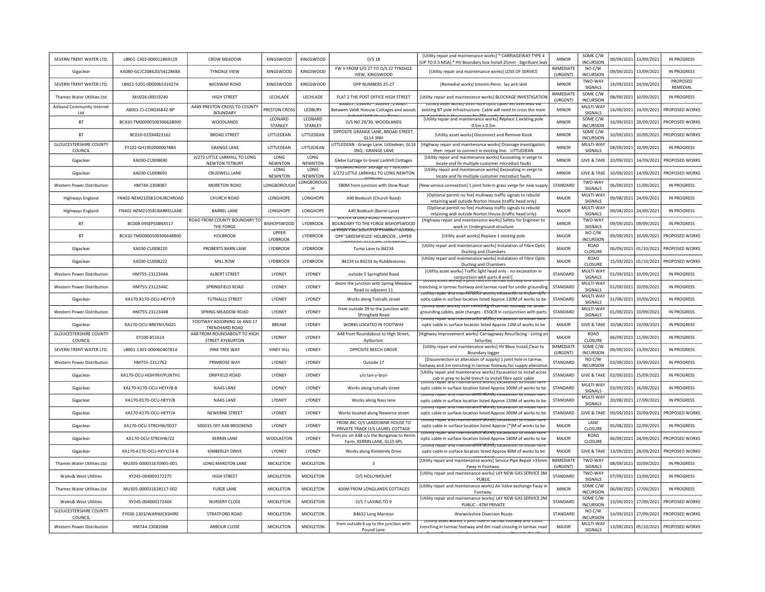| SEVERN TRENT WATER LTD. | LB901-1303-000012869129 | CROW MEADOW | KINGSWOOD | KINGSWOOD | O/S 18 | [Utility repair and maintenance works] * CARRIAGEWAY TYPE 4 (UP TO 0.5 MSA) * HV Boundary box Install 25mm - Significant leak | MINOR | SOME C/W INCURSION | 09/09/2021 | 13/09/2021 | IN PROGRESS |
|---|---|---|---|---|---|---|---|---|---|---|---|
| Gigaclear | KA080-GC/C208620/S412868A | TYNDALE VIEW | KINGSWOOD | KINGSWOOD | FW V FROM S/O 27 TO O/S 22 TYNDALE VIEW, KINGSWOOD | [Utility repair and maintenance works] LOSS OF SERVICE | IMMEDIATE (URGENT) | NO C/W INCURSION | 09/09/2021 | 13/09/2021 | IN PROGRESS |
| SEVERN TRENT WATER LTD. | LB922-5201-000006531427A | WICKWAR ROAD | KINGSWOOD | KINGSWOOD | OPP NUMBERS 25-27 | [Remedial works] Interim-Perm. lay anti skid | MINOR | TWO-WAY SIGNALS | 14/09/2021 | 14/09/2021 | PROPOSED REMEDIAL |
| Thames Water Utilities Ltd | MU026-00019240 | HIGH STREET | LECHLADE | LECHLADE | FLAT 2 THE POST OFFICE HIGH STREET | [Utility repair and maintenance works] BLOCKAGE INVESTIGATION | IMMEDIATE (URGENT) | SOME C/W INCURSION | 08/09/2021 | 10/09/2021 | IN PROGRESS |
| Airband Community Internet Ltd | A8001-CI-COX036842-BP | A449 PRESTON CROSS TO COUNTY BOUNDARY | PRESTON CROSS | LEDBURY | 366665 , 234496 - 366949 , 234667. Between Veldt Hoouse Cottages and woods behind Veldt House Barns | [Utility asset works] 6mm fibre optic cable fed overhead via existing BT pole infrastructure. Cable will need to cross the main road and this is the reason for TM, works in carriageway minimal | MINOR | MULTI-WAY SIGNALS | 14/09/2021 | 14/09/2021 | PROPOSED WORKS |
| BT | BC410-TM00000500306628000 | WOODLANDS | LEONARD STANLEY | LEONARD STANLEY | O/S NO 29/30, WOODLANDS | [Utility repair and maintenance works] Replace 1 existing pole 0.5m x 0.5m | MINOR | SOME C/W INCURSION | 16/09/2021 | 20/09/2021 | PROPOSED WORKS |
| BT | BC010-01594823162 | BROAD STREET | LITTLEDEAN | LITTLEDEAN | OPPOSITE GRANGE LANE, BROAD STREET, GL14 3NH | [Utility asset works] Disconnect and Remove Kiosk | MINOR | SOME C/W INCURSION | 10/09/2021 | 10/09/2021 | PROPOSED WORKS |
| GLOUCESTERSHIRE COUNTY COUNCIL | EY102-GH1902000007884 | GRANGE LANE | LITTLEDEAN | LITTLEDEAN | LITTLEDEAN : Grange Lane, Littledean, GL14 3NQ : GRANGE LANE | [Highway repair and maintenance works] Drainage investigation. then repair to connect in existing line. LITTLEDEAN | MINOR | MULTI-WAY SIGNALS | 08/09/2021 | 10/09/2021 | IN PROGRESS |
| Gigaclear | KA030-CU008690 | 3/272 LITTLE LARKHILL TO LONG NEWTON TETBURY | LONG NEWNTON | LONG NEWNTON | Glebe Cottage to Great Larkhill Cottages | [Utility repair and maintenance works] Excavating in verge to locate and fix multiple customer microduct faults | MINOR | GIVE & TAKE | 10/09/2021 | 14/09/2021 | PROPOSED WORKS |
| Gigaclear | KA030-CU008691 | CRUDWELL LANE | LONG NEWNTON | LONG NEWNTON | Cotswold Motor Storage to T Junction - 3/272 LITTLE LARKHILL TO LONG NEWTON TETBURY | [Utility repair and maintenance works] Excavating in verge to locate and fix multiple customer microduct faults | MINOR | GIVE & TAKE | 10/09/2021 | 14/09/2021 | PROPOSED WORKS |
| Western Power Distribution | HM744-2308087 | MORETON ROAD | LONGBOROUGH | LONGBOROUGH | 580M from junction with Stow Road | [New service connection] 1 joint hole in grass verge for new supply | STANDARD | TWO-WAY SIGNALS | 06/09/2021 | 11/09/2021 | IN PROGRESS |
| Highways England | FN402-NEM210581CHURCHROAD | CHURCH ROAD | LONGHOPE | LONGHOPE | A40 Boxbush (Church Road) | [Optional permit no fee] multiway traffic signals to rebuild retaining wall outside Norton House (traffic head only) | MAJOR | MULTI-WAY SIGNALS | 09/08/2021 | 24/09/2021 | IN PROGRESS |
| Highways England | FN402-NEM210581BARRELLANE | BARREL LANE | LONGHOPE | LONGHOPE | A40 Boxbush (Barrel Lane) | [Optional permit no fee] multiway traffic signals to rebuild retaining wall outside Norton House (traffic head only) | MAJOR | MULTI-WAY SIGNALS | 09/08/2021 | 24/09/2021 | IN PROGRESS |
| BT | BC008-09SEPSSBNX517 | ROAD FROM COUNTY BOUNDARY TO THE FORGE | BISHOPSWOOD | LYDBROOK | WATER WORKS ROAD FROM COUNTY BOUNDARY TO THE FORGE BISHOPSWOOD | [Highway repair and maintenance works] Safety for Engineer to work in Underground structure | MINOR | TWO-WAY SIGNALS | 09/09/2021 | 09/09/2021 | IN PROGRESS |
| BT | BC410-TM00000500306648800 | HOLBROOK | UPPER LYDBROOK | LYDBROOK | OPP 'GREENFIELDS' HOLBROOK , UPPER LYDBROOK, GL17 9PY, HOLBROOK | [Utility asset works] Replace 1 existing pole | MAJOR | NO C/W INCURSION | 09/09/2021 | 10/09/2021 | PROPOSED WORKS |
| Gigaclear | KA030-CU008220 | PROBERTS BARN LANE | LYDBROOK | LYDBROOK | Tump Lane to B4234 | [Utility repair and maintenance works] Instalation of Fibre Optic Ducting and Chambers | MAJOR | ROAD CLOSURE | 06/09/2021 | 01/10/2021 | PROPOSED WORKS |
| Gigaclear | KA030-CU008222 | MILL ROW | LYDBROOK | LYDBROOK | B4234 to B4234 by Rubblestones | [Utility repair and maintenance works] Instalation of Fibre Optic Ducting and Chambers | MAJOR | ROAD CLOSURE | 15/09/2021 | 01/10/2021 | PROPOSED WORKS |
| Western Power Distribution | HM755-2312344A | ALBERT STREET | LYDNEY | LYDNEY | outside 5 Springfield Road | [Utility asset works] Traffic light head only - no excavation in conjunction with parts B and C | STANDARD | MULTI-WAY SIGNALS | 01/09/2021 | 10/09/2021 | IN PROGRESS |
| Western Power Distribution | HM755-2312344C | SPRINGFIELD ROAD | LYDNEY | LYDNEY | deom the junction with Spring Meadow Road to adjacent 11 | [Utility asset works] 3 joint holes in tarmac footway and 105m trenching in tarmac footway and tarmac road for under grounding | STANDARD | MULTI-WAY SIGNALS | 01/09/2021 | 10/09/2021 | IN PROGRESS |
| Gigaclear | KA170-K170-OCU-HEYY/9 | TUTNALLS STREET | LYDNEY | LYDNEY | Works along Tutnalls street | [Utility repair and maintenance works] Excavation to install fibre optic cable in surface location listed Approx 130M of works to be | STANDARD | MULTI-WAY SIGNALS | 31/08/2021 | 10/09/2021 | IN PROGRESS |
| Western Power Distribution | HM755-2312344B | SPRING MEADOW ROAD | LYDNEY | LYDNEY | from outside 39 to the junction with SPringfield Road | [Utility asset works] 32m trenching in tarmac footway for under grounding cables, pole changes - ESQCR in conjunction with parts | STANDARD | MULTI-WAY SIGNALS | 01/09/2021 | 10/09/2021 | IN PROGRESS |
| Gigaclear | KA170-OCU-BREYNY/0025 | FOOTWAY ADJOINING 16 AND 17 TRENCHARD ROAD | BREAM | LYDNEY | WORKS LOCATED IN FOOTWAY | [Utility repair and maintenance works] Excavation to install fibre optic cable in surface location listed Approx 12M of works to be carried out | MAJOR | GIVE & TAKE | 10/08/2021 | 10/09/2021 | IN PROGRESS |
| GLOUCESTERSHIRE COUNTY COUNCIL | EY100-851614 | A48 FROM ROUNDABOUT TO HIGH STREET AYLBURTON | LYDNEY | LYDNEY | A48 from Roundabout to High Street, Aylburton | [Highway improvement works] Carriageway Resurfacing - Lining on Saturday | MAJOR | ROAD CLOSURE | 06/09/2021 | 11/09/2021 | IN PROGRESS |
| SEVERN TRENT WATER LTD. | LB901-1303-000060407814 | PINE TREE WAY | VINEY HILL | LYDNEY | OPPOSITE BEECH GROVE | [Utility repair and maintenance works] HV Bbox Install,Clear to Boundary logger | IMMEDIATE (URGENT) | SOME C/W INCURSION | 09/09/2021 | 13/09/2021 | IN PROGRESS |
| Western Power Distribution | HM755-2312762 | PRIMROSE WAY | LYDNEY | LYDNEY | Outside 17 | [Disconnection or alteration of supply] 1 joint hole in tarmac footway and 1m trenching in tarmac footway for supply alteration | STANDARD | NO C/W INCURSION | 03/09/2021 | 13/09/2021 | IN PROGRESS |
| Gigaclear | KA170-OCU-HGHYNY/PLINTH1 | DRIFFIELD ROAD | LYDNEY | LYDNEY | s/o tan-y-bryn | [Utility repair and maintenance works] Excavation to install acces cab in prep to build trench to install fibre optic cable | STANDARD | GIVE & TAKE | 02/09/2021 | 15/09/2021 | IN PROGRESS |
| Gigaclear | KA170-K170-OCU-HEYY/8-B | NAAS LANE | LYDNEY | LYDNEY | Works along tutnalls street | [Utility repair and maintenance works] Excavation to install fibre optic cable in surface location listed Approx 100M of works to be | STANDARD | MULTI-WAY SIGNALS | 03/09/2021 | 16/09/2021 | IN PROGRESS |
| Gigaclear | KA170-K170-OCU-HEYY/8 | NAAS LANE | LYDNEY | LYDNEY | Works along Nass lane | [Utility repair and maintenance works] Excavation to install fibre optic cable in surface location listed Approx 150M of works to be | STANDARD | MULTI-WAY SIGNALS | 20/08/2021 | 17/09/2021 | IN PROGRESS |
| Gigaclear | KA170-K170-OCU-HEYY/4 | NEWERNE STREET | LYDNEY | LYDNEY | Works located along Newerne street | [Utility repair and maintenance works] Excavation to install fibre optic cable in surface location listed Approx 300M of works to be | STANDARD | GIVE & TAKE | 09/09/2021 | 20/09/2021 | PROPOSED WORKS |
| Gigaclear | KA170-OCU-STRCHW/0037 | 500015 OFF A48 BROOKEND | LYDNEY | LYDNEY | FROM JNC O/S LANDOWNE HOUSE TO PRIVATE TRACK O/S LAUREL COTTAGE | [Utility repair and maintenance works] Excavation to install fibre optic cable in surface location listed Approx [*]M of works to be | MAJOR | LANE CLOSURE | 05/08/2021 | 22/09/2021 | IN PROGRESS |
| Gigaclear | KA170-OCU-STRCHW/22 | KERRIN LANE | WOOLASTON | LYDNEY | from jnc on A48 o/s the Bungalow to Kerrin Farm, KERRIN LANE, GL15 6PL | [Utility repair and maintenance works] Excavation to install fibre optic cable in surface location listed Approx 180M of works to be | MAJOR | ROAD CLOSURE | 06/09/2021 | 24/09/2021 | PROPOSED WORKS |
| Gigaclear | KA170-K170-OCU-HEYY/14-B | KIMBERLEY DRIVE | LYDNEY | LYDNEY | Works along Kimberely Drive | [Utility repair and maintenance works] Excavation to install fibre optic cable in surface location listed Approx 80M of works to be | MAJOR | GIVE & TAKE | 13/09/2021 | 28/09/2021 | PROPOSED WORKS |
| Thames Water Utilities Ltd | MU305-000031670905-001 | LONG MARSTON LANE | MICKLETON | MICKLETON | 3 | [Utility repair and maintenance works] Service Pipe Repair >33mm Fway in Footway. | IMMEDIATE (URGENT) | TWO-WAY SIGNALS | 08/09/2021 | 10/09/2021 | IN PROGRESS |
| Wales& West Utilities | XY245-004000172275 | HIGH STREET | MICKLETON | MICKLETON | O/S HOLLYMOUNT | [Utility repair and maintenance works] LAY NEW GAS SERVICE 3M PUBLIC | STANDARD | TWO-WAY SIGNALS | 07/09/2021 | 13/09/2021 | IN PROGRESS |
| Thames Water Utilities Ltd | MU305-000031638117-002 | FURZE LANE | MICKLETON | MICKLETON | 400M FROM LONGLANDS COTTAGES | [Utility repair and maintenance works] Air Valve exchange Fway in Footway. | MINOR | SOME C/W INCURSION | 06/09/2021 | 17/09/2021 | IN PROGRESS |
| Wales& West Utilities | XY245-004000172404 | NURSERY CLOSE | MICKLETON | MICKLETON | O/S 7 LAYING TO 9 | [Utility repair and maintenance works] LAY NEW GAS SERVICE 2M PUBLIC - 47M PRIVATE | STANDARD | SOME C/W INCURSION | 13/09/2021 | 17/09/2021 | PROPOSED WORKS |
| GLOUCESTERSHIRE COUNTY COUNCIL | EY030-1303/WARWICKSHIRE | STRATFORD ROAD | MICKLETON | MICKLETON | B4632 Long Marston | Warwickshire Diversion Route | STANDARD | NO C/W INCURSION | 14/09/2021 | 27/09/2021 | PROPOSED WORKS |
| Western Power Distribution | HM744-2308206B | ARBOUR CLOSE | MICKLETON | MICKLETON | from outside 6 up to the junction with Pound Lane | [Utility asset works] 1 joint hole in tarmac footway and 110m trenching in tarmac footway and 6m road crossing in tarmac road for reinforcement scheme in conjunction with parts A to D | MAJOR | MULTI-WAY SIGNALS | 13/09/2021 | 05/10/2021 | PROPOSED WORKS |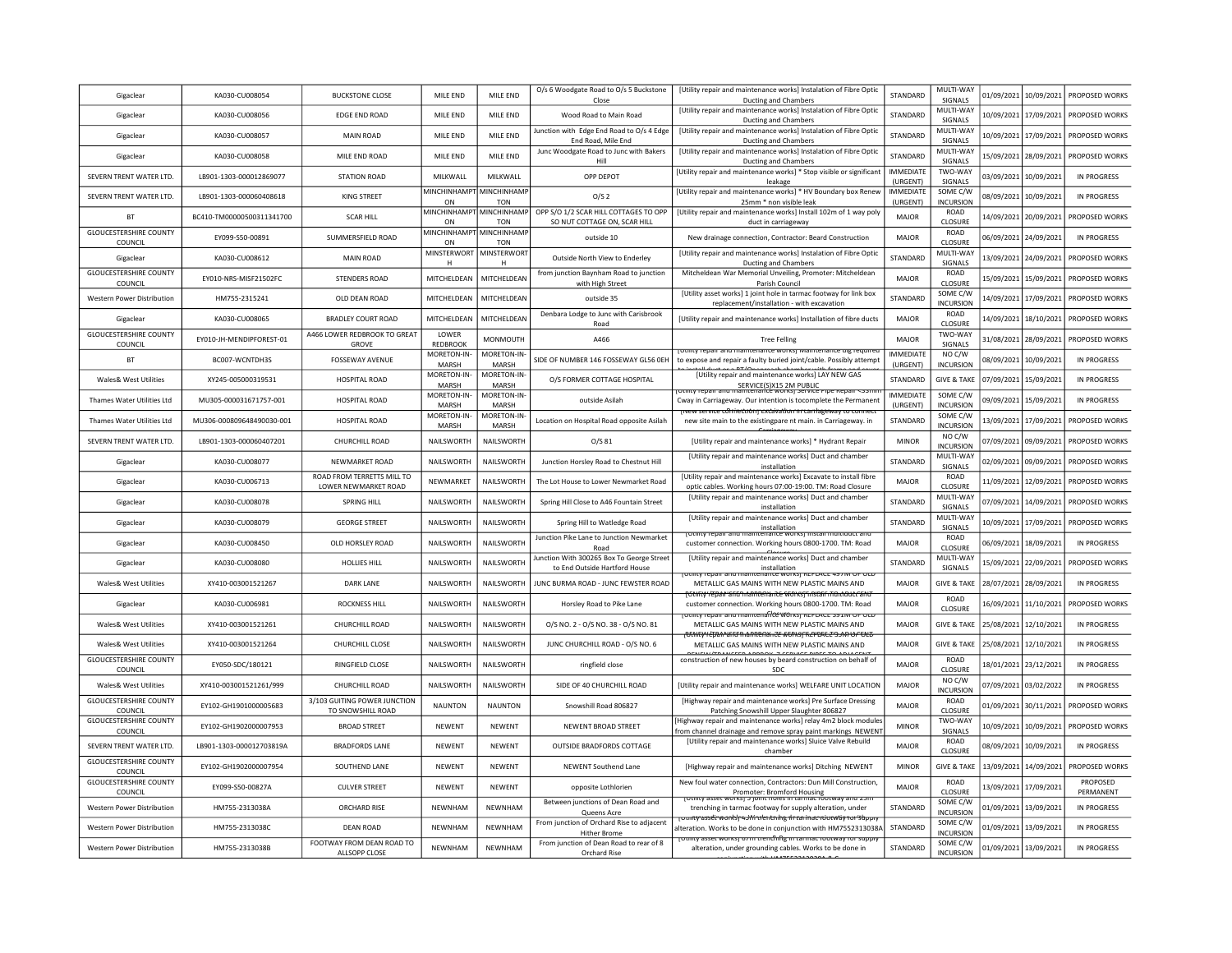| Gigaclear | KA030-CU008054 | BUCKSTONE CLOSE | MILE END | MILE END | O/s 6 Woodgate Road to O/s 5 Buckstone Close | [Utility repair and maintenance works] Instalation of Fibre Optic Ducting and Chambers | STANDARD | MULTI-WAY SIGNALS | 01/09/2021 | 10/09/2021 | PROPOSED WORKS |
|---|---|---|---|---|---|---|---|---|---|---|---|
| Gigaclear | KA030-CU008056 | EDGE END ROAD | MILE END | MILE END | Wood Road to Main Road | [Utility repair and maintenance works] Instalation of Fibre Optic Ducting and Chambers | STANDARD | MULTI-WAY SIGNALS | 10/09/2021 | 17/09/2021 | PROPOSED WORKS |
| Gigaclear | KA030-CU008057 | MAIN ROAD | MILE END | MILE END | Junction with Edge End Road to O/s 4 Edge End Road, Mile End | [Utility repair and maintenance works] Instalation of Fibre Optic Ducting and Chambers | STANDARD | MULTI-WAY SIGNALS | 10/09/2021 | 17/09/2021 | PROPOSED WORKS |
| Gigaclear | KA030-CU008058 | MILE END ROAD | MILE END | MILE END | Junc Woodgate Road to Junc with Bakers Hill | [Utility repair and maintenance works] Instalation of Fibre Optic Ducting and Chambers | STANDARD | MULTI-WAY SIGNALS | 15/09/2021 | 28/09/2021 | PROPOSED WORKS |
| SEVERN TRENT WATER LTD. | LB901-1303-000122869077 | STATION ROAD | MILKWALL | MILKWALL | OPP DEPOT | [Utility repair and maintenance works] * Stop visible or significant leakage | IMMEDIATE (URGENT) | TWO-WAY SIGNALS | 03/09/2021 | 10/09/2021 | IN PROGRESS |
| SEVERN TRENT WATER LTD. | LB901-1303-000060408618 | KING STREET | MINCHINHAMPTON | MINCHINHAMPTON | O/S 2 | [Utility repair and maintenance works] * HV Boundary box Renew 25mm * non visible leak | IMMEDIATE (URGENT) | SOME C/W INCURSION | 08/09/2021 | 10/09/2021 | IN PROGRESS |
| BT | BC410-TM00000500311341700 | SCAR HILL | MINCHINHAMPTON | MINCHINHAMPTON | OPP S/O 1/2 SCAR HILL COTTAGES TO OPP SO NUT COTTAGE ON, SCAR HILL | [Utility repair and maintenance works] Install 102m of 1 way poly duct in carriageway | MAJOR | ROAD CLOSURE | 14/09/2021 | 20/09/2021 | PROPOSED WORKS |
| GLOUCESTERSHIRE COUNTY COUNCIL | EY099-S50-00891 | SUMMERSFIELD ROAD | MINCHINHAMPTON | MINCHINHAMPTON | outside 10 | New drainage connection, Contractor: Beard Construction | MAJOR | ROAD CLOSURE | 06/09/2021 | 24/09/2021 | IN PROGRESS |
| Gigaclear | KA030-CU008612 | MAIN ROAD | MINSTERWORTH | MINSTERWORTH | Outside North View to Enderley | [Utility repair and maintenance works] Instalation of Fibre Optic Ducting and Chambers | STANDARD | MULTI-WAY SIGNALS | 13/09/2021 | 24/09/2021 | PROPOSED WORKS |
| GLOUCESTERSHIRE COUNTY COUNCIL | EY010-NRS-MISF21502FC | STENDERS ROAD | MITCHELDEAN | MITCHELDEAN | from junction Baynham Road to junction with High Street | Mitcheldean War Memorial Unveiling, Promoter: Mitcheldean Parish Council | MAJOR | ROAD CLOSURE | 15/09/2021 | 15/09/2021 | PROPOSED WORKS |
| Western Power Distribution | HM755-2315241 | OLD DEAN ROAD | MITCHELDEAN | MITCHELDEAN | outside 35 | [Utility asset works] 1 joint hole in tarmac footway for link box replacement/installation - with excavation | STANDARD | SOME C/W INCURSION | 14/09/2021 | 17/09/2021 | PROPOSED WORKS |
| Gigaclear | KA030-CU008065 | BRADLEY COURT ROAD | MITCHELDEAN | MITCHELDEAN | Denbara Lodge to Junc with Carisbrook Road | [Utility repair and maintenance works] Installation of fibre ducts | MAJOR | ROAD CLOSURE | 14/09/2021 | 18/10/2021 | PROPOSED WORKS |
| GLOUCESTERSHIRE COUNTY COUNCIL | EY010-JH-MENDIPFOREST-01 | A466 LOWER REDBROOK TO GREAT GROVE | LOWER REDBROOK | MONMOUTH | A466 | Tree Felling | MAJOR | TWO-WAY SIGNALS | 31/08/2021 | 28/09/2021 | PROPOSED WORKS |
| BT | BC007-WCNTDH3S | FOSSEWAY AVENUE | MORETON-IN-MARSH | MORETON-IN-MARSH | SIDE OF NUMBER 146 FOSSEWAY GL56 0EH | [Utility repair and maintenance works] Maintenance dig required to expose and repair a faulty buried joint/cable. Possibly attempt | IMMEDIATE (URGENT) | NO C/W INCURSION | 08/09/2021 | 10/09/2021 | IN PROGRESS |
| Wales& West Utilities | XY245-005000319531 | HOSPITAL ROAD | MORETON-IN-MARSH | MORETON-IN-MARSH | O/S FORMER COTTAGE HOSPITAL | [Utility repair and maintenance works] LAY NEW GAS SERVICE(S)X15 2M PUBLIC | STANDARD | GIVE & TAKE | 07/09/2021 | 15/09/2021 | IN PROGRESS |
| Thames Water Utilities Ltd | MU305-000031671757-001 | HOSPITAL ROAD | MORETON-IN-MARSH | MORETON-IN-MARSH | outside Asilah | [Utility repair and maintenance works] Service Pipe Repair <33mm Cway in Carriageway. Our intention is tocomplete the Permanent | IMMEDIATE (URGENT) | SOME C/W INCURSION | 09/09/2021 | 15/09/2021 | IN PROGRESS |
| Thames Water Utilities Ltd | MU306-000809648490030-001 | HOSPITAL ROAD | MORETON-IN-MARSH | MORETON-IN-MARSH | Location on Hospital Road opposite Asilah | [New service connection] Excavation in Carriageway to connect new site main to the existingpare nt main. in Carriageway. in | STANDARD | SOME C/W INCURSION | 13/09/2021 | 17/09/2021 | PROPOSED WORKS |
| SEVERN TRENT WATER LTD. | LB901-1303-000060407201 | CHURCHILL ROAD | NAILSWORTH | NAILSWORTH | O/S 81 | [Utility repair and maintenance works] * Hydrant Repair | MINOR | NO C/W INCURSION | 07/09/2021 | 09/09/2021 | PROPOSED WORKS |
| Gigaclear | KA030-CU008077 | NEWMARKET ROAD | NAILSWORTH | NAILSWORTH | Junction Horsley Road to Chestnut Hill | [Utility repair and maintenance works] Duct and chamber installation | STANDARD | MULTI-WAY SIGNALS | 02/09/2021 | 09/09/2021 | PROPOSED WORKS |
| Gigaclear | KA030-CU006713 | ROAD FROM TERRETTS MILL TO LOWER NEWMARKET ROAD | NEWMARKET | NAILSWORTH | The Lot House to Lower Newmarket Road | [Utility repair and maintenance works] Excavate to install fibre optic cables. Working hours 07:00-19:00. TM: Road Closure | MAJOR | ROAD CLOSURE | 11/09/2021 | 12/09/2021 | PROPOSED WORKS |
| Gigaclear | KA030-CU008078 | SPRING HILL | NAILSWORTH | NAILSWORTH | Spring Hill Close to A46 Fountain Street | [Utility repair and maintenance works] Duct and chamber installation | STANDARD | MULTI-WAY SIGNALS | 07/09/2021 | 14/09/2021 | PROPOSED WORKS |
| Gigaclear | KA030-CU008079 | GEORGE STREET | NAILSWORTH | NAILSWORTH | Spring Hill to Watledge Road | [Utility repair and maintenance works] Duct and chamber installation | STANDARD | MULTI-WAY SIGNALS | 10/09/2021 | 17/09/2021 | PROPOSED WORKS |
| Gigaclear | KA030-CU008450 | OLD HORSLEY ROAD | NAILSWORTH | NAILSWORTH | Junction Pike Lane to Junction Newmarket Road | [Utility repair and maintenance works] Install multiduct and customer connection. Working hours 0800-1700. TM: Road Closure | MAJOR | ROAD CLOSURE | 06/09/2021 | 18/09/2021 | IN PROGRESS |
| Gigaclear | KA030-CU008080 | HOLLIES HILL | NAILSWORTH | NAILSWORTH | Junction With 300265 Box To George Street to End Outside Hartford House | [Utility repair and maintenance works] Duct and chamber installation | STANDARD | MULTI-WAY SIGNALS | 15/09/2021 | 22/09/2021 | PROPOSED WORKS |
| Wales& West Utilities | XY410-003001521267 | DARK LANE | NAILSWORTH | NAILSWORTH | JUNC BURMA ROAD - JUNC FEWSTER ROAD | [Utility repair and maintenance works] REPLACE 497M OF OLD METALLIC GAS MAINS WITH NEW PLASTIC MAINS AND | MAJOR | GIVE & TAKE | 28/07/2021 | 28/09/2021 | IN PROGRESS |
| Gigaclear | KA030-CU006981 | ROCKNESS HILL | NAILSWORTH | NAILSWORTH | Horsley Road to Pike Lane | [Utility repair and maintenance works] Install multiduct and customer connection. Working hours 0800-1700. TM: Road | MAJOR | ROAD CLOSURE | 16/09/2021 | 11/10/2021 | PROPOSED WORKS |
| Wales& West Utilities | XY410-003001521261 | CHURCHILL ROAD | NAILSWORTH | NAILSWORTH | O/S NO. 2 - O/S NO. 38 - O/S NO. 81 | [Utility repair and maintenance works] REPLACE 391M OF OLD METALLIC GAS MAINS WITH NEW PLASTIC MAINS AND | MAJOR | GIVE & TAKE | 25/08/2021 | 12/10/2021 | IN PROGRESS |
| Wales& West Utilities | XY410-003001521264 | CHURCHILL CLOSE | NAILSWORTH | NAILSWORTH | JUNC CHURCHILL ROAD - O/S NO. 6 | [Utility repair and maintenance works] REPLACE 73M OF OLD METALLIC GAS MAINS WITH NEW PLASTIC MAINS AND | MAJOR | GIVE & TAKE | 25/08/2021 | 12/10/2021 | IN PROGRESS |
| GLOUCESTERSHIRE COUNTY COUNCIL | EY050-SDC/180121 | RINGFIELD CLOSE | NAILSWORTH | NAILSWORTH | ringfield close | construction of new houses by beard construction on behalf of SDC | MAJOR | ROAD CLOSURE | 18/01/2021 | 23/12/2021 | IN PROGRESS |
| Wales& West Utilities | XY410-003001521261/999 | CHURCHILL ROAD | NAILSWORTH | NAILSWORTH | SIDE OF 40 CHURCHILL ROAD | [Utility repair and maintenance works] WELFARE UNIT LOCATION | MAJOR | NO C/W INCURSION | 07/09/2021 | 03/02/2022 | IN PROGRESS |
| GLOUCESTERSHIRE COUNTY COUNCIL | EY102-GH1901000005683 | 3/103 GUITING POWER JUNCTION TO SNOWSHILL ROAD | NAUNTON | NAUNTON | Snowshill Road 806827 | [Highway repair and maintenance works] Pre Surface Dressing Patching Snowshill Upper Slaughter 806827 | MAJOR | ROAD CLOSURE | 01/09/2021 | 30/11/2021 | PROPOSED WORKS |
| GLOUCESTERSHIRE COUNTY COUNCIL | EY102-GH1902000007953 | BROAD STREET | NEWENT | NEWENT | NEWENT BROAD STREET | [Highway repair and maintenance works] relay 4m2 block modules from channel drainage and remove spray paint markings NEWENT | MINOR | TWO-WAY SIGNALS | 10/09/2021 | 10/09/2021 | PROPOSED WORKS |
| SEVERN TRENT WATER LTD. | LB901-1303-000127038I9A | BRADFORDS LANE | NEWENT | NEWENT | OUTSIDE BRADFORDS COTTAGE | [Utility repair and maintenance works] Sluice Valve Rebuild chamber | MAJOR | ROAD CLOSURE | 08/09/2021 | 10/09/2021 | IN PROGRESS |
| GLOUCESTERSHIRE COUNTY COUNCIL | EY102-GH1902000007954 | SOUTHEND LANE | NEWENT | NEWENT | NEWENT Southend Lane | [Highway repair and maintenance works] Ditching NEWENT | MINOR | GIVE & TAKE | 13/09/2021 | 14/09/2021 | PROPOSED WORKS |
| GLOUCESTERSHIRE COUNTY COUNCIL | EY099-S50-00827A | CULVER STREET | NEWENT | NEWENT | opposite Lothlorien | New foul water connection, Contractors: Dun Mill Construction, Promoter: Bromford Housing | MAJOR | ROAD CLOSURE | 13/09/2021 | 17/09/2021 | PROPOSED PERMANENT |
| Western Power Distribution | HM755-2313038A | ORCHARD RISE | NEWNHAM | NEWNHAM | Between junctions of Dean Road and Queens Acre | [Utility asset works] 3 joint holes in tarmac footway and 25m trenching in tarmac footway for supply alteration, under | STANDARD | SOME C/W INCURSION | 01/09/2021 | 13/09/2021 | IN PROGRESS |
| Western Power Distribution | HM755-2313038C | DEAN ROAD | NEWNHAM | NEWNHAM | From junction of Orchard Rise to adjacent Hither Brome | [Utility asset works] 4.7m trenching in tarmac footway for supply alteration. Works to be done in conjunction with HM7552313038A | STANDARD | SOME C/W INCURSION | 01/09/2021 | 13/09/2021 | IN PROGRESS |
| Western Power Distribution | HM755-2313038B | FOOTWAY FROM DEAN ROAD TO ALLSOPP CLOSE | NEWNHAM | NEWNHAM | From junction of Dean Road to rear of 8 Orchard Rise | [Utility asset works] 8m trenching in tarmac footway for supply alteration, under grounding cables. Works to be done in | STANDARD | SOME C/W INCURSION | 01/09/2021 | 13/09/2021 | IN PROGRESS |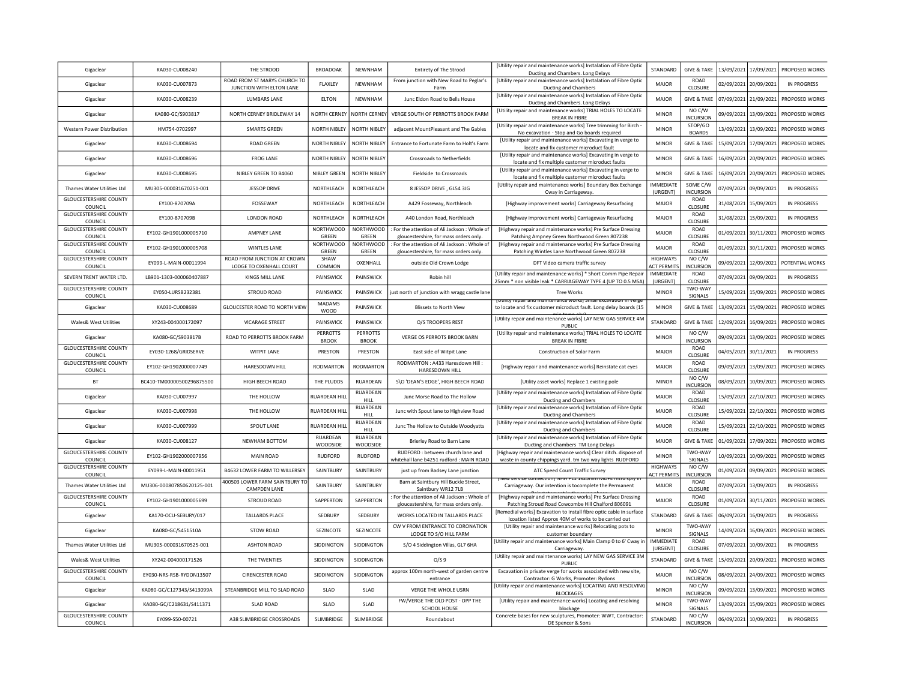| Gigaclear | KA030-CU008240 | THE STROOD | BROADOAK | NEWNHAM | Entirety of The Strood | [Utility repair and maintenance works] Instalation of Fibre Optic Ducting and Chambers. Long Delays | STANDARD | GIVE & TAKE | 13/09/2021 | 17/09/2021 | PROPOSED WORKS |
|---|---|---|---|---|---|---|---|---|---|---|---|
| Gigaclear | KA030-CU007873 | ROAD FROM ST MARYS CHURCH TO JUNCTION WITH ELTON LANE | FLAXLEY | NEWNHAM | From junction with New Road to Peglar's Farm | [Utility repair and maintenance works] Instalation of Fibre Optic Ducting and Chambers | MAJOR | ROAD CLOSURE | 02/09/2021 | 20/09/2021 | IN PROGRESS |
| Gigaclear | KA030-CU008239 | LUMBARS LANE | ELTON | NEWNHAM | Junc Eldon Road to Bells House | [Utility repair and maintenance works] Instalation of Fibre Optic Ducting and Chambers. Long Delays | MAJOR | GIVE & TAKE | 07/09/2021 | 21/09/2021 | PROPOSED WORKS |
| Gigaclear | KA080-GC/S903817 | NORTH CERNEY BRIDLEWAY 14 | NORTH CERNEY | NORTH CERNEY | VERGE SOUTH OF PERROTTS BROOK FARM | [Utility repair and maintenance works] TRIAL HOLES TO LOCATE BREAK IN FIBRE | MINOR | NO C/W INCURSION | 09/09/2021 | 13/09/2021 | PROPOSED WORKS |
| Western Power Distribution | HM754-0702997 | SMARTS GREEN | NORTH NIBLEY | NORTH NIBLEY | adjacent MountPleasant and The Gables | [Utility repair and maintenance works] Tree trimming for Birch - No excavation - Stop and Go boards required | MINOR | STOP/GO BOARDS | 13/09/2021 | 13/09/2021 | PROPOSED WORKS |
| Gigaclear | KA030-CU008694 | ROAD GREEN | NORTH NIBLEY | NORTH NIBLEY | Entrance to Fortunate Farm to Holt's Farm | [Utility repair and maintenance works] Excavating in verge to locate and fix customer microduct fault | MINOR | GIVE & TAKE | 15/09/2021 | 17/09/2021 | PROPOSED WORKS |
| Gigaclear | KA030-CU008696 | FROG LANE | NORTH NIBLEY | NORTH NIBLEY | Crossroads to Netherfields | [Utility repair and maintenance works] Excavating in verge to locate and fix multiple customer microduct faults | MINOR | GIVE & TAKE | 16/09/2021 | 20/09/2021 | PROPOSED WORKS |
| Gigaclear | KA030-CU008695 | NIBLEY GREEN TO B4060 | NIBLEY GREEN | NORTH NIBLEY | Fieldside to Crossroads | [Utility repair and maintenance works] Excavating in verge to locate and fix multiple customer microduct faults | MINOR | GIVE & TAKE | 16/09/2021 | 20/09/2021 | PROPOSED WORKS |
| Thames Water Utilities Ltd | MU305-000031670251-001 | JESSOP DRIVE | NORTHLEACH | NORTHLEACH | 8 JESSOP DRIVE , GL54 3JG | [Utility repair and maintenance works] Boundary Box Exchange Cway in Carriageway. | IMMEDIATE (URGENT) | SOME C/W INCURSION | 07/09/2021 | 09/09/2021 | IN PROGRESS |
| GLOUCESTERSHIRE COUNTY COUNCIL | EY100-870709A | FOSSEWAY | NORTHLEACH | NORTHLEACH | A429 Fosseway, Northleach | [Highway improvement works] Carriageway Resurfacing | MAJOR | ROAD CLOSURE | 31/08/2021 | 15/09/2021 | IN PROGRESS |
| GLOUCESTERSHIRE COUNTY COUNCIL | EY100-870709B | LONDON ROAD | NORTHLEACH | NORTHLEACH | A40 London Road, Northleach | [Highway improvement works] Carriageway Resurfacing | MAJOR | ROAD CLOSURE | 31/08/2021 | 15/09/2021 | IN PROGRESS |
| GLOUCESTERSHIRE COUNTY COUNCIL | EY102-GH1901000005710 | AMPNEY LANE | NORTHWOOD GREEN | NORTHWOOD GREEN | : For the attention of Ali Jackson : Whole of gloucestershire, for mass orders only. | [Highway repair and maintenance works] Pre Surface Dressing Patching Ampney Green Northwood Green 807238 | MAJOR | ROAD CLOSURE | 01/09/2021 | 30/11/2021 | PROPOSED WORKS |
| GLOUCESTERSHIRE COUNTY COUNCIL | EY102-GH1901000005708 | WINTLES LANE | NORTHWOOD GREEN | NORTHWOOD GREEN | : For the attention of Ali Jackson : Whole of gloucestershire, for mass orders only. | [Highway repair and maintenance works] Pre Surface Dressing Patching Wintles Lane Northwood Green 807238 | MAJOR | ROAD CLOSURE | 01/09/2021 | 30/11/2021 | PROPOSED WORKS |
| GLOUCESTERSHIRE COUNTY COUNCIL | EY099-L-MAIN-00011994 | ROAD FROM JUNCTION AT CROWN LODGE TO OXENHALL COURT | SHAW COMMON | OXENHALL | outside Old Crown Lodge | DFT Video camera traffic survey | HIGHWAYS ACT PERMITS | NO C/W INCURSION | 09/09/2021 | 12/09/2021 | POTENTIAL WORKS |
| SEVERN TRENT WATER LTD. | LB901-1303-000060407887 | KINGS MILL LANE | PAINSWICK | PAINSWICK | Robin hill | [Utility repair and maintenance works] * Short Comm Pipe Repair 25mm * non visible leak * CARRIAGEWAY TYPE 4 (UP TO 0.5 MSA) | IMMEDIATE (URGENT) | ROAD CLOSURE | 07/09/2021 | 09/09/2021 | IN PROGRESS |
| GLOUCESTERSHIRE COUNTY COUNCIL | EY050-LURSB232381 | STROUD ROAD | PAINSWICK | PAINSWICK | just north of junction with wragg castle lane | Tree Works | MINOR | TWO-WAY SIGNALS | 15/09/2021 | 15/09/2021 | PROPOSED WORKS |
| Gigaclear | KA030-CU008689 | GLOUCESTER ROAD TO NORTH VIEW | MADAMS WOOD | PAINSWICK | Blissets to North View | [Utility repair and maintenance works] Small excavation in verge to locate and fix customer microduct fault. Long delay boards (15 min temp obs) | MINOR | GIVE & TAKE | 13/09/2021 | 15/09/2021 | PROPOSED WORKS |
| Wales& West Utilities | XY243-004000172097 | VICARAGE STREET | PAINSWICK | PAINSWICK | O/S TROOPERS REST | [Utility repair and maintenance works] LAY NEW GAS SERVICE 4M PUBLIC | STANDARD | GIVE & TAKE | 12/09/2021 | 16/09/2021 | PROPOSED WORKS |
| Gigaclear | KA080-GC/S903817B | ROAD TO PERROTTS BROOK FARM | PERROTTS BROOK | PERROTTS BROOK | VERGE OS PERROTS BROOK BARN | [Utility repair and maintenance works] TRIAL HOLES TO LOCATE BREAK IN FIBRE | MINOR | NO C/W INCURSION | 09/09/2021 | 13/09/2021 | PROPOSED WORKS |
| GLOUCESTERSHIRE COUNTY COUNCIL | EY030-1268/GRIDSERVE | WITPIT LANE | PRESTON | PRESTON | East side of Witpit Lane | Construction of Solar Farm | MAJOR | ROAD CLOSURE | 04/05/2021 | 30/11/2021 | IN PROGRESS |
| GLOUCESTERSHIRE COUNTY COUNCIL | EY102-GH1902000007749 | HARESDOWN HILL | RODMARTON | RODMARTON | RODMARTON : A433 Haresdown Hill : HARESDOWN HILL | [Highway repair and maintenance works] Reinstate cat eyes | MAJOR | ROAD CLOSURE | 09/09/2021 | 13/09/2021 | PROPOSED WORKS |
| BT | BC410-TM00000500296875500 | HIGH BEECH ROAD | THE PLUDDS | RUARDEAN | S\O 'DEAN'S EDGE', HIGH BEECH ROAD | [Utility asset works] Replace 1 existing pole | MINOR | NO C/W INCURSION | 08/09/2021 | 10/09/2021 | PROPOSED WORKS |
| Gigaclear | KA030-CU007997 | THE HOLLOW | RUARDEAN HILL | RUARDEAN HILL | Junc Morse Road to The Hollow | [Utility repair and maintenance works] Instalation of Fibre Optic Ducting and Chambers | MAJOR | ROAD CLOSURE | 15/09/2021 | 22/10/2021 | PROPOSED WORKS |
| Gigaclear | KA030-CU007998 | THE HOLLOW | RUARDEAN HILL | RUARDEAN HILL | Junc with Spout lane to Highview Road | [Utility repair and maintenance works] Instalation of Fibre Optic Ducting and Chambers | MAJOR | ROAD CLOSURE | 15/09/2021 | 22/10/2021 | PROPOSED WORKS |
| Gigaclear | KA030-CU007999 | SPOUT LANE | RUARDEAN HILL | RUARDEAN HILL | Junc The Hollow to Outside Woodyatts | [Utility repair and maintenance works] Instalation of Fibre Optic Ducting and Chambers | MAJOR | ROAD CLOSURE | 15/09/2021 | 22/10/2021 | PROPOSED WORKS |
| Gigaclear | KA030-CU008127 | NEWHAM BOTTOM | RUARDEAN WOODSIDE | RUARDEAN WOODSIDE | Brierley Road to Barn Lane | [Utility repair and maintenance works] Instalation of Fibre Optic Ducting and Chambers TM Long Delays | MAJOR | GIVE & TAKE | 01/09/2021 | 17/09/2021 | PROPOSED WORKS |
| GLOUCESTERSHIRE COUNTY COUNCIL | EY102-GH1902000007956 | MAIN ROAD | RUDFORD | RUDFORD | RUDFORD : between church lane and whitehall lane b4251 rudford : MAIN ROAD | [Highway repair and maintenance works] Clear ditch. dispose of waste in county chippings yard. tm two way lights RUDFORD | MINOR | TWO-WAY SIGNALS | 10/09/2021 | 10/09/2021 | PROPOSED WORKS |
| GLOUCESTERSHIRE COUNTY COUNCIL | EY099-L-MAIN-00011951 | B4632 LOWER FARM TO WILLERSEY | SAINTBURY | SAINTBURY | just up from Badsey Lane junction | ATC Speed Count Traffic Survey | HIGHWAYS ACT PERMITS | NO C/W INCURSION | 01/09/2021 | 09/09/2021 | PROPOSED WORKS |
| Thames Water Utilities Ltd | MU306-000807850620125-001 | 400503 LOWER FARM SAINTBURY TO CAMPDEN LANE | SAINTBURY | SAINTBURY | Barn at Saintbury Hill Buckle Street, Saintbury WR12 7LB | [New service connection] NNN PE 1x25mm MDPE intro sply in Carriageway. Our intention is tocomplete the Permanent Reinstatement in the same phase | MAJOR | ROAD CLOSURE | 07/09/2021 | 13/09/2021 | IN PROGRESS |
| GLOUCESTERSHIRE COUNTY COUNCIL | EY102-GH1901000005699 | STROUD ROAD | SAPPERTON | SAPPERTON | : For the attention of Ali Jackson : Whole of gloucestershire, for mass orders only. | [Highway repair and maintenance works] Pre Surface Dressing Patching Stroud Road Cowcombe Hill Chalford 806091 | MAJOR | ROAD CLOSURE | 01/09/2021 | 30/11/2021 | PROPOSED WORKS |
| Gigaclear | KA170-OCU-SEBURY/017 | TALLARDS PLACE | SEDBURY | SEDBURY | WORKS LOCATED IN TALLARDS PLACE | [Remedial works] Excavation to install fibre optic cable in surface lcoation listed Approx 40M of works to be carried out | STANDARD | GIVE & TAKE | 06/09/2021 | 16/09/2021 | IN PROGRESS |
| Gigaclear | KA080-GC/S451510A | STOW ROAD | SEZINCOTE | SEZINCOTE | CW V FROM ENTRANCE TO CORONATION LODGE TO S/O HILL FARM | [Utility repair and maintenance works] Relocating pots to customer boundary | MINOR | TWO-WAY SIGNALS | 14/09/2021 | 16/09/2021 | PROPOSED WORKS |
| Thames Water Utilities Ltd | MU305-000031670525-001 | ASHTON ROAD | SIDDINGTON | SIDDINGTON | S/O 4 Siddington Villas, GL7 6HA | [Utility repair and maintenance works] Main Clamp 0 to 6' Cway in Carriageway. | IMMEDIATE (URGENT) | ROAD CLOSURE | 07/09/2021 | 10/09/2021 | IN PROGRESS |
| Wales& West Utilities | XY242-004000171526 | THE TWENTIES | SIDDINGTON | SIDDINGTON | O/S 9 | [Utility repair and maintenance works] LAY NEW GAS SERVICE 3M PUBLIC | STANDARD | GIVE & TAKE | 15/09/2021 | 20/09/2021 | PROPOSED WORKS |
| GLOUCESTERSHIRE COUNTY COUNCIL | EY030-NRS-RSB-RYDON13507 | CIRENCESTER ROAD | SIDDINGTON | SIDDINGTON | approx 100m north-west of garden centre entrance | Excavation in private verge for works associated with new site, Contractor: G Works, Promoter: Rydons | MAJOR | NO C/W INCURSION | 08/09/2021 | 24/09/2021 | PROPOSED WORKS |
| Gigaclear | KA080-GC/C127343/S413099A | STEANBRIDGE MILL TO SLAD ROAD | SLAD | SLAD | VERGE THE WHOLE USRN | [Utility repair and maintenance works] LOCATING AND RESOLVING BLOCKAGES | MINOR | NO C/W INCURSION | 09/09/2021 | 13/09/2021 | PROPOSED WORKS |
| Gigaclear | KA080-GC/C218631/S411371 | SLAD ROAD | SLAD | SLAD | FW/VERGE THE OLD POST - OPP THE SCHOOL HOUSE | [Utility repair and maintenance works] Locating and resolving blockage | MINOR | TWO-WAY SIGNALS | 13/09/2021 | 15/09/2021 | PROPOSED WORKS |
| GLOUCESTERSHIRE COUNTY COUNCIL | EY099-S50-00721 | A38 SLIMBRIDGE CROSSROADS | SLIMBRIDGE | SLIMBRIDGE | Roundabout | Concrete bases for new sculptures, Promoter: WWT, Contractor: DE Spencer & Sons | STANDARD | NO C/W INCURSION | 06/09/2021 | 10/09/2021 | IN PROGRESS |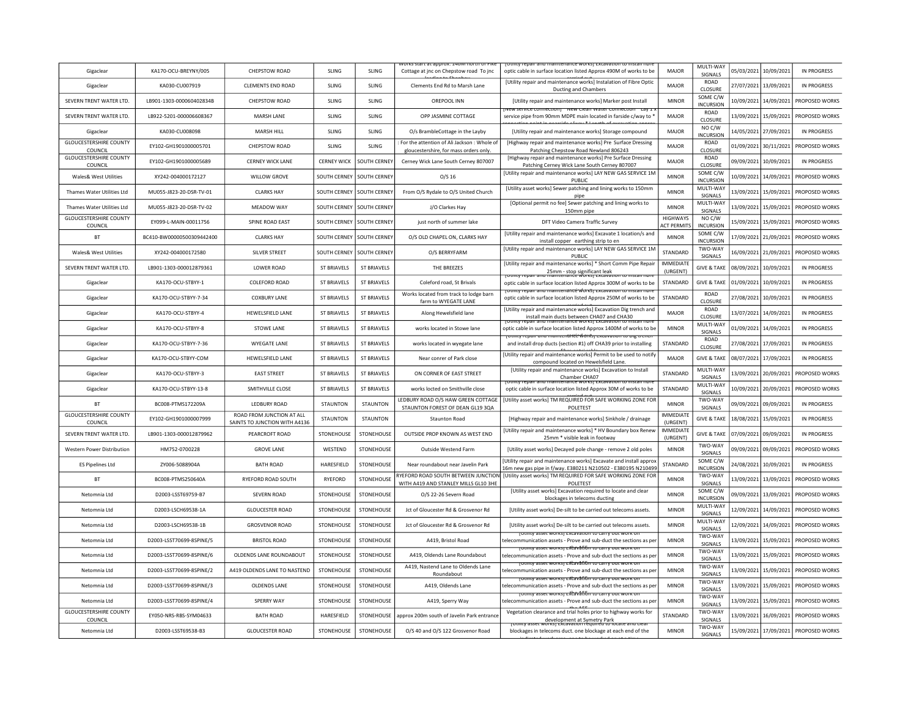| Gigaclear | KA170-OCU-BREYNY/005 | CHEPSTOW ROAD | SLING | SLING | Works start at approx. 140M north of Pike Cottage at jnc on Chepstow road To jnc leading to Shenhou | [Utility repair and maintenance works] Excavation to install fibre optic cable in surface location listed Approx 490M of works to be carried out | MAJOR | MULTI-WAY SIGNALS | 05/03/2021 | 10/09/2021 | IN PROGRESS |
|---|---|---|---|---|---|---|---|---|---|---|---|
| Gigaclear | KA030-CU007919 | CLEMENTS END ROAD | SLING | SLING | Clements End Rd to Marsh Lane | [Utility repair and maintenance works] Instalation of Fibre Optic Ducting and Chambers | MAJOR | ROAD CLOSURE | 27/07/2021 | 13/09/2021 | IN PROGRESS |
| SEVERN TRENT WATER LTD. | LB901-1303-000060402834B | CHEPSTOW ROAD | SLING | SLING | OREPOOL INN | [Utility repair and maintenance works] Marker post Install | MINOR | SOME C/W INCURSION | 10/09/2021 | 14/09/2021 | PROPOSED WORKS |
| SEVERN TRENT WATER LTD. | LB922-5201-000006608367 | MARSH LANE | SLING | SLING | OPP JASMINE COTTAGE | [New service connection] * New Clean Water Connection * Lay 1 x service pipe from 90mm MDPE main located in farside c/way to * connection point in nearside c/way * Length of excavation approx | MAJOR | ROAD CLOSURE | 13/09/2021 | 15/09/2021 | PROPOSED WORKS |
| Gigaclear | KA030-CU008098 | MARSH HILL | SLING | SLING | O/s BrambleCottage in the Layby | [Utility repair and maintenance works] Storage compound | MAJOR | NO C/W INCURSION | 14/05/2021 | 27/09/2021 | IN PROGRESS |
| GLOUCESTERSHIRE COUNTY COUNCIL | EY102-GH1901000005701 | CHEPSTOW ROAD | SLING | SLING | : For the attention of Ali Jackson : Whole of gloucestershire, for mass orders only. | [Highway repair and maintenance works] Pre Surface Dressing Patching Chepstow Road Newland 806243 | MAJOR | ROAD CLOSURE | 01/09/2021 | 30/11/2021 | PROPOSED WORKS |
| GLOUCESTERSHIRE COUNTY COUNCIL | EY102-GH1901000005689 | CERNEY WICK LANE | CERNEY WICK | SOUTH CERNEY | Cerney Wick Lane South Cerney 807007 | [Highway repair and maintenance works] Pre Surface Dressing Patching Cerney Wick Lane South Cerney 807007 | MAJOR | ROAD CLOSURE | 09/09/2021 | 10/09/2021 | IN PROGRESS |
| Wales& West Utilities | XY242-004000172127 | WILLOW GROVE | SOUTH CERNEY | SOUTH CERNEY | O/S 16 | [Utility repair and maintenance works] LAY NEW GAS SERVICE 1M PUBLIC | MINOR | SOME C/W INCURSION | 10/09/2021 | 14/09/2021 | PROPOSED WORKS |
| Thames Water Utilities Ltd | MU055-J823-20-DSR-TV-01 | CLARKS HAY | SOUTH CERNEY | SOUTH CERNEY | From O/S Rydale to O/S United Church | [Utility asset works] Sewer patching and lining works to 150mm pipe | MINOR | MULTI-WAY SIGNALS | 13/09/2021 | 15/09/2021 | PROPOSED WORKS |
| Thames Water Utilities Ltd | MU055-J823-20-DSR-TV-02 | MEADOW WAY | SOUTH CERNEY | SOUTH CERNEY | J/O Clarkes Hay | [Optional permit no fee] Sewer patching and lining works to 150mm pipe | MINOR | MULTI-WAY SIGNALS | 13/09/2021 | 15/09/2021 | PROPOSED WORKS |
| GLOUCESTERSHIRE COUNTY COUNCIL | EY099-L-MAIN-00011756 | SPINE ROAD EAST | SOUTH CERNEY | SOUTH CERNEY | just north of summer lake | DFT Video Camera Traffic Survey | HIGHWAYS ACT PERMITS | NO C/W INCURSION | 15/09/2021 | 15/09/2021 | PROPOSED WORKS |
| BT | BC410-BW00000500309442400 | CLARKS HAY | SOUTH CERNEY | SOUTH CERNEY | O/S OLD CHAPEL ON, CLARKS HAY | [Utility repair and maintenance works] Excavate 1 location/s and install copper earthing strip to en | MINOR | SOME C/W INCURSION | 17/09/2021 | 21/09/2021 | PROPOSED WORKS |
| Wales& West Utilities | XY242-004000172580 | SILVER STREET | SOUTH CERNEY | SOUTH CERNEY | O/S BERRYFARM | [Utility repair and maintenance works] LAY NEW GAS SERVICE 1M PUBLIC | STANDARD | TWO-WAY SIGNALS | 16/09/2021 | 21/09/2021 | PROPOSED WORKS |
| SEVERN TRENT WATER LTD. | LB901-1303-000012879361 | LOWER ROAD | ST BRIAVELS | ST BRIAVELS | THE BREEZES | [Utility repair and maintenance works] * Short Comm Pipe Repair 25mm - stop significant leak | IMMEDIATE (URGENT) | GIVE & TAKE | 08/09/2021 | 10/09/2021 | IN PROGRESS |
| Gigaclear | KA170-OCU-STBYY-1 | COLEFORD ROAD | ST BRIAVELS | ST BRIAVELS | Coleford road, St Brivals | [Utility repair and maintenance works] Excavation to install fibre optic cable in surface location listed Approx 300M of works to be | STANDARD | GIVE & TAKE | 01/09/2021 | 10/09/2021 | IN PROGRESS |
| Gigaclear | KA170-OCU-STBYY-7-34 | COXBURY LANE | ST BRIAVELS | ST BRIAVELS | Works located from track to lodge barn farm to WYEGATE LANE | [Utility repair and maintenance works] Excavation to install fibre optic cable in surface location listed Approx 250M of works to be | STANDARD | ROAD CLOSURE | 27/08/2021 | 10/09/2021 | IN PROGRESS |
| Gigaclear | KA170-OCU-STBYY-4 | HEWELSFIELD LANE | ST BRIAVELS | ST BRIAVELS | Along Hewelsfield lane | [Utility repair and maintenance works] Excavation Dig trench and install main ducts between CHA07 and CHA30 | MAJOR | ROAD CLOSURE | 13/07/2021 | 14/09/2021 | IN PROGRESS |
| Gigaclear | KA170-OCU-STBYY-8 | STOWE LANE | ST BRIAVELS | ST BRIAVELS | works located in Stowe lane | [Utility repair and maintenance works] Excavation to install fibre optic cable in surface location listed Approx 1400M of works to be | MINOR | MULTI-WAY SIGNALS | 01/09/2021 | 14/09/2021 | IN PROGRESS |
| Gigaclear | KA170-OCU-STBYY-7-36 | WYEGATE LANE | ST BRIAVELS | ST BRIAVELS | works located in wyegate lane | [Utility repair and maintenance works] Excavation to dig trench and install drop ducts (section #1) off CHA39 prior to installing | STANDARD | ROAD CLOSURE | 27/08/2021 | 17/09/2021 | IN PROGRESS |
| Gigaclear | KA170-OCU-STBYY-COM | HEWELSFIELD LANE | ST BRIAVELS | ST BRIAVELS | Near conrer of Park close | [Utility repair and maintenance works] Permit to be used to notify compound located on Hewelsfield Lane. | MAJOR | GIVE & TAKE | 08/07/2021 | 17/09/2021 | IN PROGRESS |
| Gigaclear | KA170-OCU-STBYY-3 | EAST STREET | ST BRIAVELS | ST BRIAVELS | ON CORNER OF EAST STREET | [Utility repair and maintenance works] Excavation to Install Chamber CHA07 | STANDARD | MULTI-WAY SIGNALS | 13/09/2021 | 20/09/2021 | PROPOSED WORKS |
| Gigaclear | KA170-OCU-STBYY-13-8 | SMITHVILLE CLOSE | ST BRIAVELS | ST BRIAVELS | works locted on Smithville close | [Utility repair and maintenance works] Excavation to install fibre optic cable in surface location listed Approx 30M of works to be | STANDARD | MULTI-WAY SIGNALS | 10/09/2021 | 20/09/2021 | PROPOSED WORKS |
| BT | BC008-PTMS172209A | LEDBURY ROAD | STAUNTON | STAUNTON | LEDBURY ROAD O/S HAW GREEN COTTAGE STAUNTON FOREST OF DEAN GL19 3QA | [Utility asset works] TM REQUIRED FOR SAFE WORKING ZONE FOR POLETEST | MINOR | TWO-WAY SIGNALS | 09/09/2021 | 09/09/2021 | IN PROGRESS |
| GLOUCESTERSHIRE COUNTY COUNCIL | EY102-GH1901000007999 | ROAD FROM JUNCTION AT ALL SAINTS TO JUNCTION WITH A4136 | STAUNTON | STAUNTON | Staunton Road | [Highway repair and maintenance works] Sinkhole / drainage | IMMEDIATE (URGENT) | GIVE & TAKE | 18/08/2021 | 15/09/2021 | IN PROGRESS |
| SEVERN TRENT WATER LTD. | LB901-1303-000012879962 | PEARCROFT ROAD | STONEHOUSE | STONEHOUSE | OUTSIDE PROP KNOWN AS WEST END | [Utility repair and maintenance works] * HV Boundary box Renew 25mm * visible leak in footway | IMMEDIATE (URGENT) | GIVE & TAKE | 07/09/2021 | 09/09/2021 | IN PROGRESS |
| Western Power Distribution | HM752-0700228 | GROVE LANE | WESTEND | STONEHOUSE | Outside Westend Farm | [Utility asset works] Decayed pole change - remove 2 old poles | MINOR | TWO-WAY SIGNALS | 09/09/2021 | 09/09/2021 | PROPOSED WORKS |
| ES Pipelines Ltd | ZY006-5088904A | BATH ROAD | HARESFIELD | STONEHOUSE | Near roundabout near Javelin Park | [Utility repair and maintenance works] Excavate and install approx 16m new gas pipe in f/way. E380211 N210502 - E380195 N210499 | STANDARD | SOME C/W INCURSION | 24/08/2021 | 10/09/2021 | IN PROGRESS |
| BT | BC008-PTMS250640A | RYEFORD ROAD SOUTH | RYEFORD | STONEHOUSE | RYEFORD ROAD SOUTH BETWEEN JUNCTION WITH A419 AND STANLEY MILLS GL10 3HE | [Utility asset works] TM REQUIRED FOR SAFE WORKING ZONE FOR POLETEST | MINOR | TWO-WAY SIGNALS | 13/09/2021 | 13/09/2021 | PROPOSED WORKS |
| Netomnia Ltd | D2003-LSST69759-B7 | SEVERN ROAD | STONEHOUSE | STONEHOUSE | O/S 22-26 Severn Road | [Utility asset works] Excavation required to locate and clear blockages in telecoms ducting | MINOR | SOME C/W INCURSION | 09/09/2021 | 13/09/2021 | PROPOSED WORKS |
| Netomnia Ltd | D2003-LSCH69538-1A | GLOUCESTER ROAD | STONEHOUSE | STONEHOUSE | Jct of Gloucester Rd & Grosvenor Rd | [Utility asset works] De-silt to be carried out telecoms assets. | MINOR | MULTI-WAY SIGNALS | 12/09/2021 | 14/09/2021 | PROPOSED WORKS |
| Netomnia Ltd | D2003-LSCH69538-1B | GROSVENOR ROAD | STONEHOUSE | STONEHOUSE | Jct of Gloucester Rd & Grosvenor Rd | [Utility asset works] De-silt to be carried out telecoms assets. | MINOR | MULTI-WAY SIGNALS | 12/09/2021 | 14/09/2021 | PROPOSED WORKS |
| Netomnia Ltd | D2003-LSST70699-8SPINE/5 | BRISTOL ROAD | STONEHOUSE | STONEHOUSE | A419, Bristol Road | [Utility asset works] Excavation to carry out work on telecommunication assets - Prove and sub-duct the sections as per | MINOR | TWO-WAY SIGNALS | 13/09/2021 | 15/09/2021 | PROPOSED WORKS |
| Netomnia Ltd | D2003-LSST70699-8SPINE/6 | OLDENDS LANE ROUNDABOUT | STONEHOUSE | STONEHOUSE | A419, Oldends Lane Roundabout | [Utility asset works] Excavation to carry out work on telecommunication assets - Prove and sub-duct the sections as per | MINOR | TWO-WAY SIGNALS | 13/09/2021 | 15/09/2021 | PROPOSED WORKS |
| Netomnia Ltd | D2003-LSST70699-8SPINE/2 | A419 OLDENDS LANE TO NASTEND | STONEHOUSE | STONEHOUSE | A419, Nastend Lane to Oldends Lane Roundabout | [Utility asset works] Excavation to carry out work on telecommunication assets - Prove and sub-duct the sections as per | MINOR | TWO-WAY SIGNALS | 13/09/2021 | 15/09/2021 | PROPOSED WORKS |
| Netomnia Ltd | D2003-LSST70699-8SPINE/3 | OLDENDS LANE | STONEHOUSE | STONEHOUSE | A419, Oldends Lane | [Utility asset works] Excavation to carry out work on telecommunication assets - Prove and sub-duct the sections as per | MINOR | TWO-WAY SIGNALS | 13/09/2021 | 15/09/2021 | PROPOSED WORKS |
| Netomnia Ltd | D2003-LSST70699-8SPINE/4 | SPERRY WAY | STONEHOUSE | STONEHOUSE | A419, Sperry Way | [Utility asset works] Excavation to carry out work on telecommunication assets - Prove and sub-duct the sections as per | MINOR | TWO-WAY SIGNALS | 13/09/2021 | 15/09/2021 | PROPOSED WORKS |
| GLOUCESTERSHIRE COUNTY COUNCIL | EY050-NRS-RBS-SYM04633 | BATH ROAD | HARESFIELD | STONEHOUSE | approx 200m south of Javelin Park entrance | Vegetation clearance and trial holes prior to highway works for development at Symetry Park | STANDARD | TWO-WAY SIGNALS | 13/09/2021 | 16/09/2021 | PROPOSED WORKS |
| Netomnia Ltd | D2003-LSST69538-B3 | GLOUCESTER ROAD | STONEHOUSE | STONEHOUSE | O/S 40 and O/S 122 Grosvenor Road | [Utility asset works] Excavation required to locate and clear blockages in telecoms duct. one blockage at each end of the | MINOR | TWO-WAY SIGNALS | 15/09/2021 | 17/09/2021 | PROPOSED WORKS |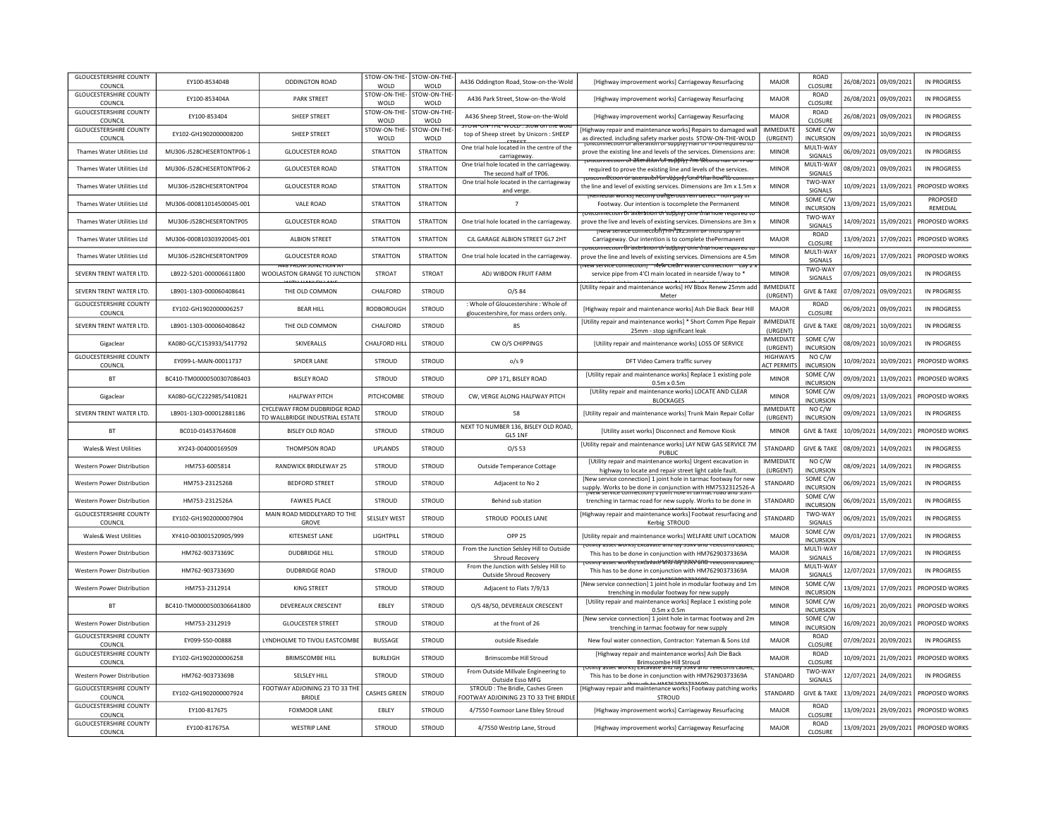| GLOUCESTERSHIRE COUNTY COUNCIL | EY100-853404B | ODDINGTON ROAD | STOW-ON-THE-WOLD | STOW-ON-THE-WOLD | A436 Oddington Road, Stow-on-the-Wold | [Highway improvement works] Carriageway Resurfacing | MAJOR | ROAD CLOSURE | 26/08/2021 | 09/09/2021 | IN PROGRESS |
|---|---|---|---|---|---|---|---|---|---|---|---|
| GLOUCESTERSHIRE COUNTY COUNCIL | EY100-853404A | PARK STREET | STOW-ON-THE-WOLD | STOW-ON-THE-WOLD | A436 Park Street, Stow-on-the-Wold | [Highway improvement works] Carriageway Resurfacing | MAJOR | ROAD CLOSURE | 26/08/2021 | 09/09/2021 | IN PROGRESS |
| GLOUCESTERSHIRE COUNTY COUNCIL | EY100-853404 | SHEEP STREET | STOW-ON-THE-WOLD | STOW-ON-THE-WOLD | A436 Sheep Street, Stow-on-the-Wold | [Highway improvement works] Carriageway Resurfacing | MAJOR | ROAD CLOSURE | 26/08/2021 | 09/09/2021 | IN PROGRESS |
| GLOUCESTERSHIRE COUNTY COUNCIL | EY102-GH1902000008200 | SHEEP STREET | STOW-ON-THE-WOLD | STOW-ON-THE-WOLD | STOW-ON-THE-WOLD : Stow on the wold top of Sheep street by Unicorn : SHEEP STREET | [Highway repair and maintenance works] Repairs to damaged wall as directed. including safety marker posts STOW-ON-THE-WOLD | IMMEDIATE (URGENT) | SOME C/W INCURSION | 09/09/2021 | 10/09/2021 | IN PROGRESS |
| Thames Water Utilities Ltd | MU306-J528CHESERTONTP06-1 | GLOUCESTER ROAD | STRATTON | STRATTON | One trial hole located in the centre of the carriageway. | [Disconnection or alteration of supply] Half of TP06 required to prove the existing line and levels of the services. Dimensions are: | MINOR | MULTI-WAY SIGNALS | 06/09/2021 | 09/09/2021 | IN PROGRESS |
| Thames Water Utilities Ltd | MU306-J528CHESERTONTP06-2 | GLOUCESTER ROAD | STRATTON | STRATTON | One trial hole located in the carriageway. The second half of TP06. | [Disconnection or alteration of supply] The second half of TP06 required to prove the existing line and levels of the services. | MINOR | MULTI-WAY SIGNALS | 08/09/2021 | 09/09/2021 | IN PROGRESS |
| Thames Water Utilities Ltd | MU306-J528CHESERTONTP04 | GLOUCESTER ROAD | STRATTON | STRATTON | One trial hole located in the carriageway and verge. | [Disconnection or alteration of supply] One trial hole to confirm the line and level of existing services. Dimensions are 3m x 1.5m x | MINOR | TWO-WAY SIGNALS | 10/09/2021 | 13/09/2021 | PROPOSED WORKS |
| Thames Water Utilities Ltd | MU306-000811014500045-001 | VALE ROAD | STRATTON | STRATTON | 7 | [Remedial works] Rectify Dangerous reinf defect - non-pay in Footway. Our intention is tocomplete the Permanent | MINOR | SOME C/W INCURSION | 13/09/2021 | 15/09/2021 | PROPOSED REMEDIAL |
| Thames Water Utilities Ltd | MU306-J528CHESERTONTP05 | GLOUCESTER ROAD | STRATTON | STRATTON | One trial hole located in the carriageway. | [Disconnection or alteration of supply] One trial hole required to prove the live and levels of existing services. Dimensions are 3m x | MINOR | TWO-WAY SIGNALS | 14/09/2021 | 15/09/2021 | PROPOSED WORKS |
| Thames Water Utilities Ltd | MU306-000810303920045-001 | ALBION STREET | STRATTON | STRATTON | CJL GARAGE ALBION STREET GL7 2HT | [New service connection] 1m x 2x25mm BP intro sply in Carriageway. Our intention is to complete thePermanent | MAJOR | ROAD CLOSURE | 13/09/2021 | 17/09/2021 | PROPOSED WORKS |
| Thames Water Utilities Ltd | MU306-J528CHESERTONTP09 | GLOUCESTER ROAD | STRATTON | STRATTON | One trial hole located in the carriageway. | [Disconnection or alteration of supply] One trial hole required to prove the line and levels of existing services. Dimensions are 4.5m | MINOR | MULTI-WAY SIGNALS | 16/09/2021 | 17/09/2021 | PROPOSED WORKS |
| SEVERN TRENT WATER LTD. | LB922-5201-000006611800 | A48 FROM JUNCTION AT WOOLASTON GRANGE TO JUNCTION WITH HAMLEY LANE | STROAT | STROAT | ADJ WIBDON FRUIT FARM | [New service connection] * New Clean Water Connection * Lay 2 x service pipe from 4'CI main located in nearside f/way to * | MINOR | TWO-WAY SIGNALS | 07/09/2021 | 09/09/2021 | IN PROGRESS |
| SEVERN TRENT WATER LTD. | LB901-1303-000060408641 | THE OLD COMMON | CHALFORD | STROUD | O/S 84 | [Utility repair and maintenance works] HV Bbox Renew 25mm add Meter | IMMEDIATE (URGENT) | GIVE & TAKE | 07/09/2021 | 09/09/2021 | IN PROGRESS |
| GLOUCESTERSHIRE COUNTY COUNCIL | EY102-GH1902000006257 | BEAR HILL | RODBOROUGH | STROUD | : Whole of Gloucestershire : Whole of gloucestershire, for mass orders only. | [Highway repair and maintenance works] Ash Die Back Bear Hill | MAJOR | ROAD CLOSURE | 06/09/2021 | 09/09/2021 | IN PROGRESS |
| SEVERN TRENT WATER LTD. | LB901-1303-000060408642 | THE OLD COMMON | CHALFORD | STROUD | 85 | [Utility repair and maintenance works] * Short Comm Pipe Repair 25mm - stop significant leak | IMMEDIATE (URGENT) | GIVE & TAKE | 08/09/2021 | 10/09/2021 | IN PROGRESS |
| Gigaclear | KA080-GC/C153933/S417792 | SKIVERALLS | CHALFORD HILL | STROUD | CW O/S CHIPPINGS | [Utility repair and maintenance works] LOSS OF SERVICE | IMMEDIATE (URGENT) | SOME C/W INCURSION | 08/09/2021 | 10/09/2021 | IN PROGRESS |
| GLOUCESTERSHIRE COUNTY COUNCIL | EY099-L-MAIN-00011737 | SPIDER LANE | STROUD | STROUD | o/s 9 | DFT Video Camera traffic survey | HIGHWAYS ACT PERMITS | NO C/W INCURSION | 10/09/2021 | 10/09/2021 | PROPOSED WORKS |
| BT | BC410-TM00000500307086403 | BISLEY ROAD | STROUD | STROUD | OPP 171, BISLEY ROAD | [Utility repair and maintenance works] Replace 1 existing pole 0.5m x 0.5m | MINOR | SOME C/W INCURSION | 09/09/2021 | 13/09/2021 | PROPOSED WORKS |
| Gigaclear | KA080-GC/C222985/S410821 | HALFWAY PITCH | PITCHCOMBE | STROUD | CW, VERGE ALONG HALFWAY PITCH | [Utility repair and maintenance works] LOCATE AND CLEAR BLOCKAGES | MINOR | SOME C/W INCURSION | 09/09/2021 | 13/09/2021 | PROPOSED WORKS |
| SEVERN TRENT WATER LTD. | LB901-1303-000012881186 | CYCLEWAY FROM DUDBRIDGE ROAD TO WALLBRIDGE INDUSTRIAL ESTATE | STROUD | STROUD | 58 | [Utility repair and maintenance works] Trunk Main Repair Collar | IMMEDIATE (URGENT) | NO C/W INCURSION | 09/09/2021 | 13/09/2021 | IN PROGRESS |
| BT | BC010-01453764608 | BISLEY OLD ROAD | STROUD | STROUD | NEXT TO NUMBER 136, BISLEY OLD ROAD, GL5 1NF | [Utility asset works] Disconnect and Remove Kiosk | MINOR | GIVE & TAKE | 10/09/2021 | 14/09/2021 | PROPOSED WORKS |
| Wales& West Utilities | XY243-004000169509 | THOMPSON ROAD | UPLANDS | STROUD | O/S 53 | [Utility repair and maintenance works] LAY NEW GAS SERVICE 7M PUBLIC | STANDARD | GIVE & TAKE | 08/09/2021 | 14/09/2021 | IN PROGRESS |
| Western Power Distribution | HM753-6005814 | RANDWICK BRIDLEWAY 25 | STROUD | STROUD | Outside Temperance Cottage | [Utility repair and maintenance works] Urgent excavation in highway to locate and repair street light cable fault. | IMMEDIATE (URGENT) | NO C/W INCURSION | 08/09/2021 | 14/09/2021 | IN PROGRESS |
| Western Power Distribution | HM753-2312526B | BEDFORD STREET | STROUD | STROUD | Adjacent to No 2 | [New service connection] 1 joint hole in tarmac footway for new supply. Works to be done in conjunction with HM7532312526-A | STANDARD | SOME C/W INCURSION | 06/09/2021 | 15/09/2021 | IN PROGRESS |
| Western Power Distribution | HM753-2312526A | FAWKES PLACE | STROUD | STROUD | Behind sub station | [New service connection] 1 joint hole in tarmac road and 15m trenching in tarmac road for new supply. Works to be done in conjunction with HM7532312526-B | STANDARD | SOME C/W INCURSION | 06/09/2021 | 15/09/2021 | IN PROGRESS |
| GLOUCESTERSHIRE COUNTY COUNCIL | EY102-GH1902000007904 | MAIN ROAD MIDDLEYARD TO THE GROVE | SELSLEY WEST | STROUD | STROUD POOLES LANE | [Highway repair and maintenance works] Footwat resurfacing and Kerbig STROUD | STANDARD | TWO-WAY SIGNALS | 06/09/2021 | 15/09/2021 | IN PROGRESS |
| Wales& West Utilities | XY410-003001520905/999 | KITESNEST LANE | LIGHTPILL | STROUD | OPP 25 | [Utility repair and maintenance works] WELFARE UNIT LOCATION | MAJOR | SOME C/W INCURSION | 09/03/2021 | 17/09/2021 | IN PROGRESS |
| Western Power Distribution | HM762-90373369C | DUDBRIDGE HILL | STROUD | STROUD | From the Junction Selsley Hill to Outside Shroud Recovery | [Utility asset works] Excavate and lay 33kV and Telecoms cables, This has to be done in conjunction with HM76290373369A | MAJOR | MULTI-WAY SIGNALS | 16/08/2021 | 17/09/2021 | IN PROGRESS |
| Western Power Distribution | HM762-90373369D | DUDBRIDGE ROAD | STROUD | STROUD | From the Junction with Selsley Hill to Outside Shroud Recovery | [Utility asset works] Excavate and lay 33kV and Telecoms cables, This has to be done in conjunction with HM76290373369A | MAJOR | MULTI-WAY SIGNALS | 12/07/2021 | 17/09/2021 | IN PROGRESS |
| Western Power Distribution | HM753-2312914 | KING STREET | STROUD | STROUD | Adjacent to Flats 7/9/13 | [New service connection] 1 joint hole in modular footway and 1m trenching in modular footway for new supply | MINOR | SOME C/W INCURSION | 13/09/2021 | 17/09/2021 | PROPOSED WORKS |
| BT | BC410-TM00000500306641800 | DEVEREAUX CRESCENT | EBLEY | STROUD | O/S 48/50, DEVEREAUX CRESCENT | [Utility repair and maintenance works] Replace 1 existing pole 0.5m x 0.5m | MINOR | SOME C/W INCURSION | 16/09/2021 | 20/09/2021 | PROPOSED WORKS |
| Western Power Distribution | HM753-2312919 | GLOUCESTER STREET | STROUD | STROUD | at the front of 26 | [New service connection] 1 joint hole in tarmac footway and 2m trenching in tarmac footway for new supply | MINOR | SOME C/W INCURSION | 16/09/2021 | 20/09/2021 | PROPOSED WORKS |
| GLOUCESTERSHIRE COUNTY COUNCIL | EY099-S50-00888 | LYNDHOLME TO TIVOLI EASTCOMBE | BUSSAGE | STROUD | outside Risedale | New foul water connection, Contractor: Yateman & Sons Ltd | MAJOR | ROAD CLOSURE | 07/09/2021 | 20/09/2021 | IN PROGRESS |
| GLOUCESTERSHIRE COUNTY COUNCIL | EY102-GH1902000006258 | BRIMSCOMBE HILL | BURLEIGH | STROUD | Brimscombe Hill Stroud | [Highway repair and maintenance works] Ash Die Back Brimscombe Hill Stroud | MAJOR | ROAD CLOSURE | 10/09/2021 | 21/09/2021 | PROPOSED WORKS |
| Western Power Distribution | HM762-90373369B | SELSLEY HILL | STROUD | STROUD | From Outside Millvale Engineering to Outside Esso MFG | [Utility asset works] Excavate and lay 33kV and Telecoms cables, This has to be done in conjunction with HM76290373369A through to HM76290373369D | STANDARD | TWO-WAY SIGNALS | 12/07/2021 | 24/09/2021 | IN PROGRESS |
| GLOUCESTERSHIRE COUNTY COUNCIL | EY102-GH1902000007924 | FOOTWAY ADJOINING 23 TO 33 THE BRIDLE | CASHES GREEN | STROUD | STROUD : The Bridle, Cashes Green FOOTWAY ADJOINING 23 TO 33 THE BRIDLE | [Highway repair and maintenance works] Footway patching works STROUD | STANDARD | GIVE & TAKE | 13/09/2021 | 24/09/2021 | PROPOSED WORKS |
| GLOUCESTERSHIRE COUNTY COUNCIL | EY100-817675 | FOXMOOR LANE | EBLEY | STROUD | 4/7550 Foxmoor Lane Ebley Stroud | [Highway improvement works] Carriageway Resurfacing | MAJOR | ROAD CLOSURE | 13/09/2021 | 29/09/2021 | PROPOSED WORKS |
| GLOUCESTERSHIRE COUNTY COUNCIL | EY100-817675A | WESTRIP LANE | STROUD | STROUD | 4/7550 Westrip Lane, Stroud | [Highway improvement works] Carriageway Resurfacing | MAJOR | ROAD CLOSURE | 13/09/2021 | 29/09/2021 | PROPOSED WORKS |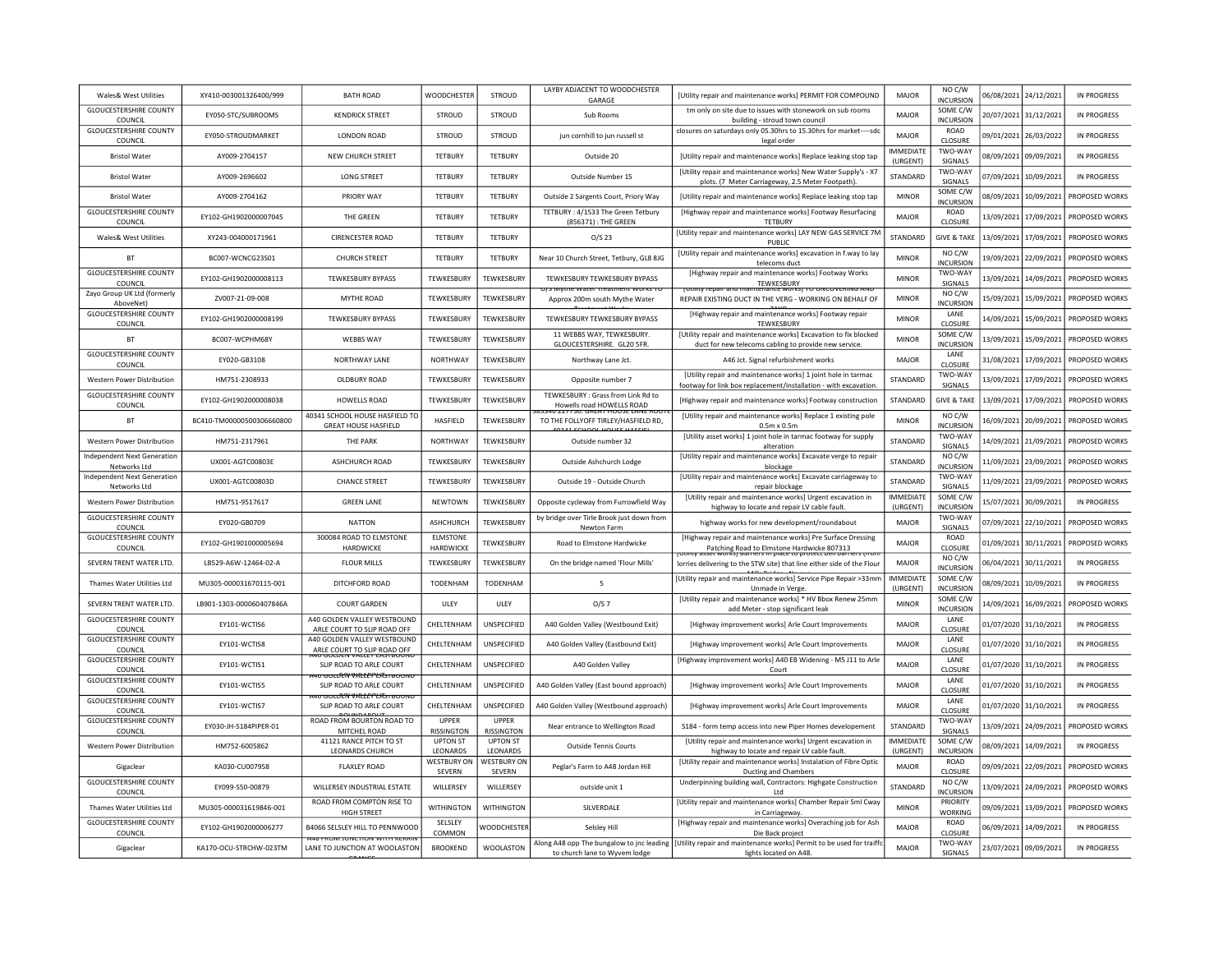| | | | | | | | | | | |
|---|---|---|---|---|---|---|---|---|---|---|
| Wales& West Utilities | XY410-003001326400/999 | BATH ROAD | WOODCHESTER | STROUD | LAYBY ADJACENT TO WOODCHESTER GARAGE | [Utility repair and maintenance works] PERMIT FOR COMPOUND | MAJOR | NO C/W INCURSION | 06/08/2021 | 24/12/2021 | IN PROGRESS |
| GLOUCESTERSHIRE COUNTY COUNCIL | EY050-STC/SUBROOMS | KENDRICK STREET | STROUD | STROUD | Sub Rooms | tm only on site due to issues with stonework on sub rooms building - stroud town council | MAJOR | SOME C/W INCURSION | 20/07/2021 | 31/12/2021 | IN PROGRESS |
| GLOUCESTERSHIRE COUNTY COUNCIL | EY050-STROUDMARKET | LONDON ROAD | STROUD | STROUD | jun cornhill to jun russell st | closures on saturdays only 05.30hrs to 15.30hrs for market----sdc legal order | MAJOR | ROAD CLOSURE | 09/01/2021 | 26/03/2022 | IN PROGRESS |
| Bristol Water | AY009-2704157 | NEW CHURCH STREET | TETBURY | TETBURY | Outside 20 | [Utility repair and maintenance works] Replace leaking stop tap | IMMEDIATE (URGENT) | TWO-WAY SIGNALS | 08/09/2021 | 09/09/2021 | IN PROGRESS |
| Bristol Water | AY009-2696602 | LONG STREET | TETBURY | TETBURY | Outside Number 15 | [Utility repair and maintenance works] New Water Supply's - X7 plots. (7 Meter Carriageway, 2.5 Meter Footpath). | STANDARD | TWO-WAY SIGNALS | 07/09/2021 | 10/09/2021 | IN PROGRESS |
| Bristol Water | AY009-2704162 | PRIORY WAY | TETBURY | TETBURY | Outside 2 Sargents Court, Priory Way | [Utility repair and maintenance works] Replace leaking stop tap | MINOR | SOME C/W INCURSION | 08/09/2021 | 10/09/2021 | PROPOSED WORKS |
| GLOUCESTERSHIRE COUNTY COUNCIL | EY102-GH1902000007045 | THE GREEN | TETBURY | TETBURY | TETBURY : 4/1533 The Green Tetbury (856371) : THE GREEN | [Highway repair and maintenance works] Footway Resurfacing TETBURY | MAJOR | ROAD CLOSURE | 13/09/2021 | 17/09/2021 | PROPOSED WORKS |
| Wales& West Utilities | XY243-004000171961 | CIRENCESTER ROAD | TETBURY | TETBURY | O/S 23 | [Utility repair and maintenance works] LAY NEW GAS SERVICE 7M PUBLIC | STANDARD | GIVE & TAKE | 13/09/2021 | 17/09/2021 | PROPOSED WORKS |
| BT | BC007-WCNCG23S01 | CHURCH STREET | TETBURY | TETBURY | Near 10 Church Street, Tetbury, GL8 8JG | [Utility repair and maintenance works] excavation in f.way to lay telecoms duct | MINOR | NO C/W INCURSION | 19/09/2021 | 22/09/2021 | PROPOSED WORKS |
| GLOUCESTERSHIRE COUNTY COUNCIL | EY102-GH1902000008113 | TEWKESBURY BYPASS | TEWKESBURY | TEWKESBURY | TEWKESBURY TEWKESBURY BYPASS | [Highway repair and maintenance works] Footway Works TEWKESBURY | MINOR | TWO-WAY SIGNALS | 13/09/2021 | 14/09/2021 | PROPOSED WORKS |
| Zayo Group UK Ltd (formerly AboveNet) | ZV007-21-09-008 | MYTHE ROAD | TEWKESBURY | TEWKESBURY | O/S Mythe Water Treatment Works TO Approx 200m south Mythe Water | [Utility repair and maintenance works] TO UNCOVERING AND REPAIR EXISTING DUCT IN THE VERG - WORKING ON BEHALF OF | MINOR | NO C/W INCURSION | 15/09/2021 | 15/09/2021 | PROPOSED WORKS |
| GLOUCESTERSHIRE COUNTY COUNCIL | EY102-GH1902000008199 | TEWKESBURY BYPASS | TEWKESBURY | TEWKESBURY | TEWKESBURY TEWKESBURY BYPASS | [Highway repair and maintenance works] Footway repair TEWKESBURY | MINOR | LANE CLOSURE | 14/09/2021 | 15/09/2021 | PROPOSED WORKS |
| BT | BC007-WCPHM6BY | WEBBS WAY | TEWKESBURY | TEWKESBURY | 11 WEBBS WAY, TEWKESBURY. GLOUCESTERSHIRE. GL20 5FR. | [Utility repair and maintenance works] Excavation to fix blocked duct for new telecoms cabling to provide new service. | MINOR | SOME C/W INCURSION | 13/09/2021 | 15/09/2021 | PROPOSED WORKS |
| GLOUCESTERSHIRE COUNTY COUNCIL | EY020-GB3108 | NORTHWAY LANE | NORTHWAY | TEWKESBURY | Northway Lane Jct. | A46 Jct. Signal refurbishment works | MAJOR | LANE CLOSURE | 31/08/2021 | 17/09/2021 | PROPOSED WORKS |
| Western Power Distribution | HM751-2308933 | OLDBURY ROAD | TEWKESBURY | TEWKESBURY | Opposite number 7 | [Utility repair and maintenance works] 1 joint hole in tarmac footway for link box replacement/installation - with excavation. | STANDARD | TWO-WAY SIGNALS | 13/09/2021 | 17/09/2021 | PROPOSED WORKS |
| GLOUCESTERSHIRE COUNTY COUNCIL | EY102-GH1902000008038 | HOWELLS ROAD | TEWKESBURY | TEWKESBURY | TEWKESBURY : Grass from Link Rd to Howells road HOWELLS ROAD | [Highway repair and maintenance works] Footway construction | STANDARD | GIVE & TAKE | 13/09/2021 | 17/09/2021 | PROPOSED WORKS |
| BT | BC410-TM00000500306660800 | 40341 SCHOOL HOUSE HASFIELD TO GREAT HOUSE HASFIELD | HASFIELD | TEWKESBURY | 383340 227730. GREAT HOUSE LANE ROUTE TO THE FOLLYOFF TIRLEY/HASFIELD RD, 40341 SCHOOL HOUSE HASFIEL | [Utility repair and maintenance works] Replace 1 existing pole 0.5m x 0.5m | MINOR | NO C/W INCURSION | 16/09/2021 | 20/09/2021 | PROPOSED WORKS |
| Western Power Distribution | HM751-2317961 | THE PARK | NORTHWAY | TEWKESBURY | Outside number 32 | [Utility asset works] 1 joint hole in tarmac footway for supply alteration | STANDARD | TWO-WAY SIGNALS | 14/09/2021 | 21/09/2021 | PROPOSED WORKS |
| Independent Next Generation Networks Ltd | UX001-AGTC00803E | ASHCHURCH ROAD | TEWKESBURY | TEWKESBURY | Outside Ashchurch Lodge | [Utility repair and maintenance works] Excavate verge to repair blockage | STANDARD | NO C/W INCURSION | 11/09/2021 | 23/09/2021 | PROPOSED WORKS |
| Independent Next Generation Networks Ltd | UX001-AGTC00803D | CHANCE STREET | TEWKESBURY | TEWKESBURY | Outside 19 - Outside Church | [Utility repair and maintenance works] Excavate carriageway to repair blockage | STANDARD | TWO-WAY SIGNALS | 11/09/2021 | 23/09/2021 | PROPOSED WORKS |
| Western Power Distribution | HM751-9517617 | GREEN LANE | NEWTOWN | TEWKESBURY | Opposite cycleway from Furrowfield Way | [Utility repair and maintenance works] Urgent excavation in highway to locate and repair LV cable fault. | IMMEDIATE (URGENT) | SOME C/W INCURSION | 15/07/2021 | 30/09/2021 | IN PROGRESS |
| GLOUCESTERSHIRE COUNTY COUNCIL | EY020-GB0709 | NATTON | ASHCHURCH | TEWKESBURY | by bridge over Tirle Brook just down from Newton Farm | highway works for new development/roundabout | MAJOR | TWO-WAY SIGNALS | 07/09/2021 | 22/10/2021 | PROPOSED WORKS |
| GLOUCESTERSHIRE COUNTY COUNCIL | EY102-GH1901000005694 | 300084 ROAD TO ELMSTONE HARDWICKE | ELMSTONE HARDWICKE | TEWKESBURY | Road to Elmstone Hardwicke | [Highway repair and maintenance works] Pre Surface Dressing Patching Road to Elmstone Hardwicke 807313 | MAJOR | ROAD CLOSURE | 01/09/2021 | 30/11/2021 | PROPOSED WORKS |
| SEVERN TRENT WATER LTD. | LB529-A6W-12464-02-A | FLOUR MILLS | TEWKESBURY | TEWKESBURY | On the bridge named 'Flour Mills' | [Utility asset works] Barriers in place to protect bell barriers (from lorries delivering to the STW site) that line either side of the Flour Mills Bridge. No exc | MAJOR | NO C/W INCURSION | 06/04/2021 | 30/11/2021 | IN PROGRESS |
| Thames Water Utilities Ltd | MU305-000031670115-001 | DITCHFORD ROAD | TODENHAM | TODENHAM | 5 | [Utility repair and maintenance works] Service Pipe Repair >33mm Unmade in Verge. | IMMEDIATE (URGENT) | SOME C/W INCURSION | 08/09/2021 | 10/09/2021 | IN PROGRESS |
| SEVERN TRENT WATER LTD. | LB901-1303-000060407846A | COURT GARDEN | ULEY | ULEY | O/S 7 | [Utility repair and maintenance works] * HV Bbox Renew 25mm add Meter - stop significant leak | MINOR | SOME C/W INCURSION | 14/09/2021 | 16/09/2021 | PROPOSED WORKS |
| GLOUCESTERSHIRE COUNTY COUNCIL | EY101-WCTIS6 | A40 GOLDEN VALLEY WESTBOUND ARLE COURT TO SLIP ROAD OFF | CHELTENHAM | UNSPECIFIED | A40 Golden Valley (Westbound Exit) | [Highway improvement works] Arle Court Improvements | MAJOR | LANE CLOSURE | 01/07/2020 | 31/10/2021 | IN PROGRESS |
| GLOUCESTERSHIRE COUNTY COUNCIL | EY101-WCTIS8 | A40 GOLDEN VALLEY WESTBOUND ARLE COURT TO SLIP ROAD OFF | CHELTENHAM | UNSPECIFIED | A40 Golden Valley (Eastbound Exit) | [Highway improvement works] Arle Court Improvements | MAJOR | LANE CLOSURE | 01/07/2020 | 31/10/2021 | IN PROGRESS |
| GLOUCESTERSHIRE COUNTY COUNCIL | EY101-WCTIS1 | A40 GOLDEN VALLEY EASTBOUND SLIP ROAD TO ARLE COURT | CHELTENHAM | UNSPECIFIED | A40 Golden Valley | [Highway improvement works] A40 EB Widening - M5 J11 to Arle Court | MAJOR | LANE CLOSURE | 01/07/2020 | 31/10/2021 | IN PROGRESS |
| GLOUCESTERSHIRE COUNTY COUNCIL | EY101-WCTIS5 | A40 GOLDEN VALLEY EASTBOUND SLIP ROAD TO ARLE COURT | CHELTENHAM | UNSPECIFIED | A40 Golden Valley (East bound approach) | [Highway improvement works] Arle Court Improvements | MAJOR | LANE CLOSURE | 01/07/2020 | 31/10/2021 | IN PROGRESS |
| GLOUCESTERSHIRE COUNTY COUNCIL | EY101-WCTIS7 | A40 GOLDEN VALLEY EASTBOUND SLIP ROAD TO ARLE COURT | CHELTENHAM | UNSPECIFIED | A40 Golden Valley (Westbound approach) | [Highway improvement works] Arle Court Improvements | MAJOR | LANE CLOSURE | 01/07/2020 | 31/10/2021 | IN PROGRESS |
| GLOUCESTERSHIRE COUNTY COUNCIL | EY030-JH-S184PIPER-01 | ROUNDABOUT ROAD FROM BOURTON ROAD TO MITCHEL ROAD | UPPER RISSINGTON | UPPER RISSINGTON | Near entrance to Wellington Road | S184 - form temp access into new Piper Homes developement | STANDARD | TWO-WAY SIGNALS | 13/09/2021 | 24/09/2021 | PROPOSED WORKS |
| Western Power Distribution | HM752-6005862 | 41121 RANCE PITCH TO ST LEONARDS CHURCH | UPTON ST LEONARDS | UPTON ST LEONARDS | Outside Tennis Courts | [Utility repair and maintenance works] Urgent excavation in highway to locate and repair LV cable fault. | IMMEDIATE (URGENT) | SOME C/W INCURSION | 08/09/2021 | 14/09/2021 | IN PROGRESS |
| Gigaclear | KA030-CU007958 | FLAXLEY ROAD | WESTBURY ON SEVERN | WESTBURY ON SEVERN | Peglar's Farm to A48 Jordan Hill | [Utility repair and maintenance works] Instalation of Fibre Optic Ducting and Chambers | MAJOR | ROAD CLOSURE | 09/09/2021 | 22/09/2021 | PROPOSED WORKS |
| GLOUCESTERSHIRE COUNTY COUNCIL | EY099-S50-00879 | WILLERSEY INDUSTRIAL ESTATE | WILLERSEY | WILLERSEY | outside unit 1 | Underpinning building wall, Contractors: Highgate Construction Ltd | STANDARD | NO C/W INCURSION | 13/09/2021 | 24/09/2021 | PROPOSED WORKS |
| Thames Water Utilities Ltd | MU305-000031619846-001 | ROAD FROM COMPTON RISE TO HIGH STREET | WITHINGTON | WITHINGTON | SILVERDALE | [Utility repair and maintenance works] Chamber Repair Sml Cway in Carriageway. | MINOR | PRIORITY WORKING | 09/09/2021 | 13/09/2021 | PROPOSED WORKS |
| GLOUCESTERSHIRE COUNTY COUNCIL | EY102-GH1902000006277 | B4066 SELSLEY HILL TO PENNWOOD | SELSLEY COMMON | WOODCHESTER | Selsley Hill | [Highway repair and maintenance works] Overaching job for Ash Die Back project | MAJOR | ROAD CLOSURE | 06/09/2021 | 14/09/2021 | IN PROGRESS |
| Gigaclear | KA170-OCU-STRCHW-023TM | A48 FROM JUNCTION WITH KERKIN LANE TO JUNCTION AT WOOLASTON GRANGE | BROOKEND | WOOLASTON | Along A48 opp The bungalow to jnc leading to church lane to Wyvem lodge | [Utility repair and maintenance works] Permit to be used for traiffc lights located on A48. | MAJOR | TWO-WAY SIGNALS | 23/07/2021 | 09/09/2021 | IN PROGRESS |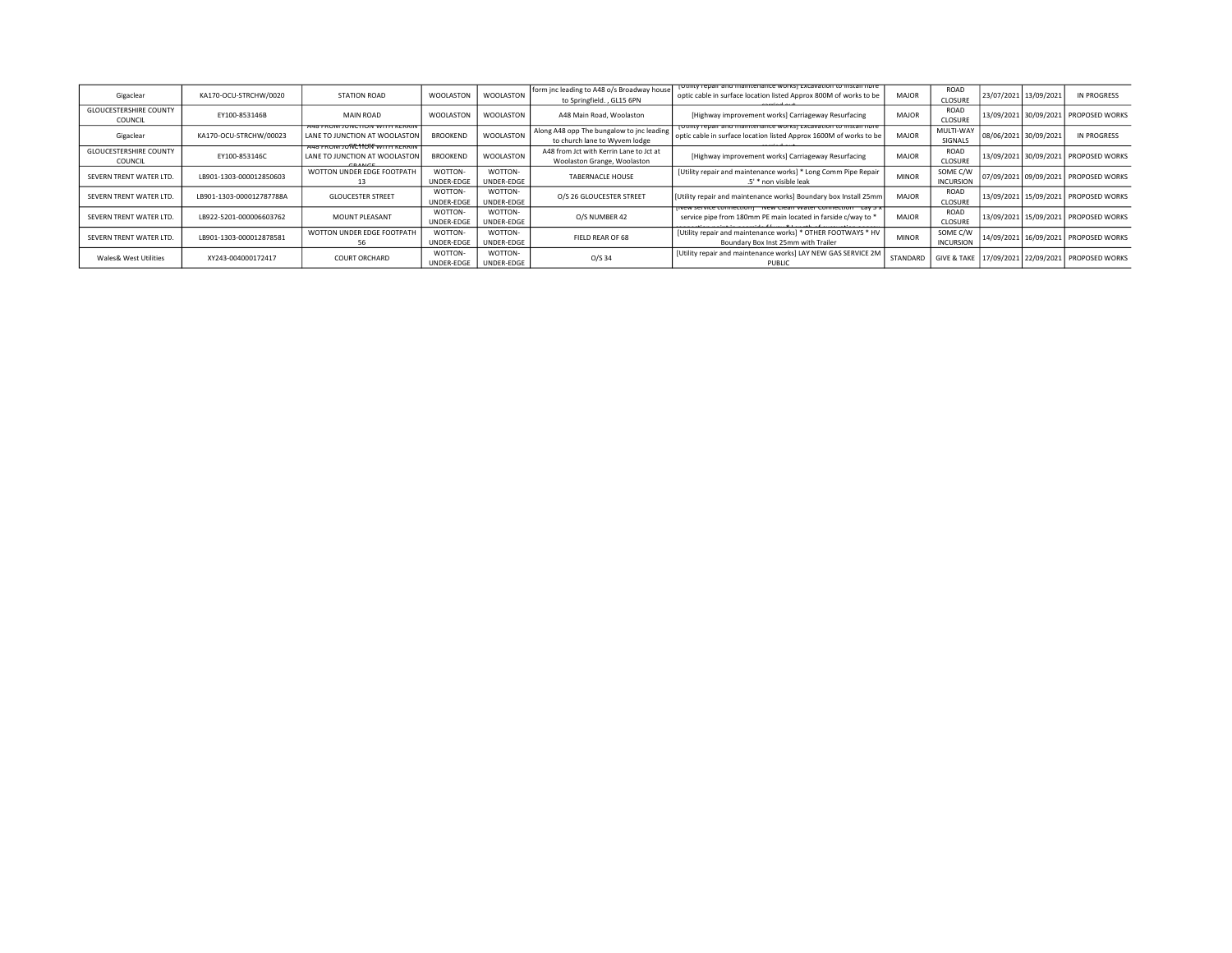| | | | | | | | | | | | | |
|---|---|---|---|---|---|---|---|---|---|---|---|---|
| Gigaclear | KA170-OCU-STRCHW/0020 | STATION ROAD | WOOLASTON | WOOLASTON | form jnc leading to A48 o/s Broadway house to Springfield. , GL15 6PN | [Utility repair and maintenance works] Excavation to install fibre optic cable in surface location listed Approx 800M of works to be carried out | MAJOR | ROAD CLOSURE | 23/07/2021 | 13/09/2021 | IN PROGRESS |
| GLOUCESTERSHIRE COUNTY COUNCIL | EY100-853146B | MAIN ROAD | WOOLASTON | WOOLASTON | A48 Main Road, Woolaston | [Highway improvement works] Carriageway Resurfacing | MAJOR | ROAD CLOSURE | 13/09/2021 | 30/09/2021 | PROPOSED WORKS |
| Gigaclear | KA170-OCU-STRCHW/00023 | A48 FROM JUNCTION WITH KERRIN LANE TO JUNCTION AT WOOLASTON GRANGE | BROOKEND | WOOLASTON | Along A48 opp The bungalow to jnc leading to church lane to Wyvem lodge | [Utility repair and maintenance works] Excavation to install fibre optic cable in surface location listed Approx 1600M of works to be carried out | MAJOR | MULTI-WAY SIGNALS | 08/06/2021 | 30/09/2021 | IN PROGRESS |
| GLOUCESTERSHIRE COUNTY COUNCIL | EY100-853146C | A48 FROM JUNCTION WITH KERRIN LANE TO JUNCTION AT WOOLASTON GRANGE | BROOKEND | WOOLASTON | A48 from Jct with Kerrin Lane to Jct at Woolaston Grange, Woolaston | [Highway improvement works] Carriageway Resurfacing | MAJOR | ROAD CLOSURE | 13/09/2021 | 30/09/2021 | PROPOSED WORKS |
| SEVERN TRENT WATER LTD. | LB901-1303-000012850603 | WOTTON UNDER EDGE FOOTPATH 13 | WOTTON-UNDER-EDGE | WOTTON-UNDER-EDGE | TABERNACLE HOUSE | [Utility repair and maintenance works] * Long Comm Pipe Repair .5' * non visible leak | MINOR | SOME C/W INCURSION | 07/09/2021 | 09/09/2021 | PROPOSED WORKS |
| SEVERN TRENT WATER LTD. | LB901-1303-000012787788A | GLOUCESTER STREET | WOTTON-UNDER-EDGE | WOTTON-UNDER-EDGE | O/S 26 GLOUCESTER STREET | [Utility repair and maintenance works] Boundary box Install 25mm | MAJOR | ROAD CLOSURE | 13/09/2021 | 15/09/2021 | PROPOSED WORKS |
| SEVERN TRENT WATER LTD. | LB922-5201-000006603762 | MOUNT PLEASANT | WOTTON-UNDER-EDGE | WOTTON-UNDER-EDGE | O/S NUMBER 42 | [New service connection] * New Clean Water Connection * Lay 5 x service pipe from 180mm PE main located in farside c/way to * connection point in nearside f/way * Length of connection ... | MAJOR | ROAD CLOSURE | 13/09/2021 | 15/09/2021 | PROPOSED WORKS |
| SEVERN TRENT WATER LTD. | LB901-1303-000012878581 | WOTTON UNDER EDGE FOOTPATH 56 | WOTTON-UNDER-EDGE | WOTTON-UNDER-EDGE | FIELD REAR OF 68 | [Utility repair and maintenance works] * OTHER FOOTWAYS * HV Boundary Box Inst 25mm with Trailer | MINOR | SOME C/W INCURSION | 14/09/2021 | 16/09/2021 | PROPOSED WORKS |
| Wales& West Utilities | XY243-004000172417 | COURT ORCHARD | WOTTON-UNDER-EDGE | WOTTON-UNDER-EDGE | O/S 34 | [Utility repair and maintenance works] LAY NEW GAS SERVICE 2M PUBLIC | STANDARD | GIVE & TAKE | 17/09/2021 | 22/09/2021 | PROPOSED WORKS |